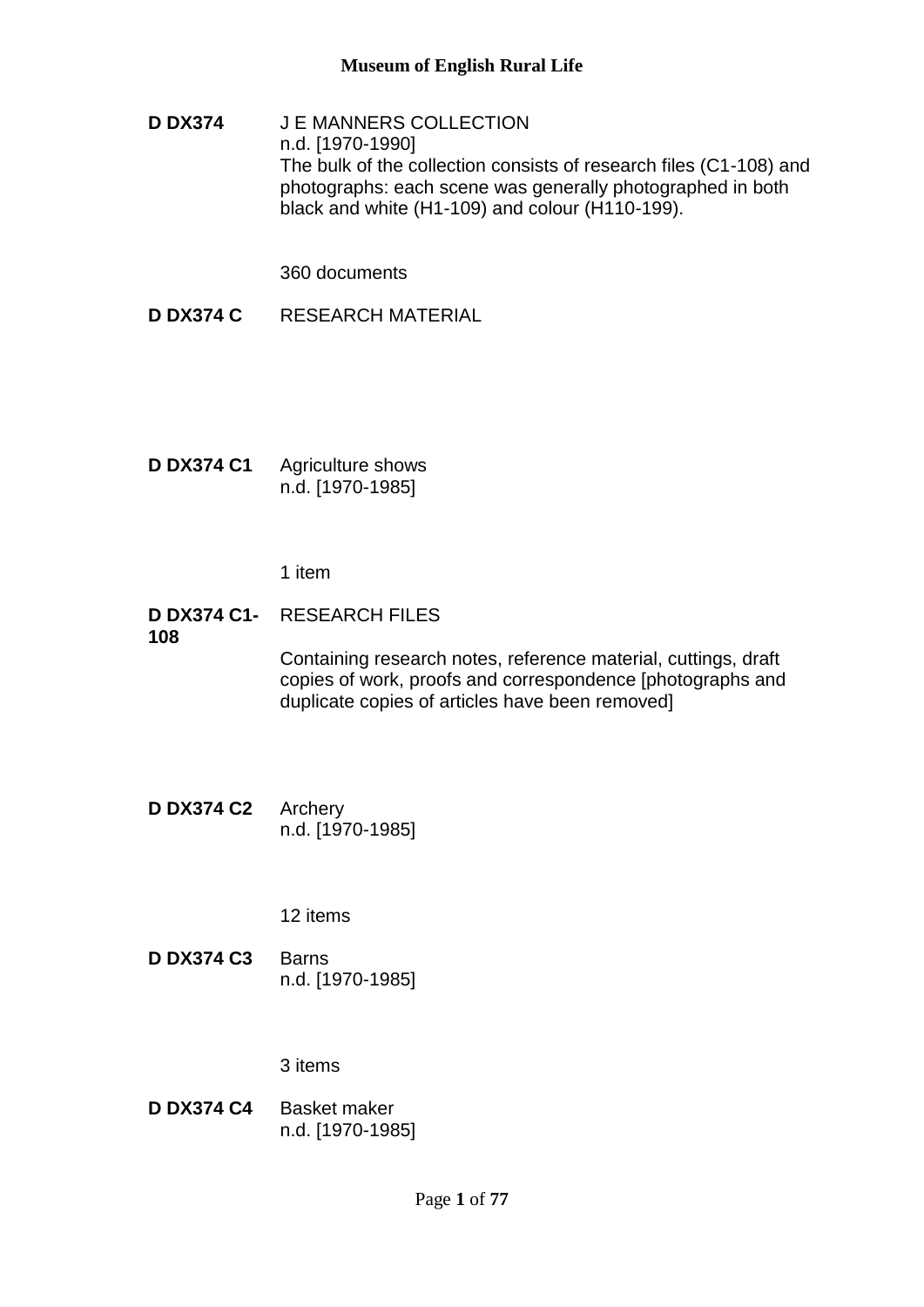**D DX374** J E MANNERS COLLECTION
n.d. [1970-1990]
The bulk of the collection consists of research files (C1-108) and photographs: each scene was generally photographed in both black and white (H1-109) and colour (H110-199).

360 documents

**D DX374 C** RESEARCH MATERIAL

**D DX374 C1** Agriculture shows
n.d. [1970-1985]

1 item

**D DX374 C1-108** RESEARCH FILES

Containing research notes, reference material, cuttings, draft copies of work, proofs and correspondence [photographs and duplicate copies of articles have been removed]

**D DX374 C2** Archery
n.d. [1970-1985]

12 items

**D DX374 C3** Barns
n.d. [1970-1985]

3 items

**D DX374 C4** Basket maker
n.d. [1970-1985]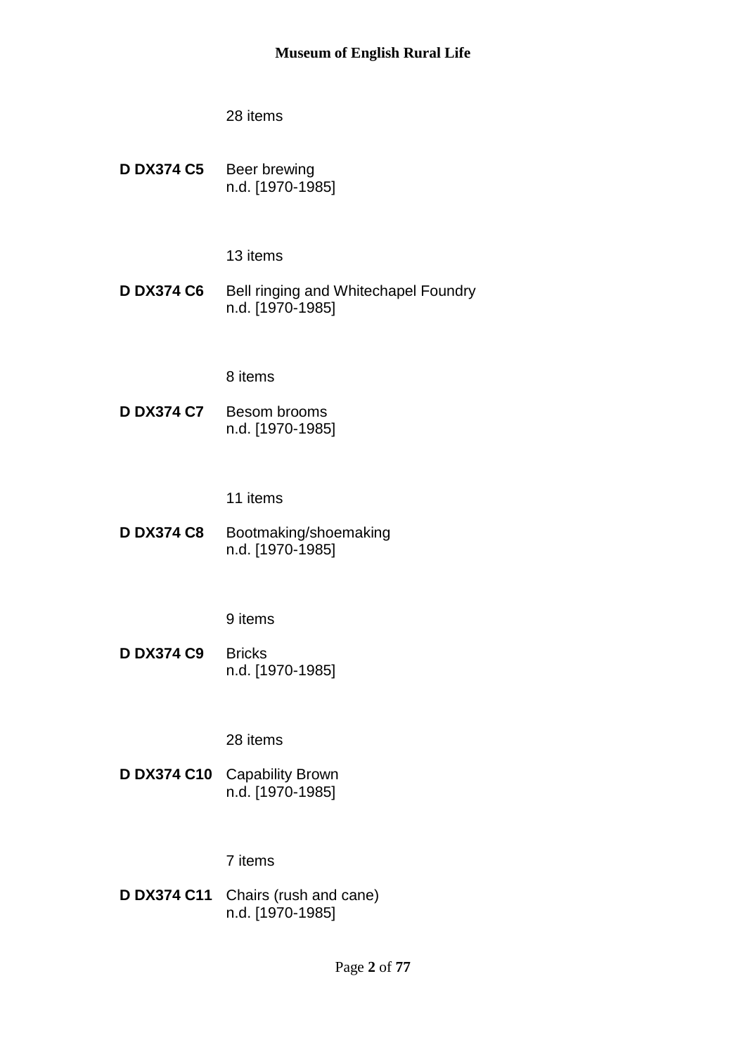28 items

**D DX374 C5** Beer brewing
n.d. [1970-1985]

13 items

**D DX374 C6** Bell ringing and Whitechapel Foundry
n.d. [1970-1985]

8 items

**D DX374 C7** Besom brooms
n.d. [1970-1985]

11 items

**D DX374 C8** Bootmaking/shoemaking
n.d. [1970-1985]

9 items

**D DX374 C9** Bricks
n.d. [1970-1985]

28 items

**D DX374 C10** Capability Brown
n.d. [1970-1985]

7 items

**D DX374 C11** Chairs (rush and cane)
n.d. [1970-1985]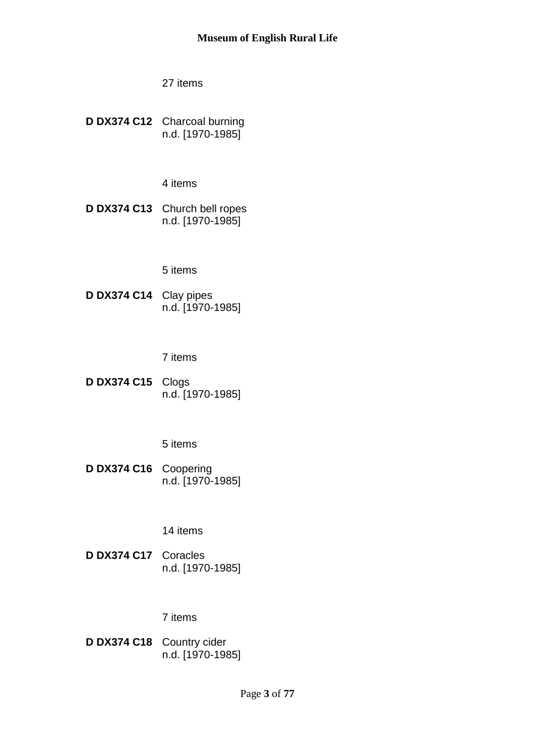27 items

**D DX374 C12** Charcoal burning
n.d. [1970-1985]

4 items

**D DX374 C13** Church bell ropes
n.d. [1970-1985]

5 items

**D DX374 C14** Clay pipes
n.d. [1970-1985]

7 items

**D DX374 C15** Clogs
n.d. [1970-1985]

5 items

**D DX374 C16** Coopering
n.d. [1970-1985]

14 items

**D DX374 C17** Coracles
n.d. [1970-1985]

7 items

**D DX374 C18** Country cider
n.d. [1970-1985]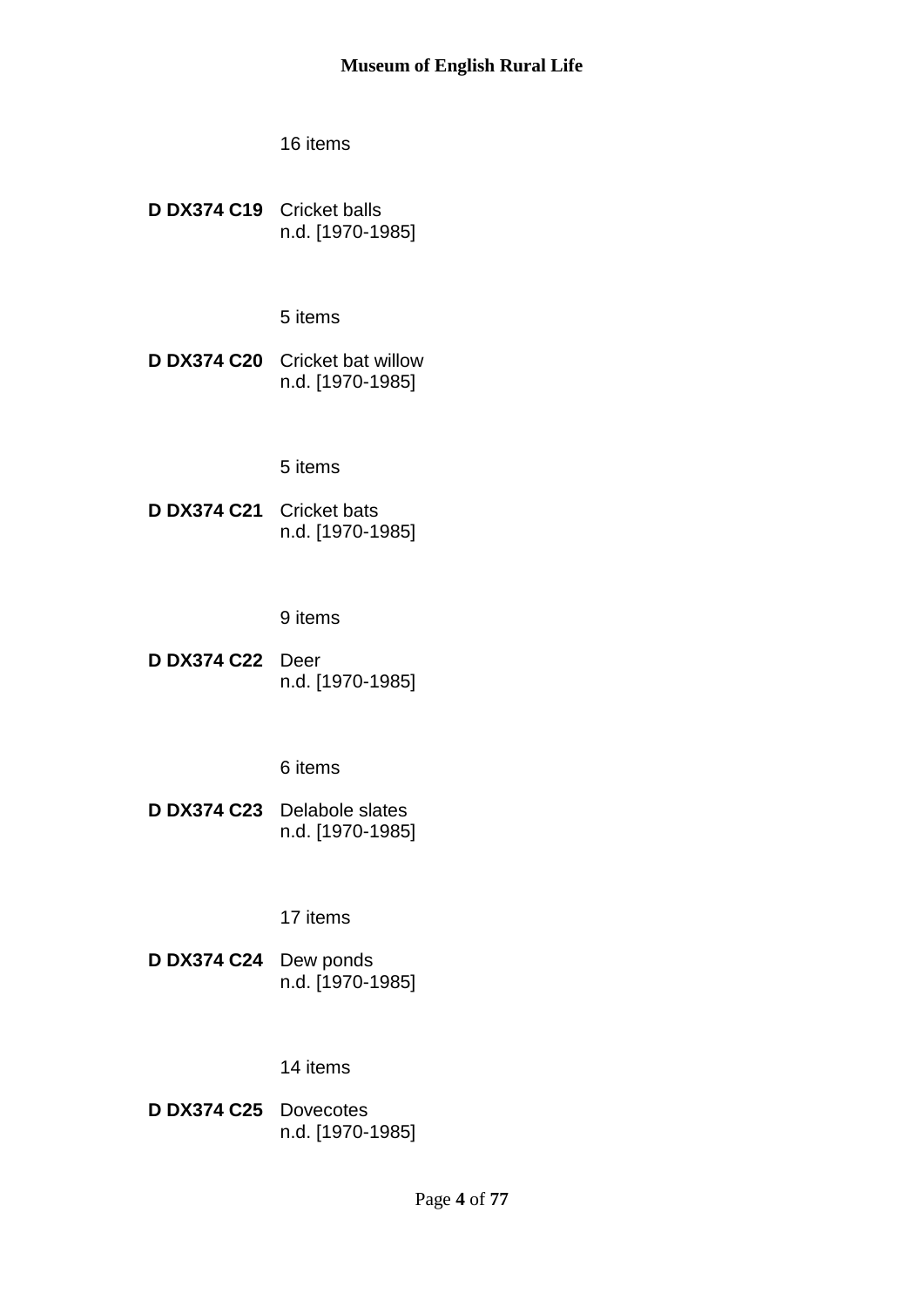16 items

**D DX374 C19** Cricket balls
n.d. [1970-1985]

5 items

**D DX374 C20** Cricket bat willow
n.d. [1970-1985]

5 items

**D DX374 C21** Cricket bats
n.d. [1970-1985]

9 items

**D DX374 C22** Deer
n.d. [1970-1985]

6 items

**D DX374 C23** Delabole slates
n.d. [1970-1985]

17 items

**D DX374 C24** Dew ponds
n.d. [1970-1985]

14 items

**D DX374 C25** Dovecotes
n.d. [1970-1985]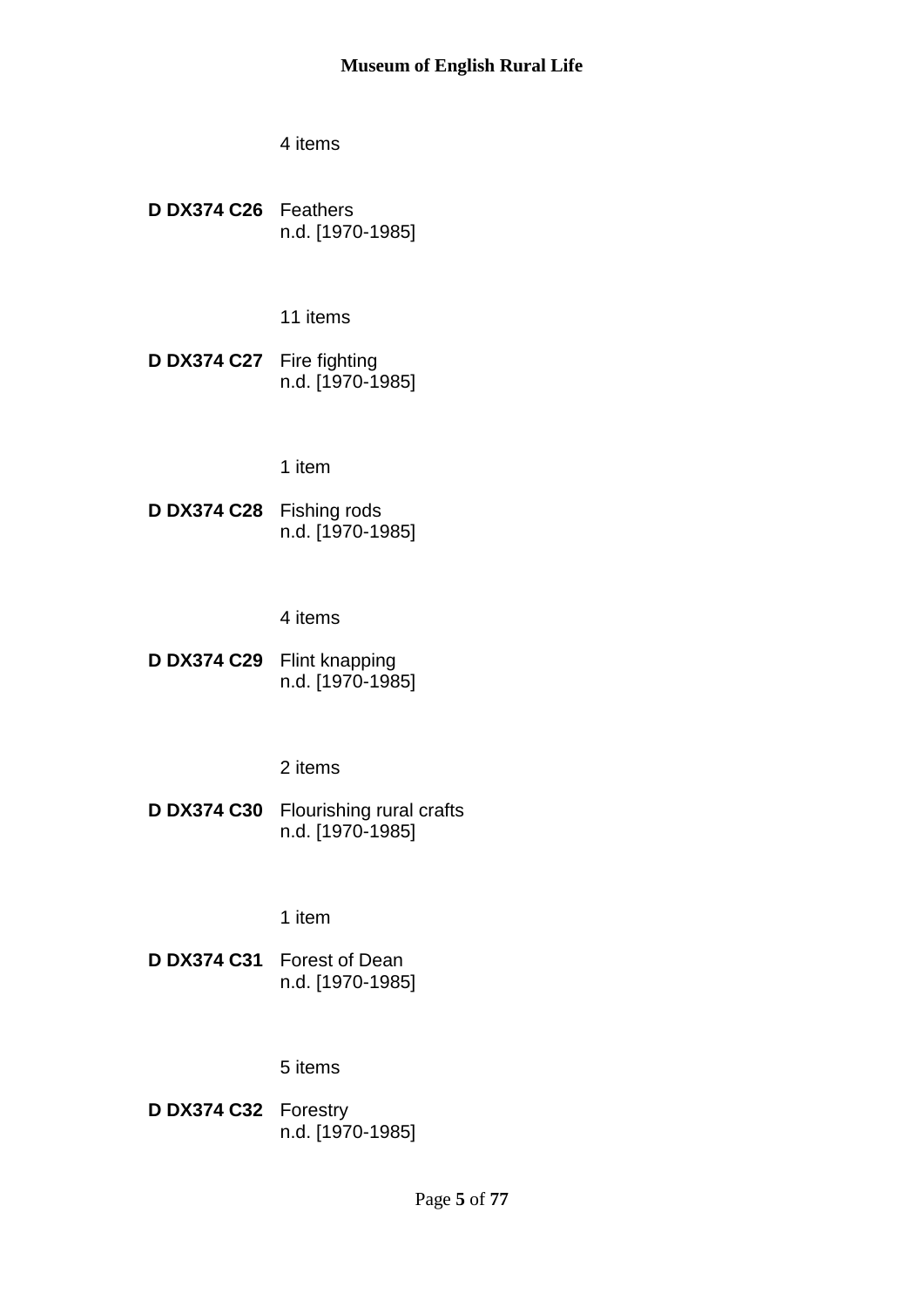4 items

**D DX374 C26** Feathers
n.d. [1970-1985]

11 items

**D DX374 C27** Fire fighting
n.d. [1970-1985]

1 item

**D DX374 C28** Fishing rods
n.d. [1970-1985]

4 items

**D DX374 C29** Flint knapping
n.d. [1970-1985]

2 items

**D DX374 C30** Flourishing rural crafts
n.d. [1970-1985]

1 item

**D DX374 C31** Forest of Dean
n.d. [1970-1985]

5 items

**D DX374 C32** Forestry
n.d. [1970-1985]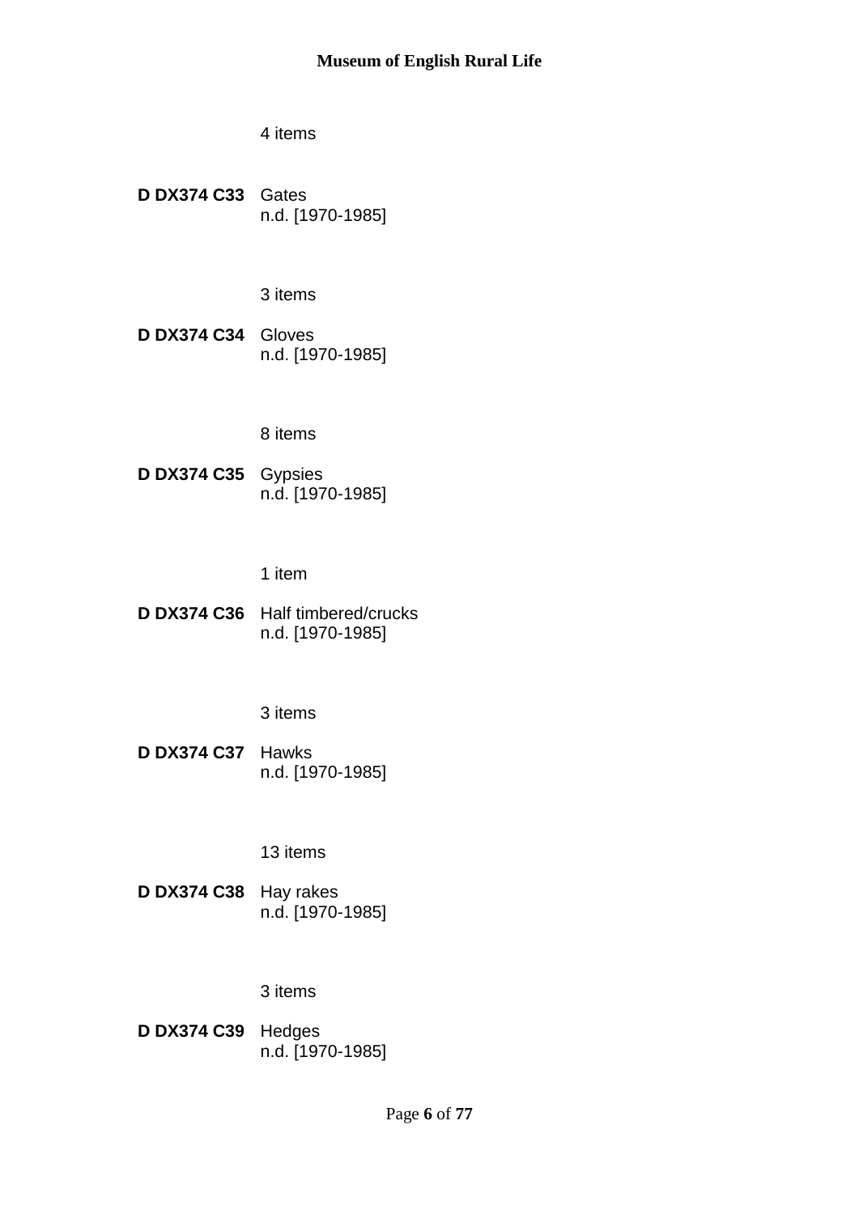4 items

**D DX374 C33** Gates
n.d. [1970-1985]

3 items

**D DX374 C34** Gloves
n.d. [1970-1985]

8 items

**D DX374 C35** Gypsies
n.d. [1970-1985]

1 item

**D DX374 C36** Half timbered/crucks
n.d. [1970-1985]

3 items

**D DX374 C37** Hawks
n.d. [1970-1985]

13 items

**D DX374 C38** Hay rakes
n.d. [1970-1985]

3 items

**D DX374 C39** Hedges
n.d. [1970-1985]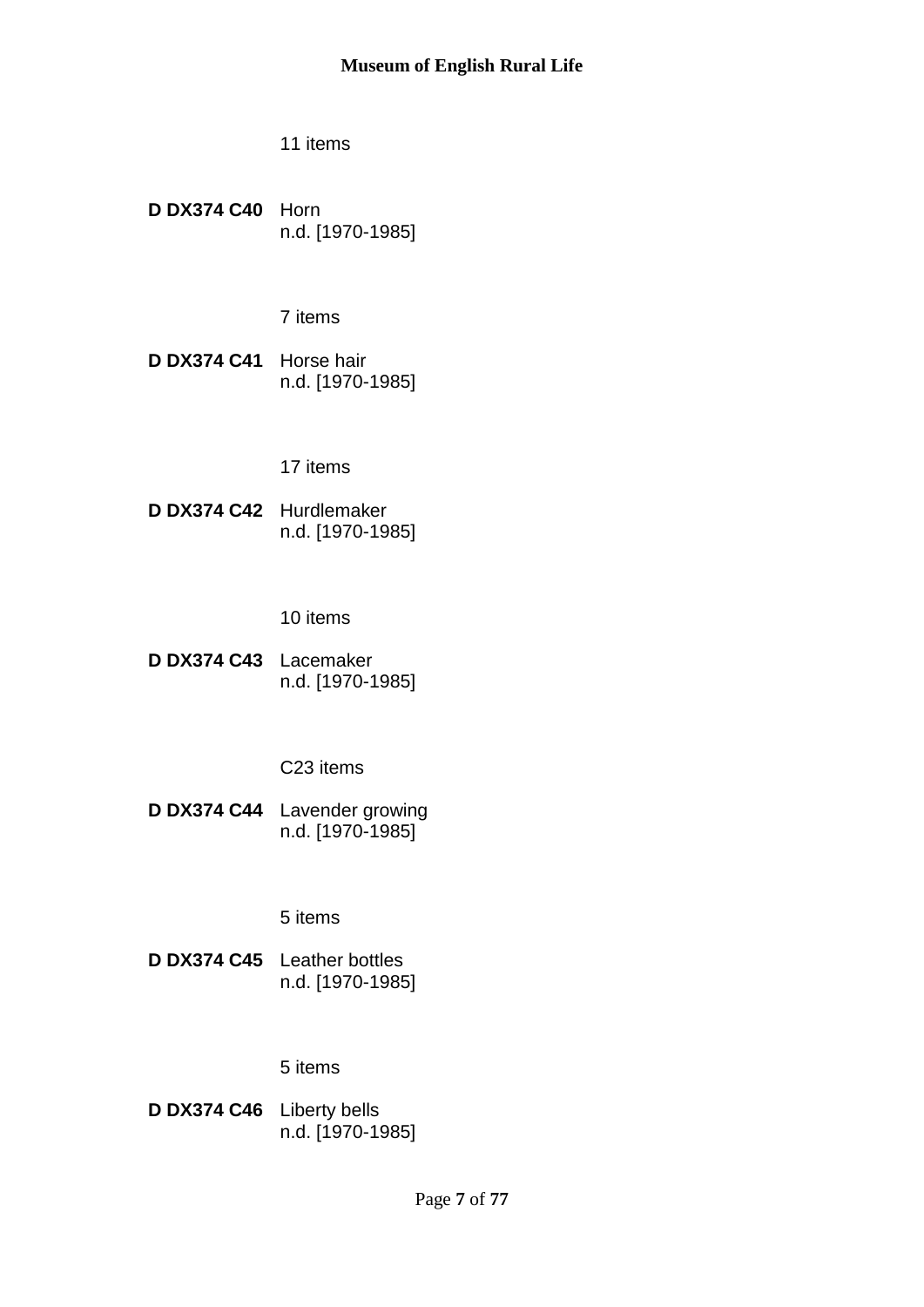11 items

**D DX374 C40** Horn
n.d. [1970-1985]

7 items

**D DX374 C41** Horse hair
n.d. [1970-1985]

17 items

**D DX374 C42** Hurdlemaker
n.d. [1970-1985]

10 items

**D DX374 C43** Lacemaker
n.d. [1970-1985]

C23 items

**D DX374 C44** Lavender growing
n.d. [1970-1985]

5 items

**D DX374 C45** Leather bottles
n.d. [1970-1985]

5 items

**D DX374 C46** Liberty bells
n.d. [1970-1985]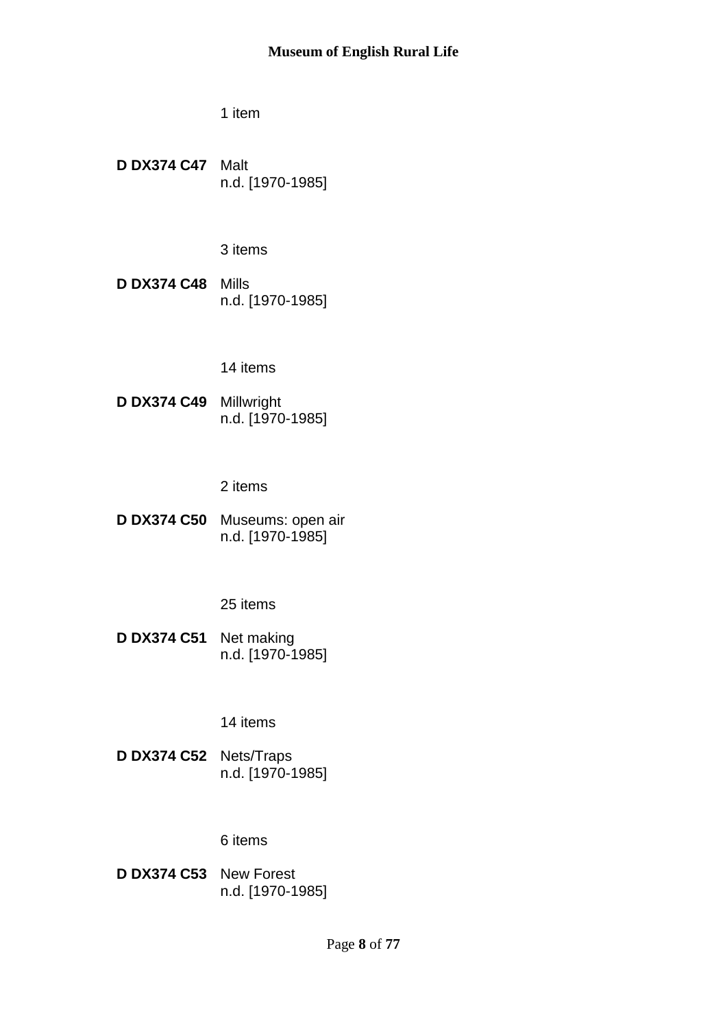1 item

**D DX374 C47** Malt
n.d. [1970-1985]

3 items

**D DX374 C48** Mills
n.d. [1970-1985]

14 items

**D DX374 C49** Millwright
n.d. [1970-1985]

2 items

**D DX374 C50** Museums: open air
n.d. [1970-1985]

25 items

**D DX374 C51** Net making
n.d. [1970-1985]

14 items

**D DX374 C52** Nets/Traps
n.d. [1970-1985]

6 items

**D DX374 C53** New Forest
n.d. [1970-1985]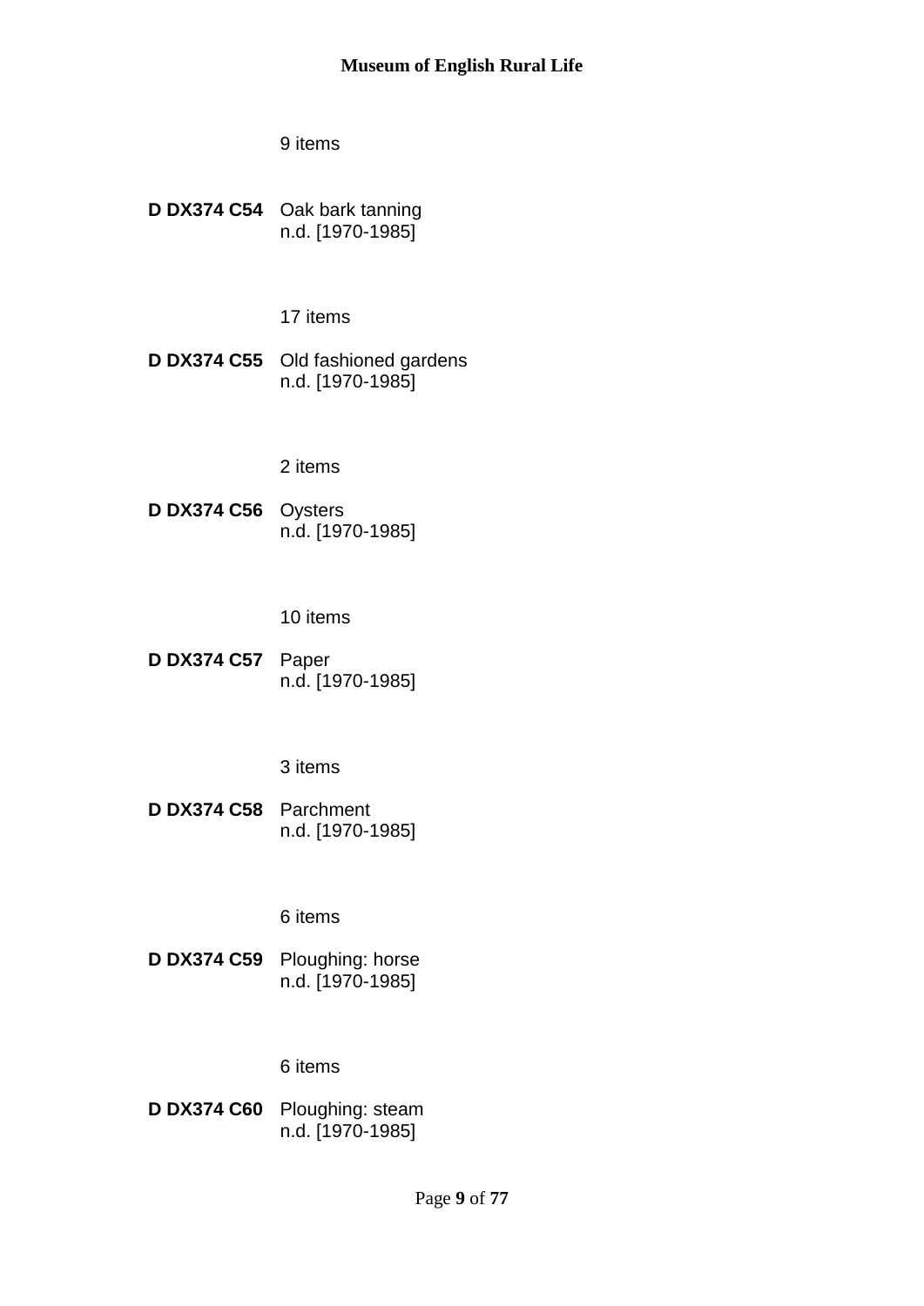9 items

**D DX374 C54** Oak bark tanning
n.d. [1970-1985]

17 items

**D DX374 C55** Old fashioned gardens
n.d. [1970-1985]

2 items

**D DX374 C56** Oysters
n.d. [1970-1985]

10 items

**D DX374 C57** Paper
n.d. [1970-1985]

3 items

**D DX374 C58** Parchment
n.d. [1970-1985]

6 items

**D DX374 C59** Ploughing: horse
n.d. [1970-1985]

6 items

**D DX374 C60** Ploughing: steam
n.d. [1970-1985]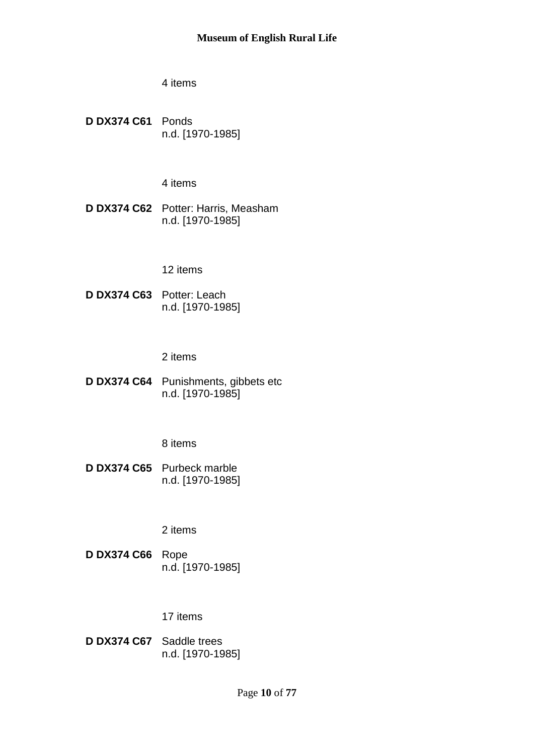4 items

**D DX374 C61** Ponds
n.d. [1970-1985]

4 items

**D DX374 C62** Potter: Harris, Measham
n.d. [1970-1985]

12 items

**D DX374 C63** Potter: Leach
n.d. [1970-1985]

2 items

**D DX374 C64** Punishments, gibbets etc
n.d. [1970-1985]

8 items

**D DX374 C65** Purbeck marble
n.d. [1970-1985]

2 items

**D DX374 C66** Rope
n.d. [1970-1985]

17 items

**D DX374 C67** Saddle trees
n.d. [1970-1985]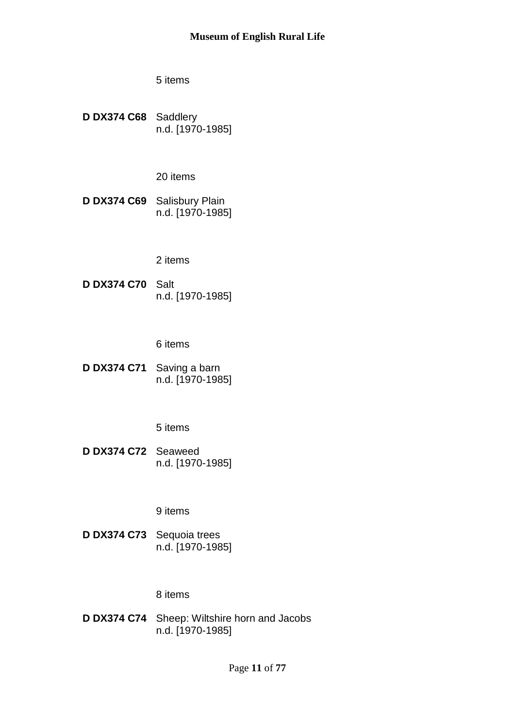5 items

**D DX374 C68** Saddlery
n.d. [1970-1985]

20 items

**D DX374 C69** Salisbury Plain
n.d. [1970-1985]

2 items

**D DX374 C70** Salt
n.d. [1970-1985]

6 items

**D DX374 C71** Saving a barn
n.d. [1970-1985]

5 items

**D DX374 C72** Seaweed
n.d. [1970-1985]

9 items

**D DX374 C73** Sequoia trees
n.d. [1970-1985]

8 items

**D DX374 C74** Sheep: Wiltshire horn and Jacobs
n.d. [1970-1985]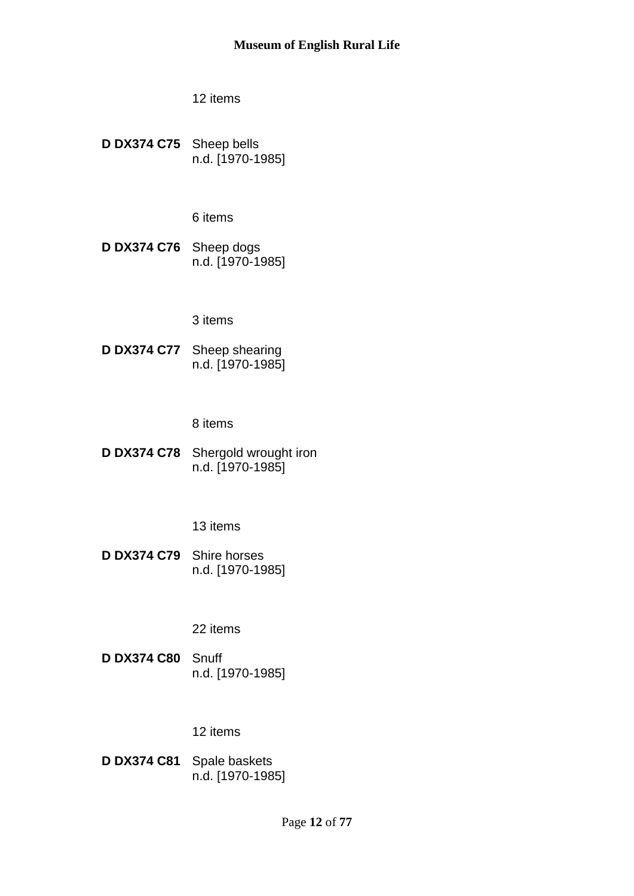12 items

**D DX374 C75** Sheep bells
n.d. [1970-1985]

6 items

**D DX374 C76** Sheep dogs
n.d. [1970-1985]

3 items

**D DX374 C77** Sheep shearing
n.d. [1970-1985]

8 items

**D DX374 C78** Shergold wrought iron
n.d. [1970-1985]

13 items

**D DX374 C79** Shire horses
n.d. [1970-1985]

22 items

**D DX374 C80** Snuff
n.d. [1970-1985]

12 items

**D DX374 C81** Spale baskets
n.d. [1970-1985]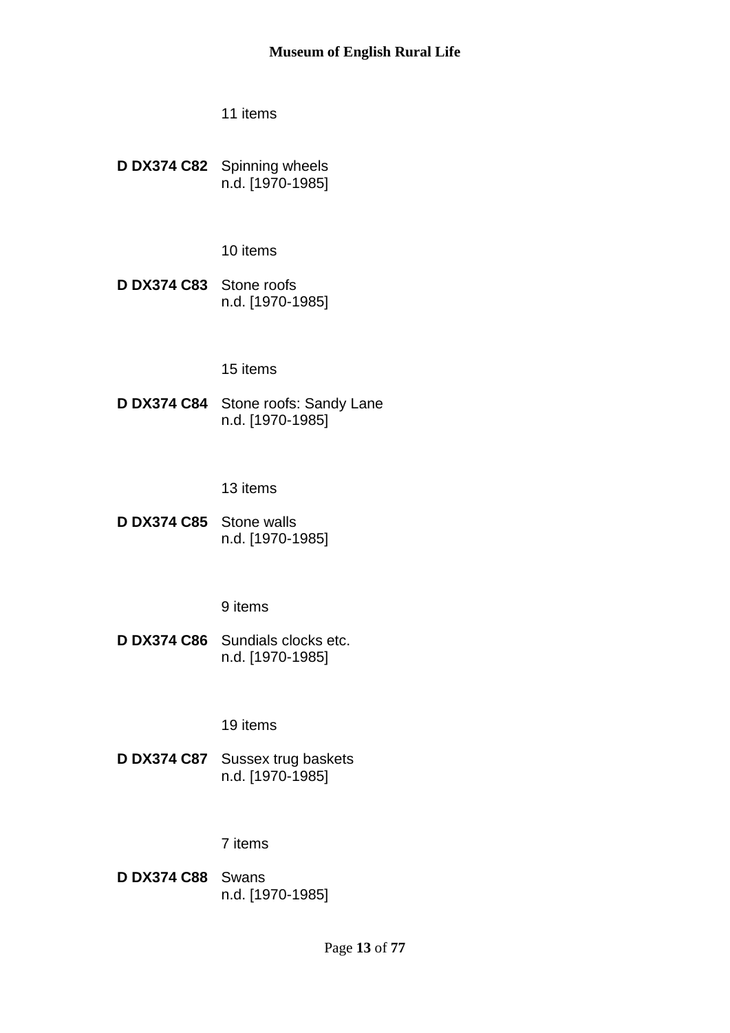11 items

**D DX374 C82** Spinning wheels
n.d. [1970-1985]

10 items

**D DX374 C83** Stone roofs
n.d. [1970-1985]

15 items

**D DX374 C84** Stone roofs: Sandy Lane
n.d. [1970-1985]

13 items

**D DX374 C85** Stone walls
n.d. [1970-1985]

9 items

**D DX374 C86** Sundials clocks etc.
n.d. [1970-1985]

19 items

**D DX374 C87** Sussex trug baskets
n.d. [1970-1985]

7 items

**D DX374 C88** Swans
n.d. [1970-1985]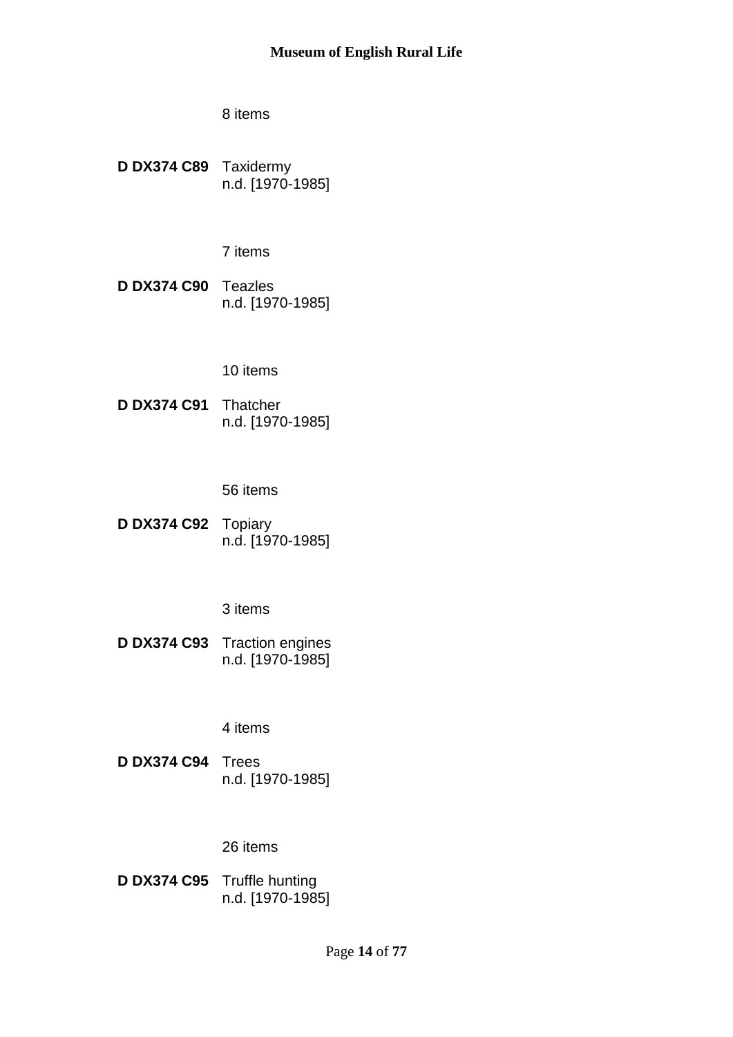8 items

**D DX374 C89** Taxidermy
n.d. [1970-1985]

7 items

**D DX374 C90** Teazles
n.d. [1970-1985]

10 items

**D DX374 C91** Thatcher
n.d. [1970-1985]

56 items

**D DX374 C92** Topiary
n.d. [1970-1985]

3 items

**D DX374 C93** Traction engines
n.d. [1970-1985]

4 items

**D DX374 C94** Trees
n.d. [1970-1985]

26 items

**D DX374 C95** Truffle hunting
n.d. [1970-1985]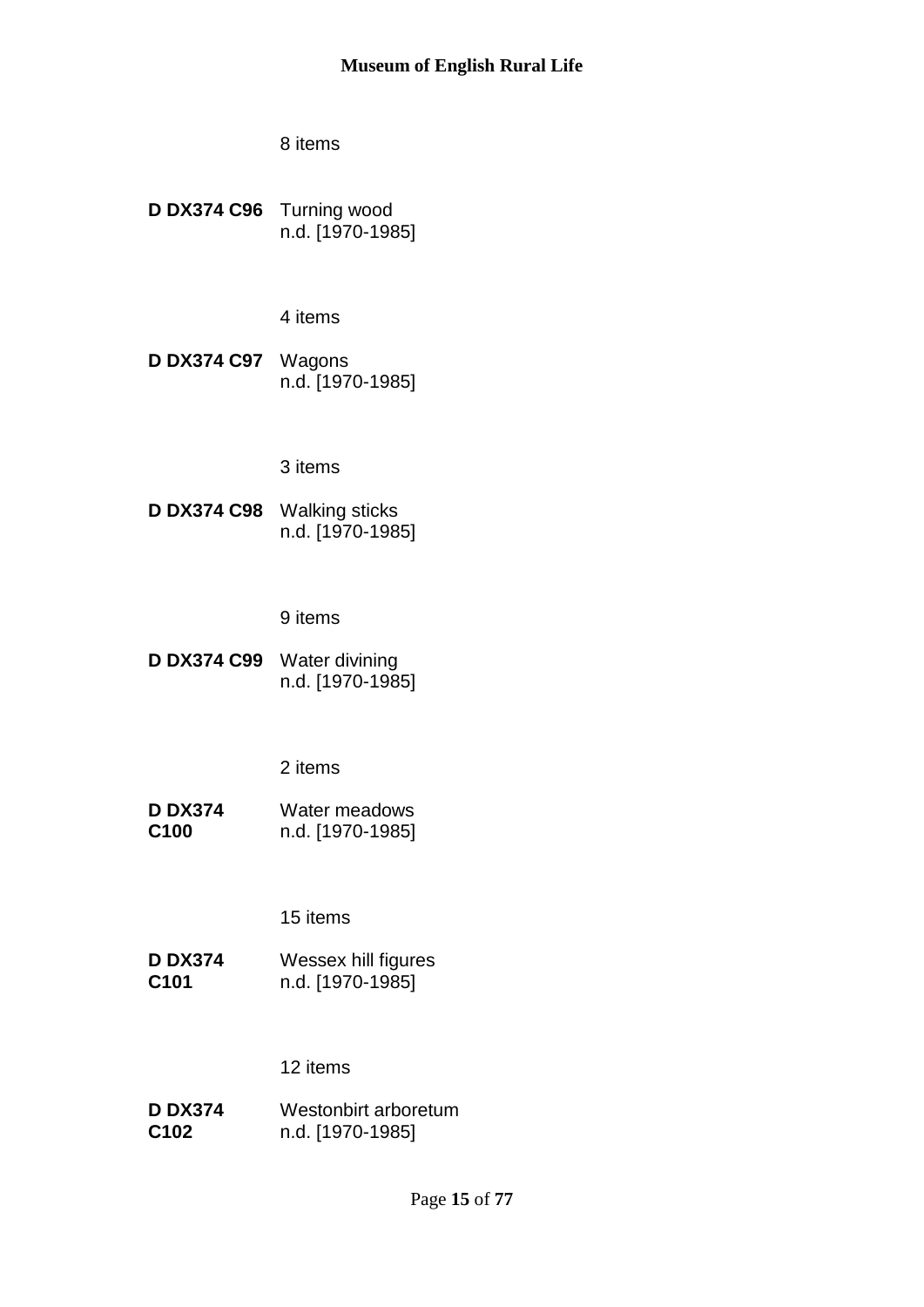8 items

**D DX374 C96** Turning wood
n.d. [1970-1985]

4 items

**D DX374 C97** Wagons
n.d. [1970-1985]

3 items

**D DX374 C98** Walking sticks
n.d. [1970-1985]

9 items

**D DX374 C99** Water divining
n.d. [1970-1985]

2 items

**D DX374 C100** Water meadows
n.d. [1970-1985]

15 items

**D DX374 C101** Wessex hill figures
n.d. [1970-1985]

12 items

**D DX374 C102** Westonbirt arboretum
n.d. [1970-1985]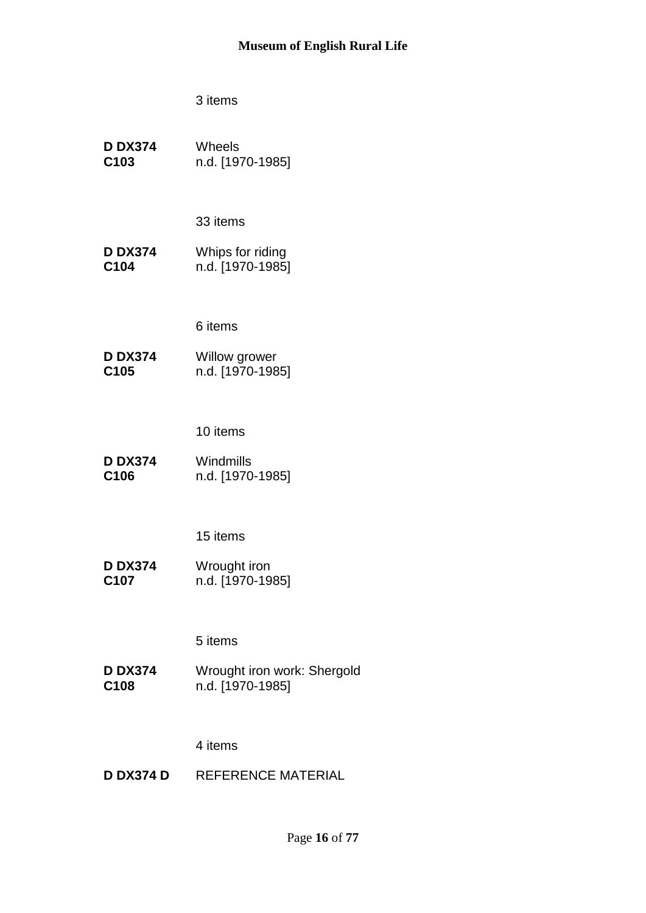3 items

**D DX374 C103** Wheels
n.d. [1970-1985]

33 items

**D DX374 C104** Whips for riding
n.d. [1970-1985]

6 items

**D DX374 C105** Willow grower
n.d. [1970-1985]

10 items

**D DX374 C106** Windmills
n.d. [1970-1985]

15 items

**D DX374 C107** Wrought iron
n.d. [1970-1985]

5 items

**D DX374 C108** Wrought iron work: Shergold
n.d. [1970-1985]

4 items

**D DX374 D** REFERENCE MATERIAL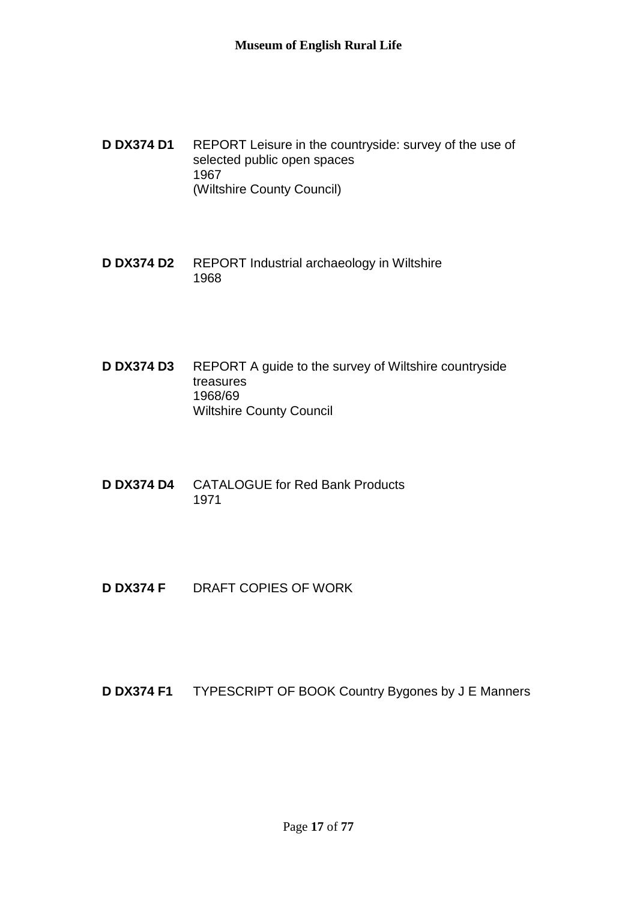**D DX374 D1** REPORT Leisure in the countryside: survey of the use of selected public open spaces
1967
(Wiltshire County Council)

**D DX374 D2** REPORT Industrial archaeology in Wiltshire
1968

**D DX374 D3** REPORT A guide to the survey of Wiltshire countryside treasures
1968/69
Wiltshire County Council

**D DX374 D4** CATALOGUE for Red Bank Products
1971

**D DX374 F** DRAFT COPIES OF WORK

**D DX374 F1** TYPESCRIPT OF BOOK Country Bygones by J E Manners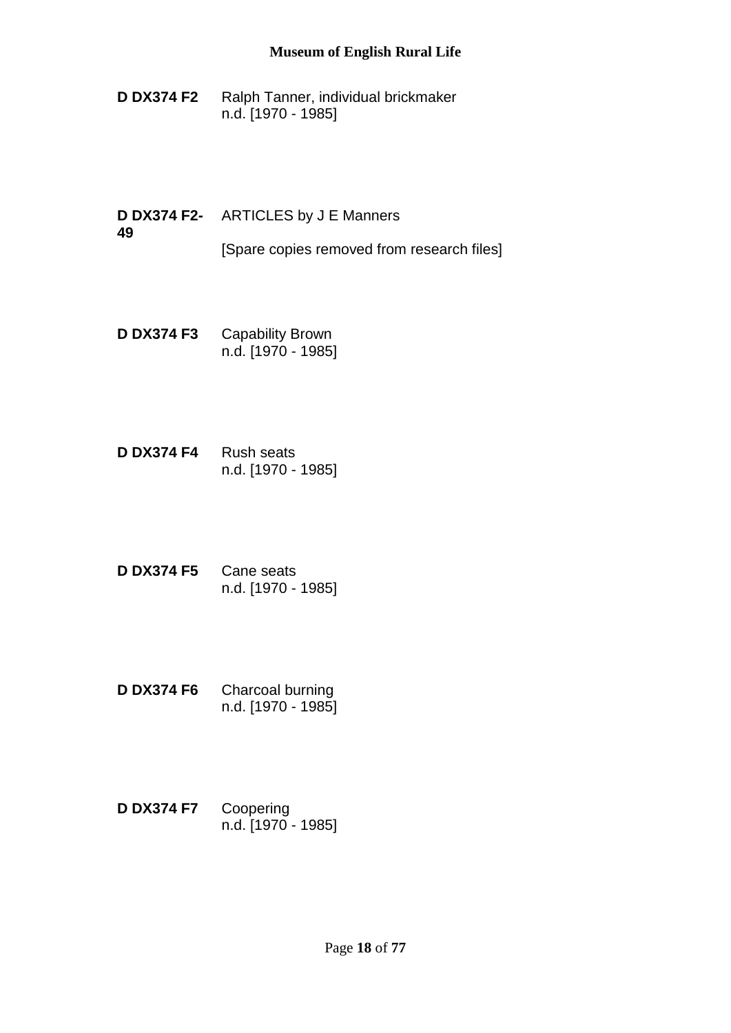**D DX374 F2** Ralph Tanner, individual brickmaker
n.d. [1970 - 1985]

**D DX374 F2-49** ARTICLES by J E Manners

[Spare copies removed from research files]

**D DX374 F3** Capability Brown
n.d. [1970 - 1985]

**D DX374 F4** Rush seats
n.d. [1970 - 1985]

**D DX374 F5** Cane seats
n.d. [1970 - 1985]

**D DX374 F6** Charcoal burning
n.d. [1970 - 1985]

**D DX374 F7** Coopering
n.d. [1970 - 1985]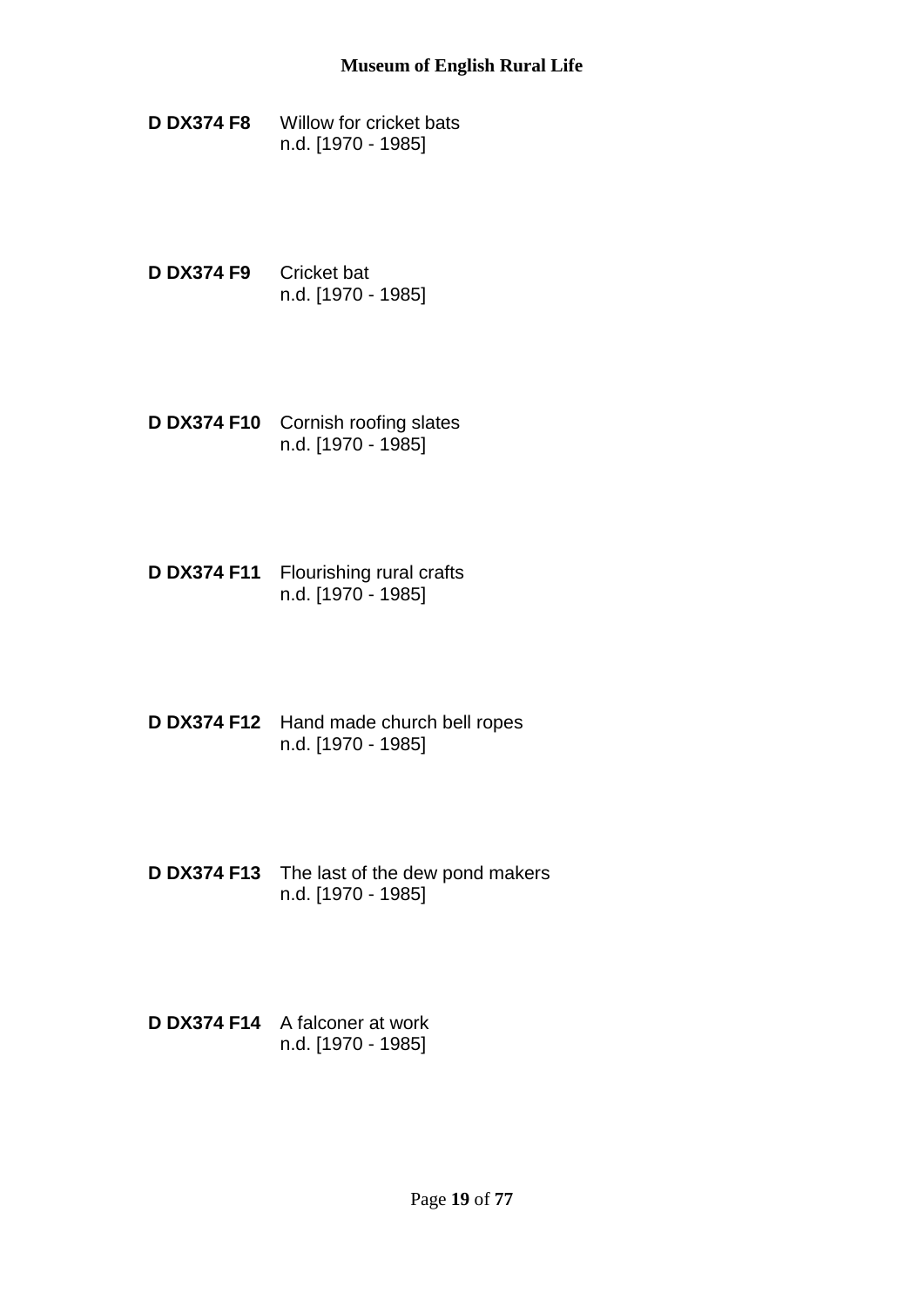**D DX374 F8** Willow for cricket bats
n.d. [1970 - 1985]

**D DX374 F9** Cricket bat
n.d. [1970 - 1985]

**D DX374 F10** Cornish roofing slates
n.d. [1970 - 1985]

**D DX374 F11** Flourishing rural crafts
n.d. [1970 - 1985]

**D DX374 F12** Hand made church bell ropes
n.d. [1970 - 1985]

**D DX374 F13** The last of the dew pond makers
n.d. [1970 - 1985]

**D DX374 F14** A falconer at work
n.d. [1970 - 1985]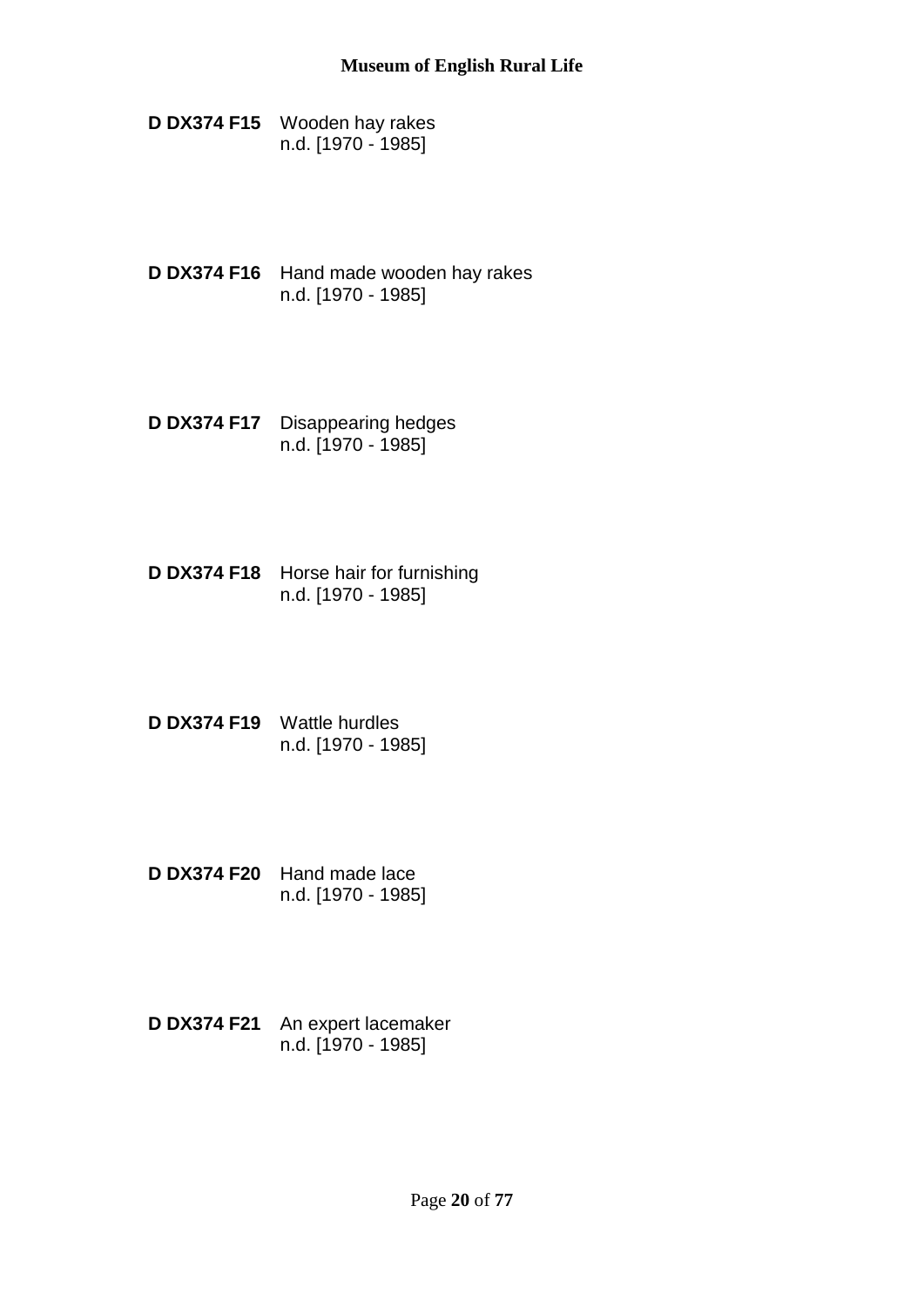**D DX374 F15** Wooden hay rakes
n.d. [1970 - 1985]

**D DX374 F16** Hand made wooden hay rakes
n.d. [1970 - 1985]

**D DX374 F17** Disappearing hedges
n.d. [1970 - 1985]

**D DX374 F18** Horse hair for furnishing
n.d. [1970 - 1985]

**D DX374 F19** Wattle hurdles
n.d. [1970 - 1985]

**D DX374 F20** Hand made lace
n.d. [1970 - 1985]

**D DX374 F21** An expert lacemaker
n.d. [1970 - 1985]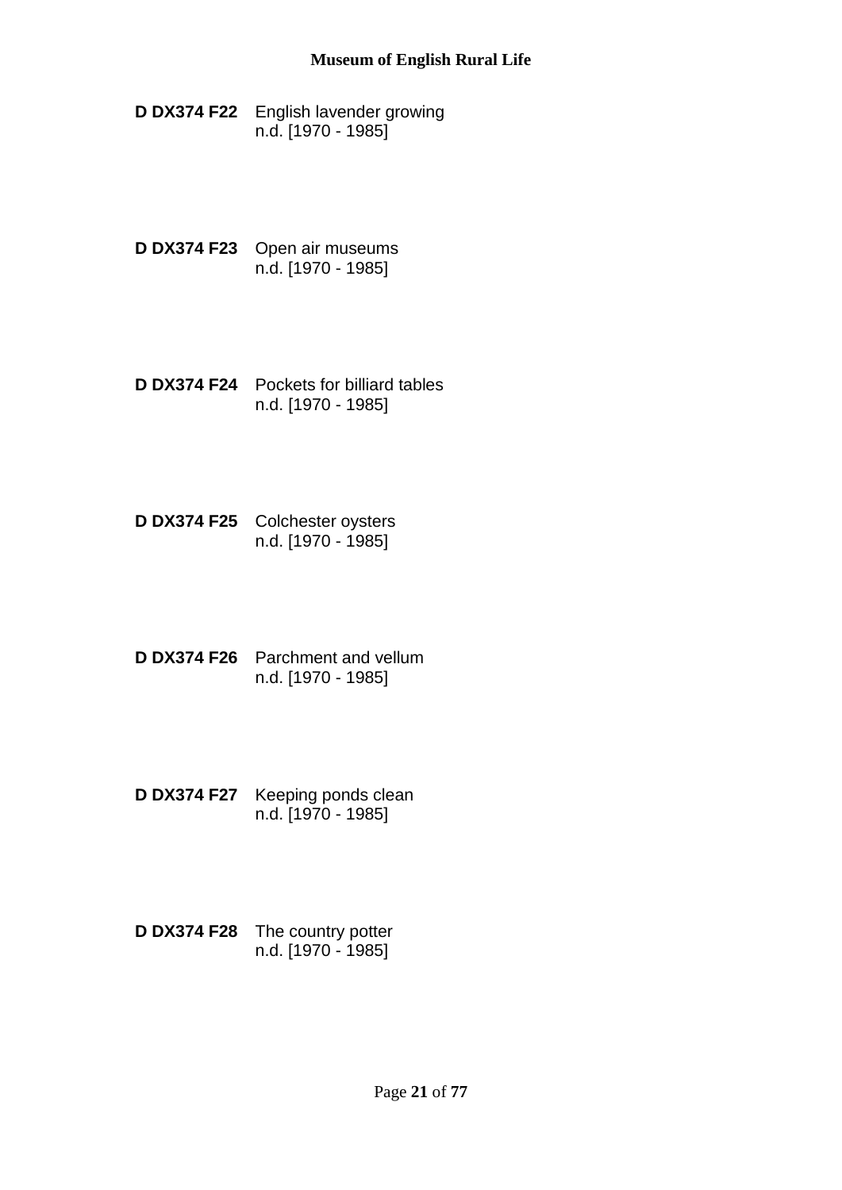**D DX374 F22** English lavender growing
n.d. [1970 - 1985]

**D DX374 F23** Open air museums
n.d. [1970 - 1985]

**D DX374 F24** Pockets for billiard tables
n.d. [1970 - 1985]

**D DX374 F25** Colchester oysters
n.d. [1970 - 1985]

**D DX374 F26** Parchment and vellum
n.d. [1970 - 1985]

**D DX374 F27** Keeping ponds clean
n.d. [1970 - 1985]

**D DX374 F28** The country potter
n.d. [1970 - 1985]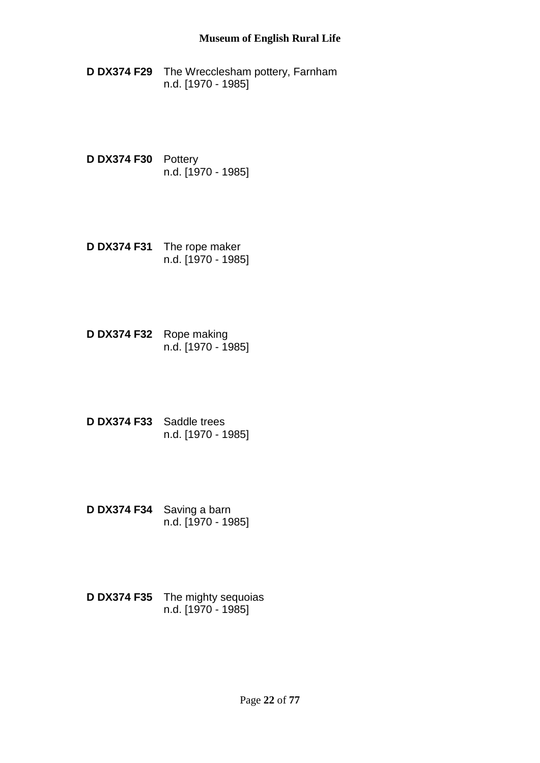**D DX374 F29** The Wrecclesham pottery, Farnham
n.d. [1970 - 1985]

**D DX374 F30** Pottery
n.d. [1970 - 1985]

**D DX374 F31** The rope maker
n.d. [1970 - 1985]

**D DX374 F32** Rope making
n.d. [1970 - 1985]

**D DX374 F33** Saddle trees
n.d. [1970 - 1985]

**D DX374 F34** Saving a barn
n.d. [1970 - 1985]

**D DX374 F35** The mighty sequoias
n.d. [1970 - 1985]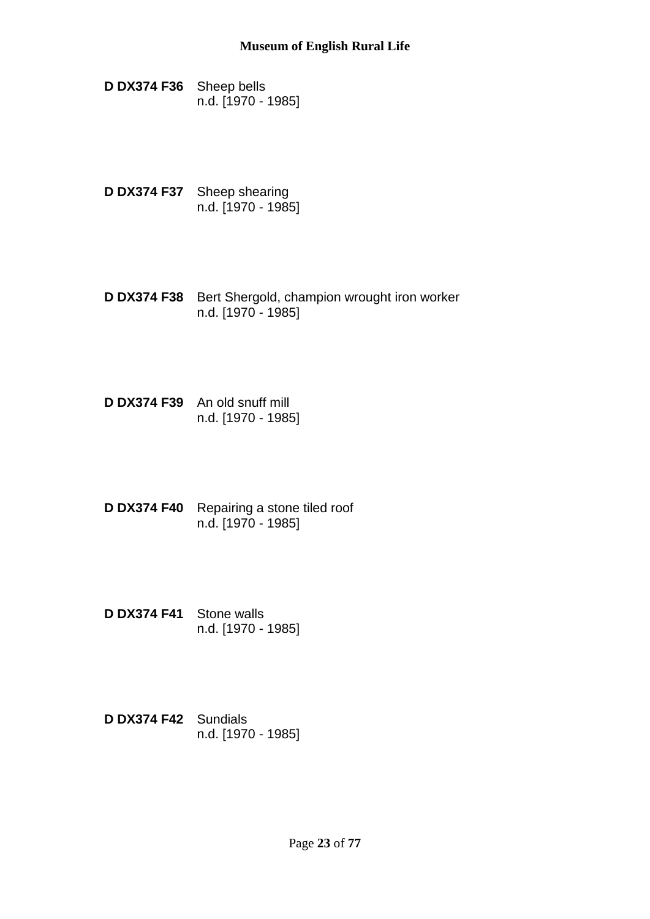**D DX374 F36** Sheep bells
n.d. [1970 - 1985]

**D DX374 F37** Sheep shearing
n.d. [1970 - 1985]

**D DX374 F38** Bert Shergold, champion wrought iron worker
n.d. [1970 - 1985]

**D DX374 F39** An old snuff mill
n.d. [1970 - 1985]

**D DX374 F40** Repairing a stone tiled roof
n.d. [1970 - 1985]

**D DX374 F41** Stone walls
n.d. [1970 - 1985]

**D DX374 F42** Sundials
n.d. [1970 - 1985]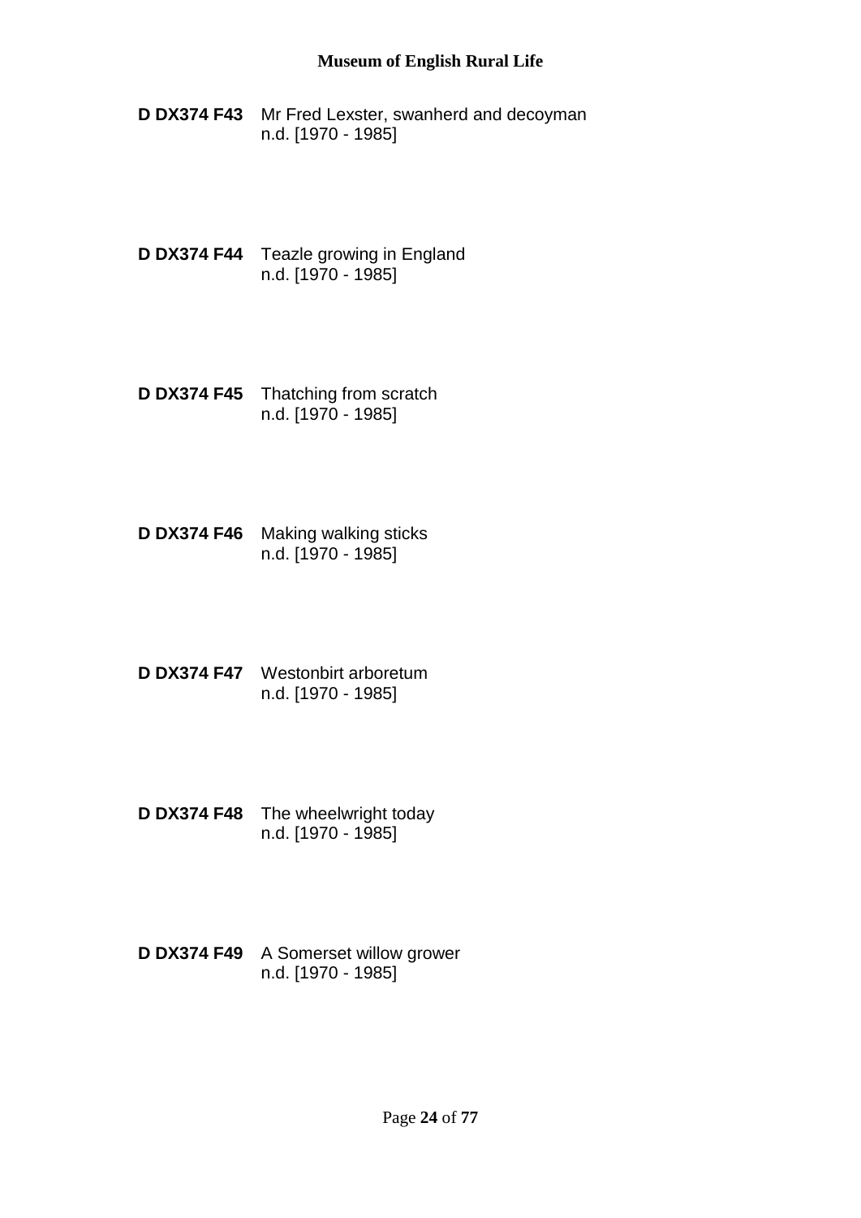**D DX374 F43** Mr Fred Lexster, swanherd and decoyman
n.d. [1970 - 1985]

**D DX374 F44** Teazle growing in England
n.d. [1970 - 1985]

**D DX374 F45** Thatching from scratch
n.d. [1970 - 1985]

**D DX374 F46** Making walking sticks
n.d. [1970 - 1985]

**D DX374 F47** Westonbirt arboretum
n.d. [1970 - 1985]

**D DX374 F48** The wheelwright today
n.d. [1970 - 1985]

**D DX374 F49** A Somerset willow grower
n.d. [1970 - 1985]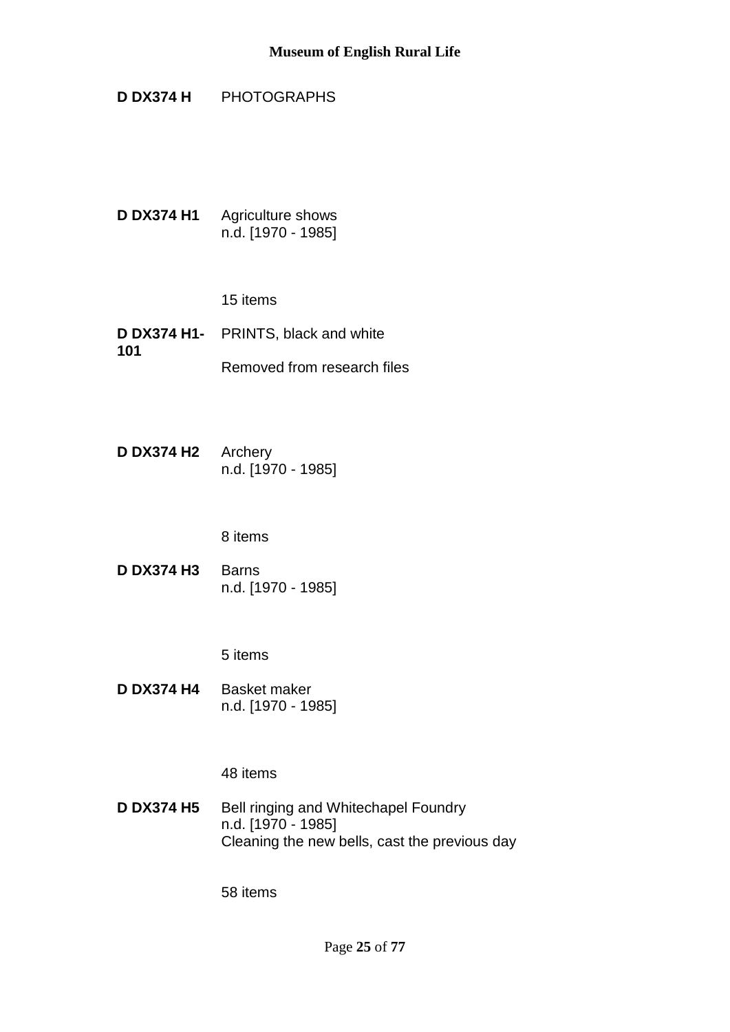**D DX374 H** PHOTOGRAPHS

**D DX374 H1** Agriculture shows
n.d. [1970 - 1985]

15 items

**D DX374 H1-101** PRINTS, black and white

Removed from research files

**D DX374 H2** Archery
n.d. [1970 - 1985]

8 items

**D DX374 H3** Barns
n.d. [1970 - 1985]

5 items

**D DX374 H4** Basket maker
n.d. [1970 - 1985]

48 items

**D DX374 H5** Bell ringing and Whitechapel Foundry
n.d. [1970 - 1985]
Cleaning the new bells, cast the previous day

58 items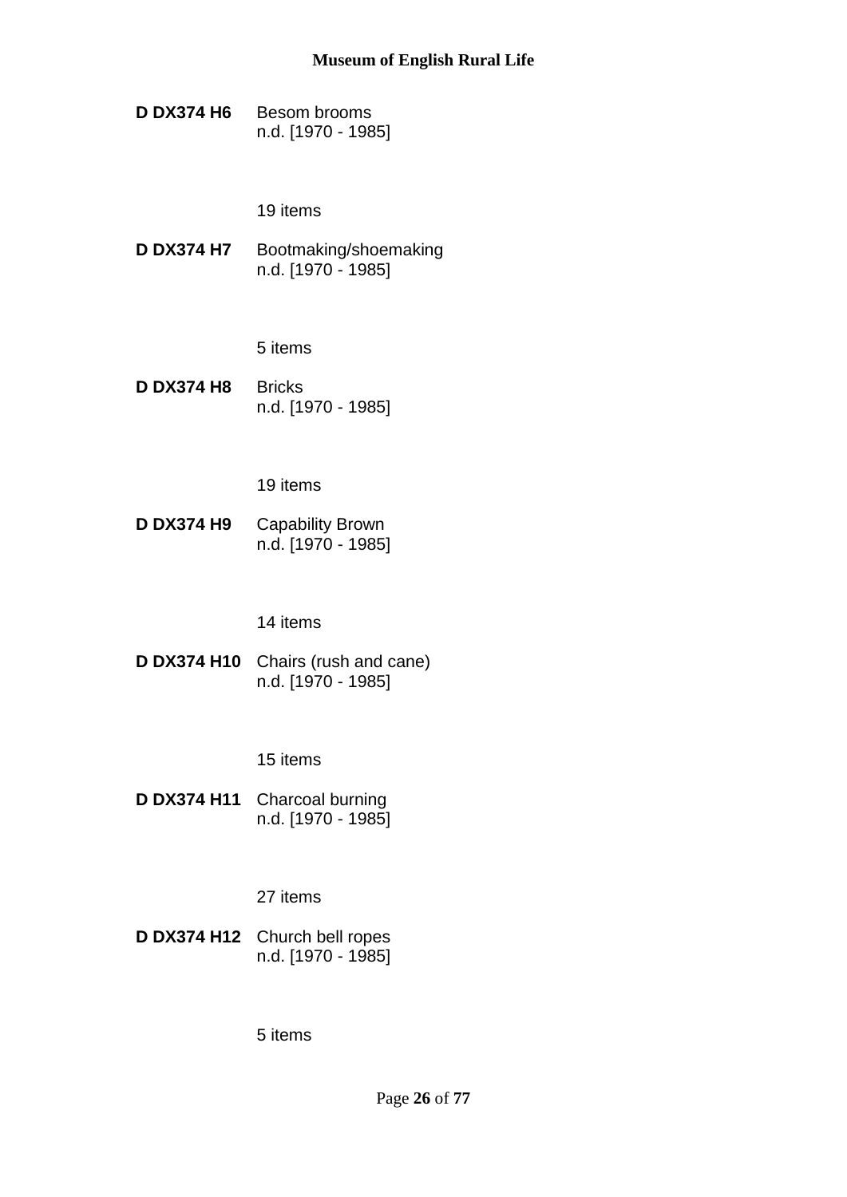**D DX374 H6** Besom brooms
n.d. [1970 - 1985]

19 items

**D DX374 H7** Bootmaking/shoemaking
n.d. [1970 - 1985]

5 items

**D DX374 H8** Bricks
n.d. [1970 - 1985]

19 items

**D DX374 H9** Capability Brown
n.d. [1970 - 1985]

14 items

**D DX374 H10** Chairs (rush and cane)
n.d. [1970 - 1985]

15 items

**D DX374 H11** Charcoal burning
n.d. [1970 - 1985]

27 items

**D DX374 H12** Church bell ropes
n.d. [1970 - 1985]

5 items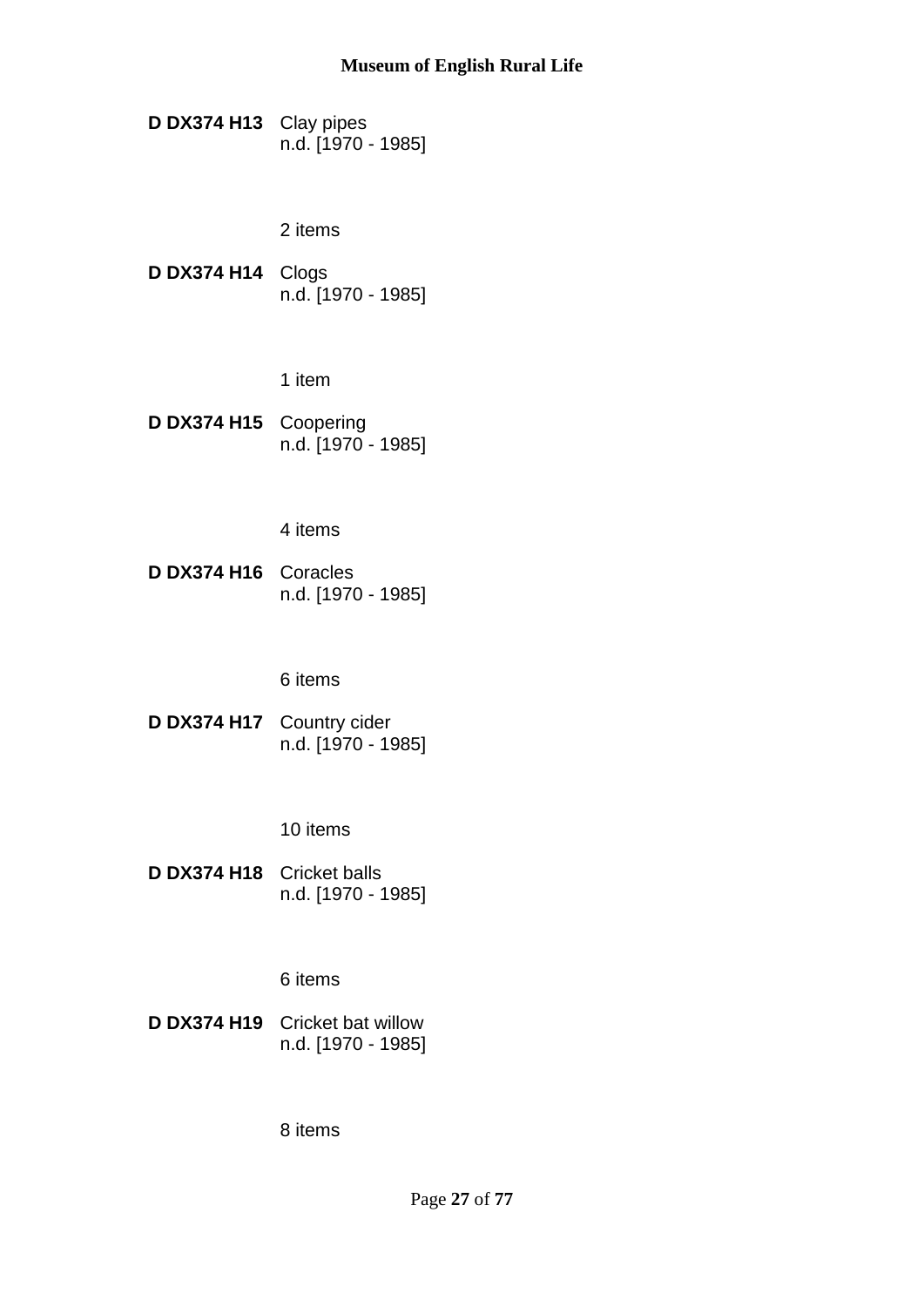**D DX374 H13** Clay pipes
n.d. [1970 - 1985]

2 items

**D DX374 H14** Clogs
n.d. [1970 - 1985]

1 item

**D DX374 H15** Coopering
n.d. [1970 - 1985]

4 items

**D DX374 H16** Coracles
n.d. [1970 - 1985]

6 items

**D DX374 H17** Country cider
n.d. [1970 - 1985]

10 items

**D DX374 H18** Cricket balls
n.d. [1970 - 1985]

6 items

**D DX374 H19** Cricket bat willow
n.d. [1970 - 1985]

8 items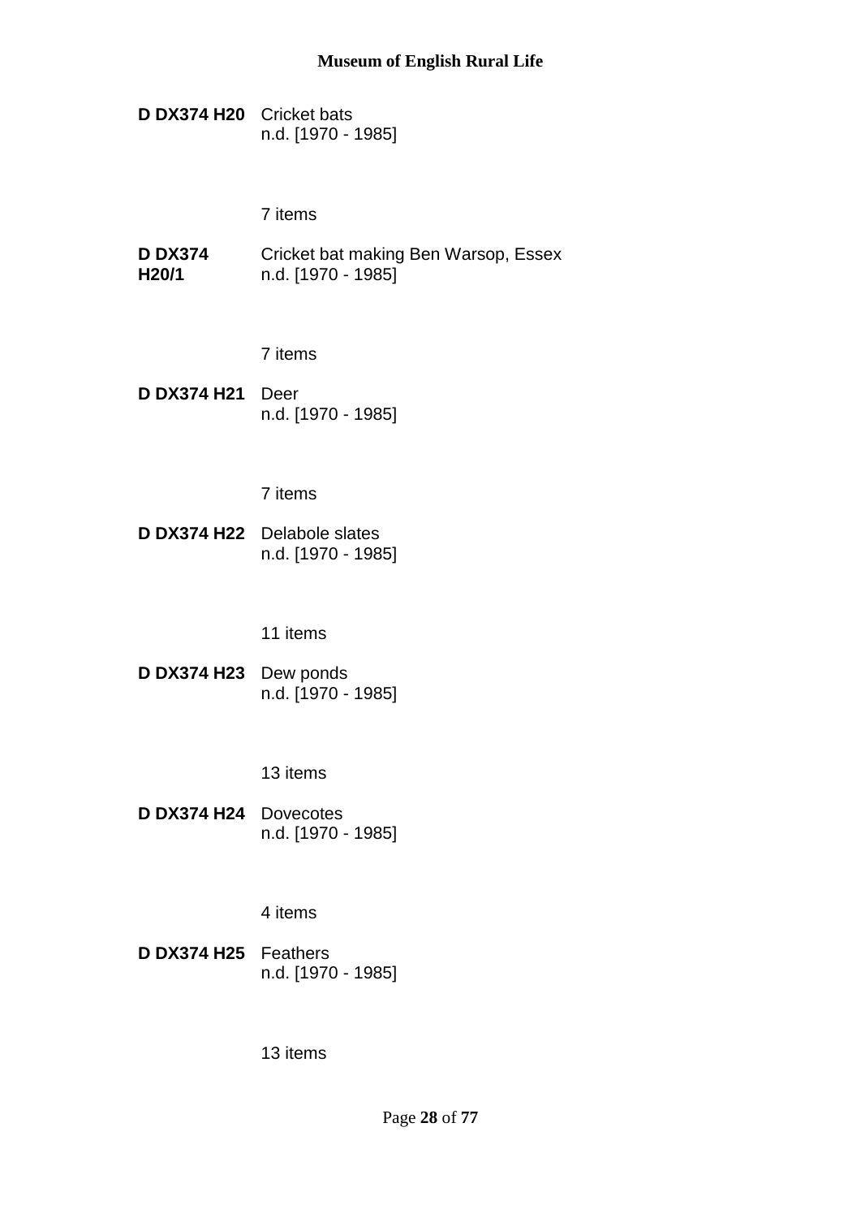**D DX374 H20** Cricket bats
n.d. [1970 - 1985]

7 items

**D DX374 H20/1** Cricket bat making Ben Warsop, Essex
n.d. [1970 - 1985]

7 items

**D DX374 H21** Deer
n.d. [1970 - 1985]

7 items

**D DX374 H22** Delabole slates
n.d. [1970 - 1985]

11 items

**D DX374 H23** Dew ponds
n.d. [1970 - 1985]

13 items

**D DX374 H24** Dovecotes
n.d. [1970 - 1985]

4 items

**D DX374 H25** Feathers
n.d. [1970 - 1985]

13 items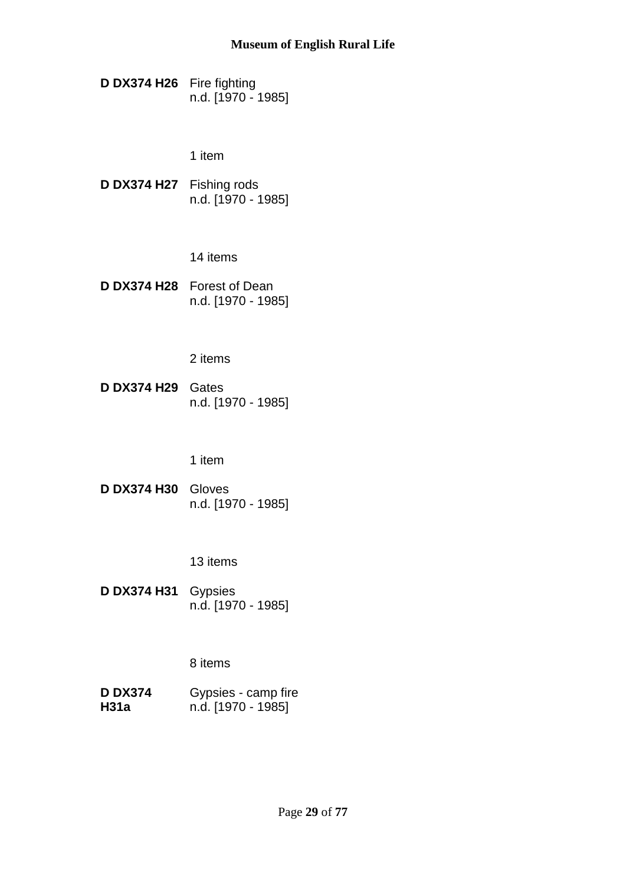**D DX374 H26** Fire fighting
n.d. [1970 - 1985]

1 item

**D DX374 H27** Fishing rods
n.d. [1970 - 1985]

14 items

**D DX374 H28** Forest of Dean
n.d. [1970 - 1985]

2 items

**D DX374 H29** Gates
n.d. [1970 - 1985]

1 item

**D DX374 H30** Gloves
n.d. [1970 - 1985]

13 items

**D DX374 H31** Gypsies
n.d. [1970 - 1985]

8 items

**D DX374 H31a** Gypsies - camp fire
n.d. [1970 - 1985]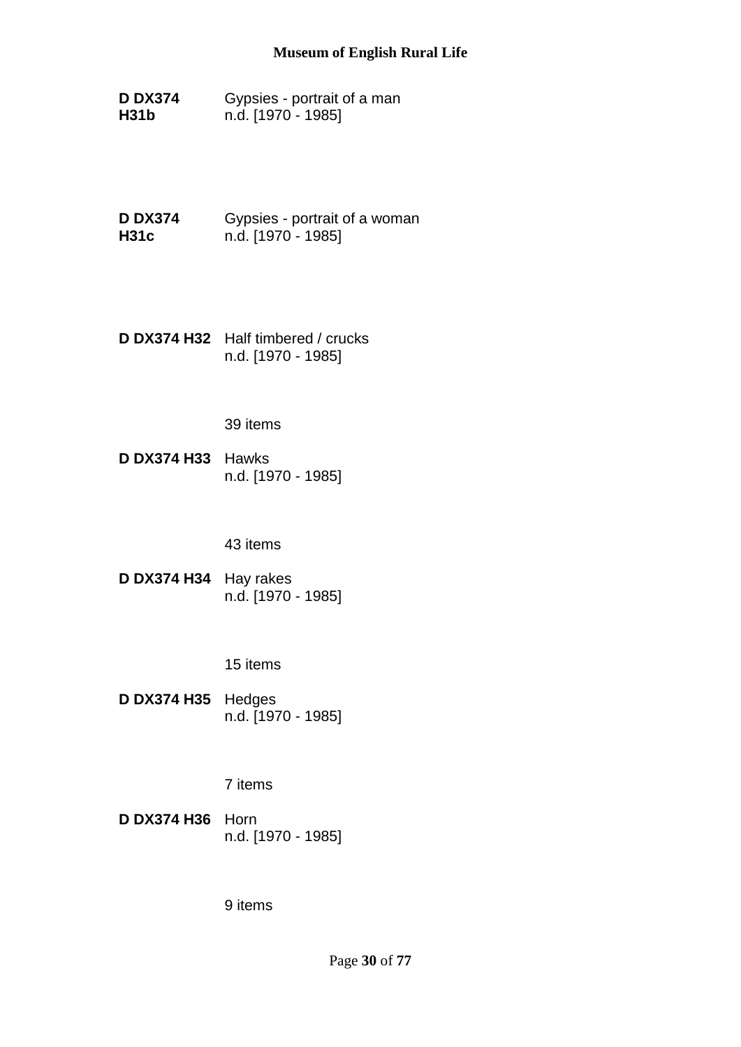**D DX374 H31b** Gypsies - portrait of a man
n.d. [1970 - 1985]

**D DX374 H31c** Gypsies - portrait of a woman
n.d. [1970 - 1985]

**D DX374 H32** Half timbered / crucks
n.d. [1970 - 1985]

39 items

**D DX374 H33** Hawks
n.d. [1970 - 1985]

43 items

**D DX374 H34** Hay rakes
n.d. [1970 - 1985]

15 items

**D DX374 H35** Hedges
n.d. [1970 - 1985]

7 items

**D DX374 H36** Horn
n.d. [1970 - 1985]

9 items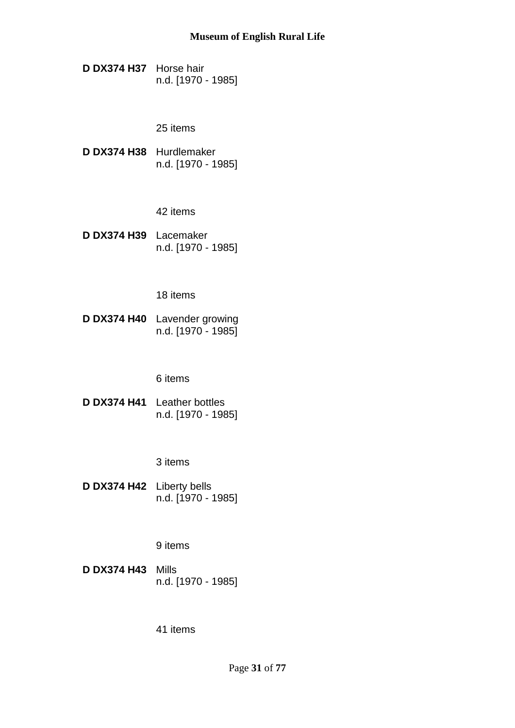**D DX374 H37** Horse hair
n.d. [1970 - 1985]

25 items

**D DX374 H38** Hurdlemaker
n.d. [1970 - 1985]

42 items

**D DX374 H39** Lacemaker
n.d. [1970 - 1985]

18 items

**D DX374 H40** Lavender growing
n.d. [1970 - 1985]

6 items

**D DX374 H41** Leather bottles
n.d. [1970 - 1985]

3 items

**D DX374 H42** Liberty bells
n.d. [1970 - 1985]

9 items

**D DX374 H43** Mills
n.d. [1970 - 1985]

41 items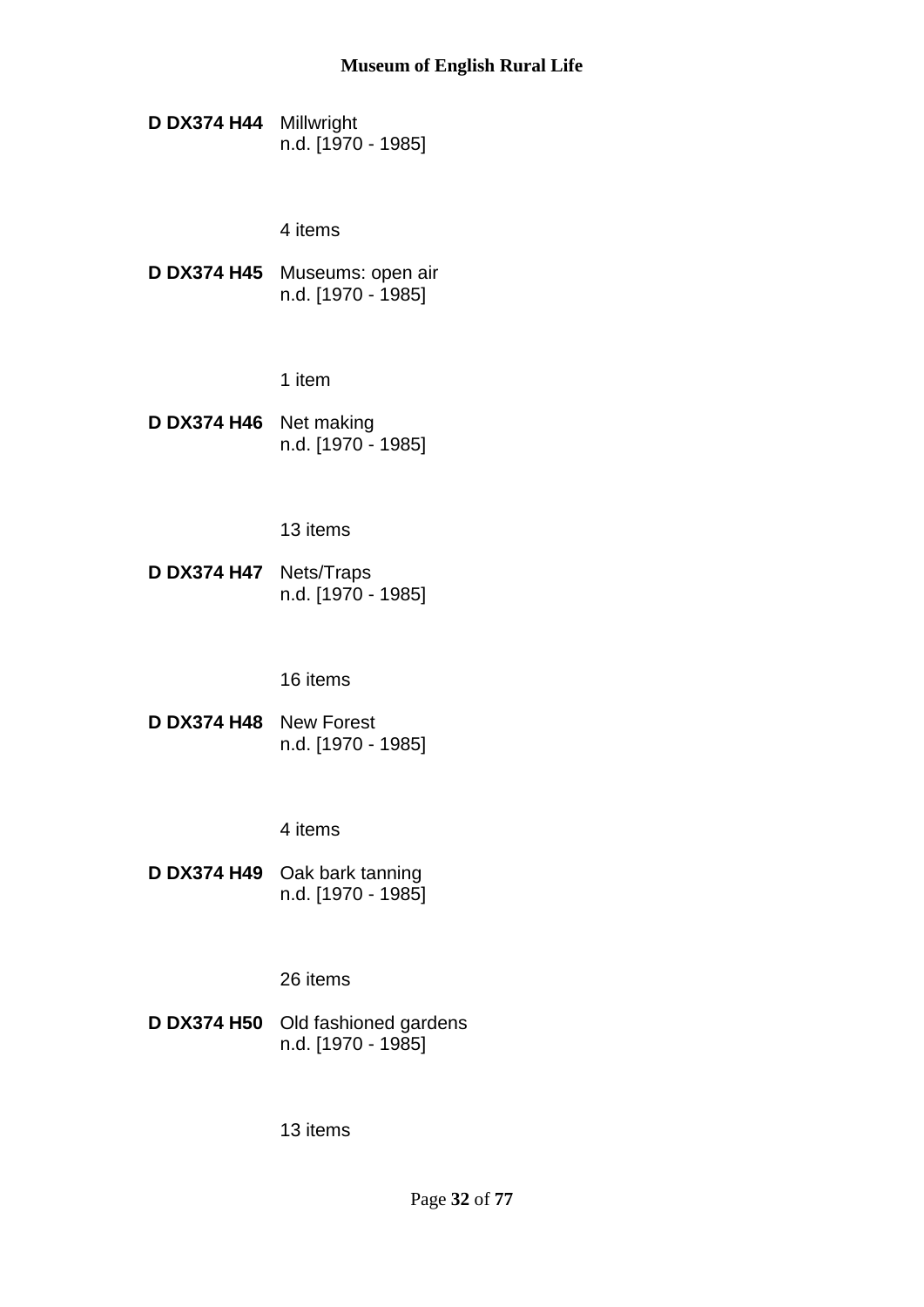**D DX374 H44** Millwright
n.d. [1970 - 1985]

4 items

**D DX374 H45** Museums: open air
n.d. [1970 - 1985]

1 item

**D DX374 H46** Net making
n.d. [1970 - 1985]

13 items

**D DX374 H47** Nets/Traps
n.d. [1970 - 1985]

16 items

**D DX374 H48** New Forest
n.d. [1970 - 1985]

4 items

**D DX374 H49** Oak bark tanning
n.d. [1970 - 1985]

26 items

**D DX374 H50** Old fashioned gardens
n.d. [1970 - 1985]

13 items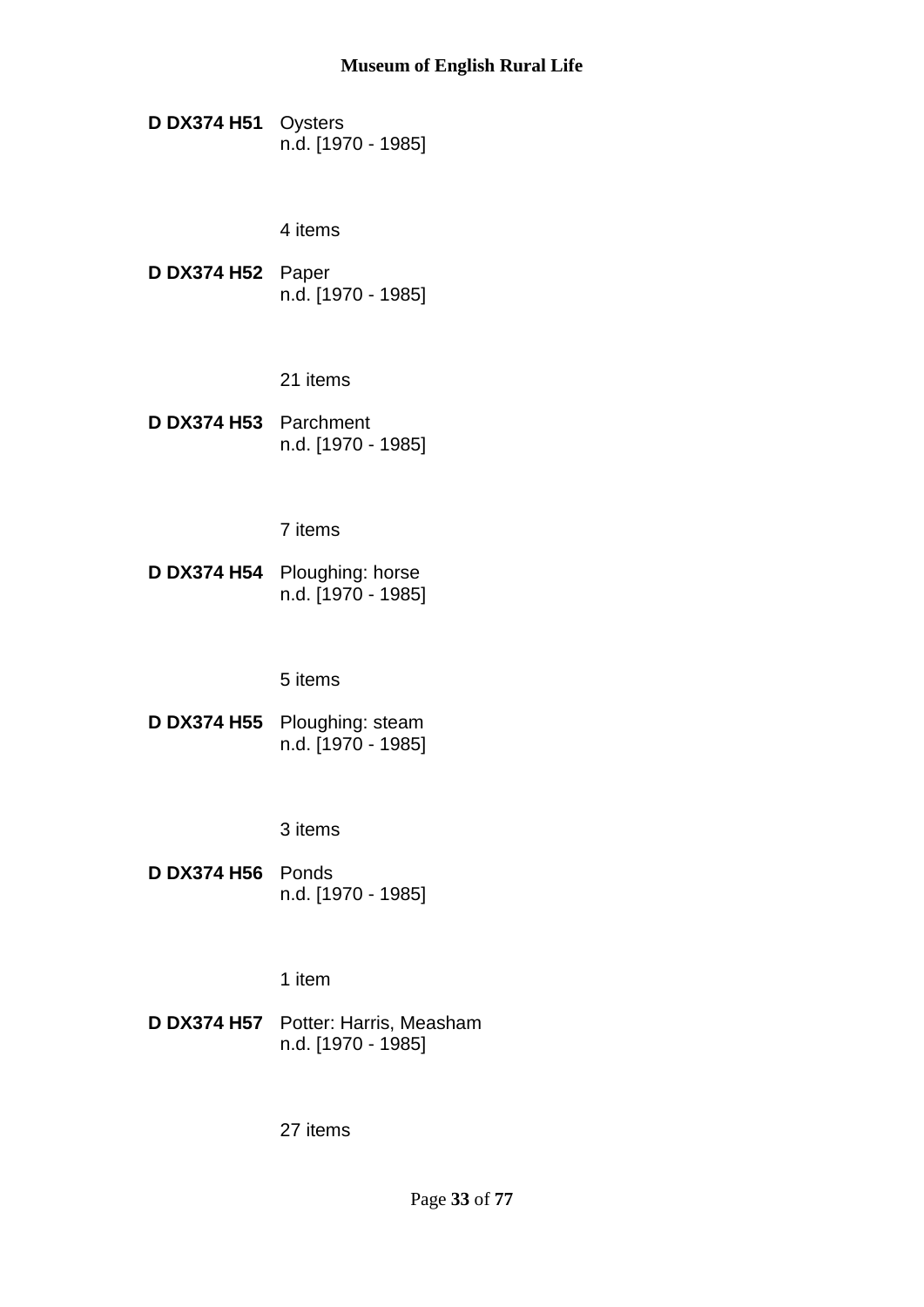**D DX374 H51** Oysters
n.d. [1970 - 1985]

4 items

**D DX374 H52** Paper
n.d. [1970 - 1985]

21 items

**D DX374 H53** Parchment
n.d. [1970 - 1985]

7 items

**D DX374 H54** Ploughing: horse
n.d. [1970 - 1985]

5 items

**D DX374 H55** Ploughing: steam
n.d. [1970 - 1985]

3 items

**D DX374 H56** Ponds
n.d. [1970 - 1985]

1 item

**D DX374 H57** Potter: Harris, Measham
n.d. [1970 - 1985]

27 items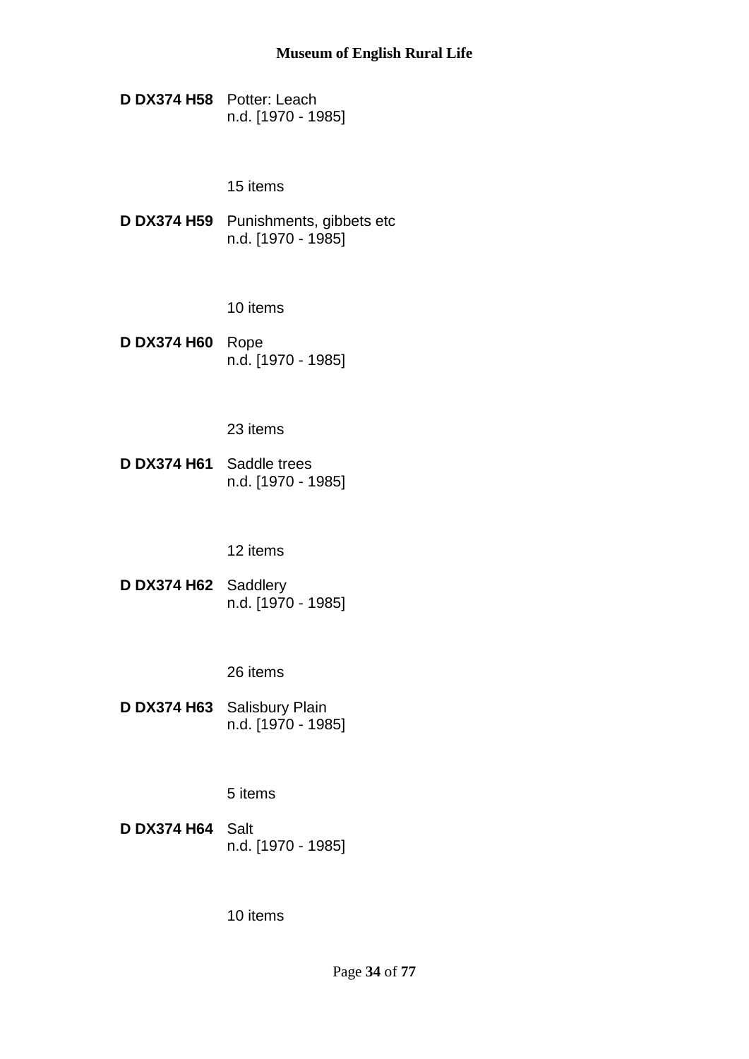**D DX374 H58** Potter: Leach
n.d. [1970 - 1985]

15 items

**D DX374 H59** Punishments, gibbets etc
n.d. [1970 - 1985]

10 items

**D DX374 H60** Rope
n.d. [1970 - 1985]

23 items

**D DX374 H61** Saddle trees
n.d. [1970 - 1985]

12 items

**D DX374 H62** Saddlery
n.d. [1970 - 1985]

26 items

**D DX374 H63** Salisbury Plain
n.d. [1970 - 1985]

5 items

**D DX374 H64** Salt
n.d. [1970 - 1985]

10 items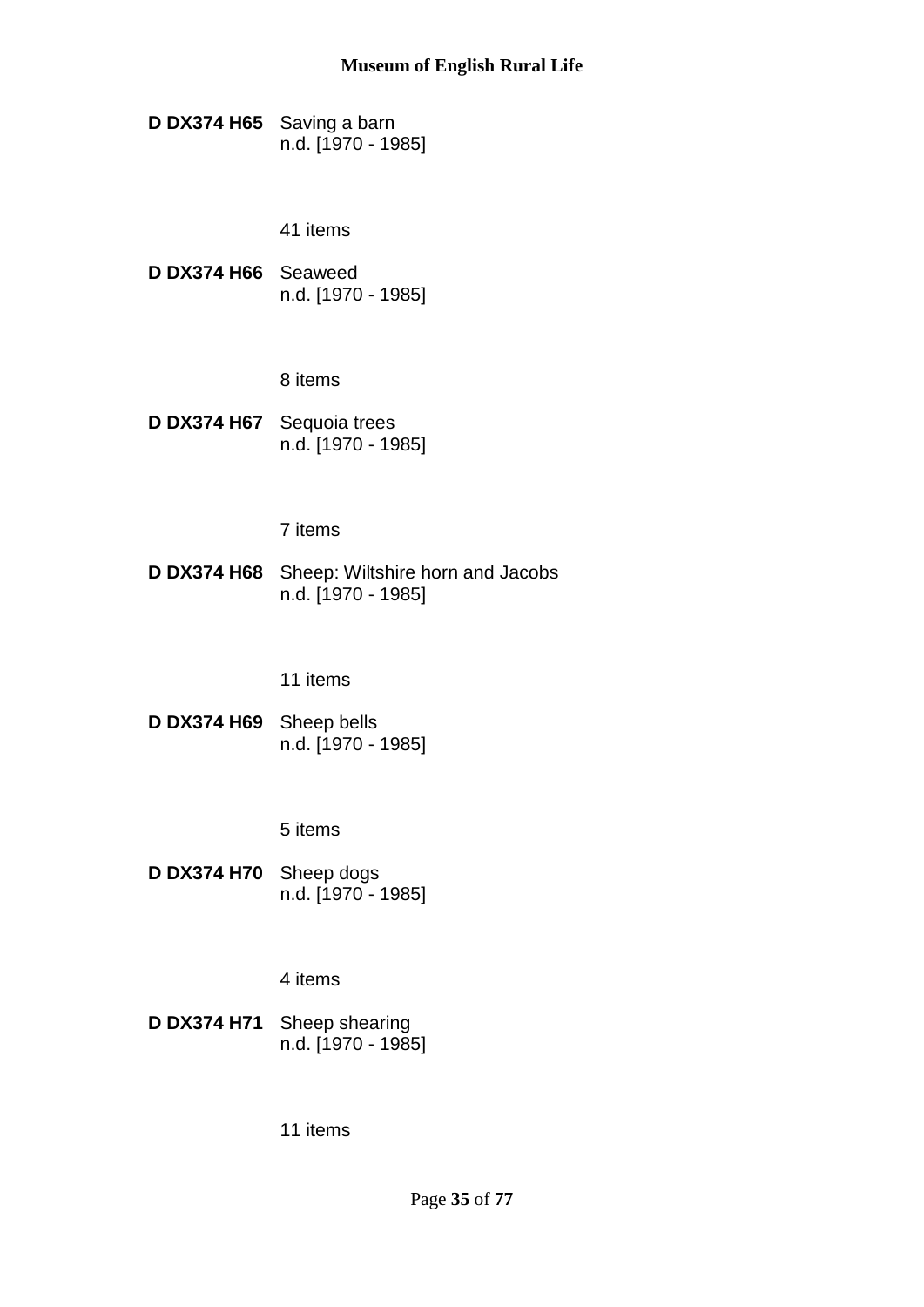**D DX374 H65** Saving a barn
n.d. [1970 - 1985]

41 items

**D DX374 H66** Seaweed
n.d. [1970 - 1985]

8 items

**D DX374 H67** Sequoia trees
n.d. [1970 - 1985]

7 items

**D DX374 H68** Sheep: Wiltshire horn and Jacobs
n.d. [1970 - 1985]

11 items

**D DX374 H69** Sheep bells
n.d. [1970 - 1985]

5 items

**D DX374 H70** Sheep dogs
n.d. [1970 - 1985]

4 items

**D DX374 H71** Sheep shearing
n.d. [1970 - 1985]

11 items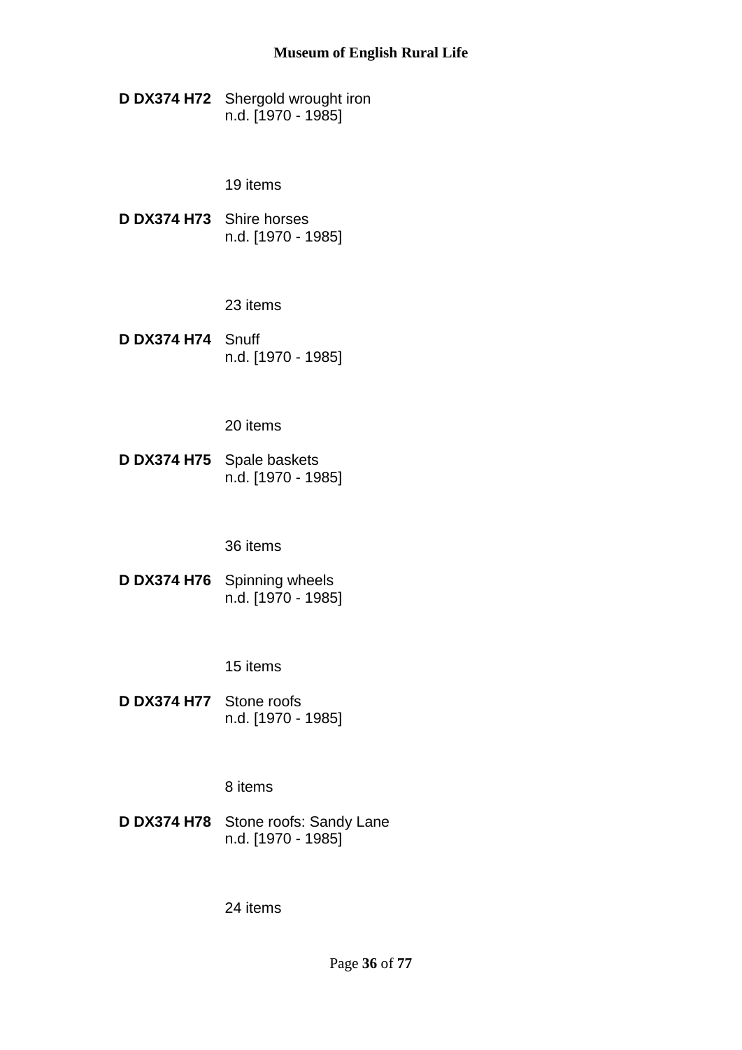**D DX374 H72** Shergold wrought iron
n.d. [1970 - 1985]

19 items

**D DX374 H73** Shire horses
n.d. [1970 - 1985]

23 items

**D DX374 H74** Snuff
n.d. [1970 - 1985]

20 items

**D DX374 H75** Spale baskets
n.d. [1970 - 1985]

36 items

**D DX374 H76** Spinning wheels
n.d. [1970 - 1985]

15 items

**D DX374 H77** Stone roofs
n.d. [1970 - 1985]

8 items

**D DX374 H78** Stone roofs: Sandy Lane
n.d. [1970 - 1985]

24 items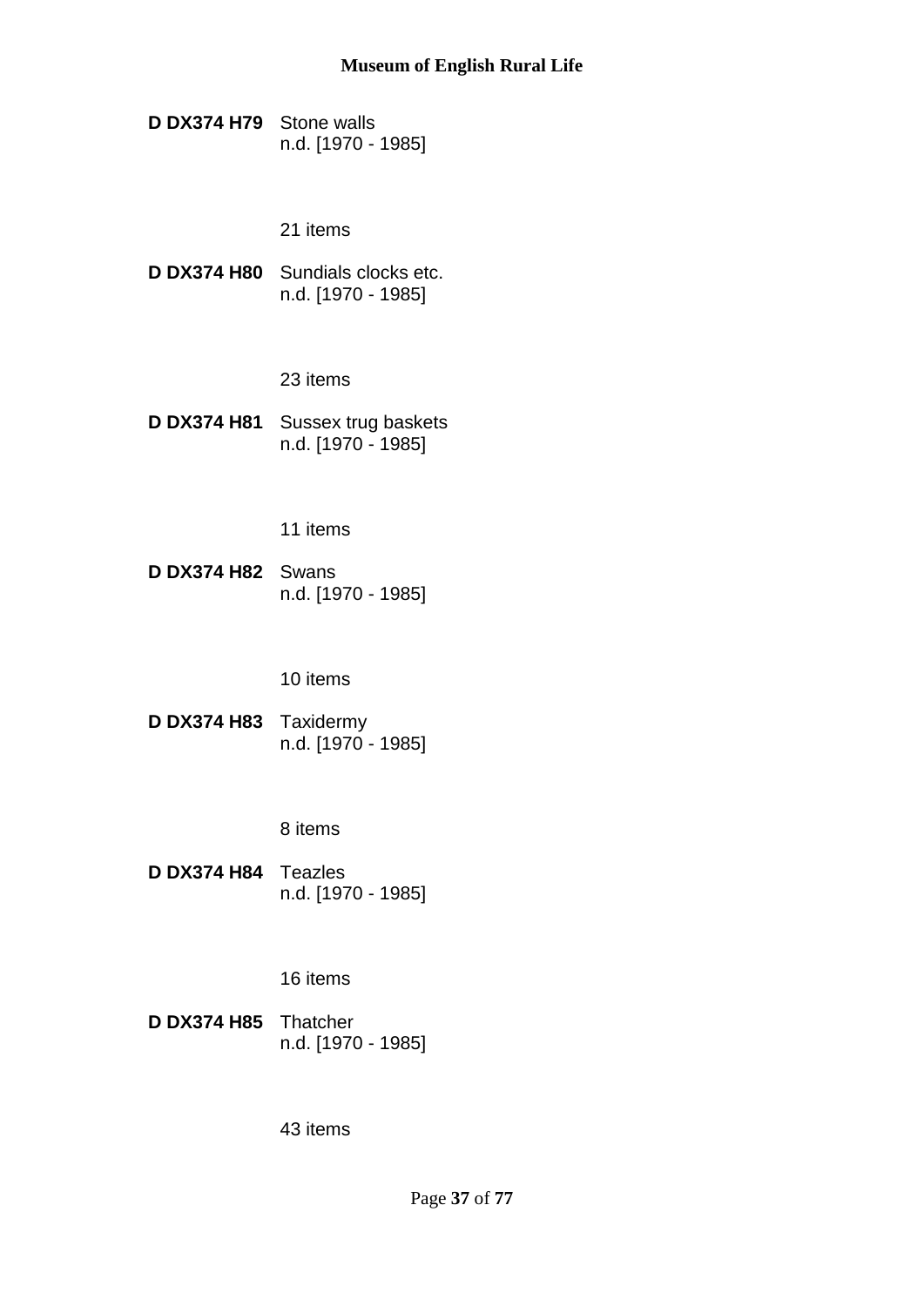**D DX374 H79** Stone walls
n.d. [1970 - 1985]

21 items

**D DX374 H80** Sundials clocks etc.
n.d. [1970 - 1985]

23 items

**D DX374 H81** Sussex trug baskets
n.d. [1970 - 1985]

11 items

**D DX374 H82** Swans
n.d. [1970 - 1985]

10 items

**D DX374 H83** Taxidermy
n.d. [1970 - 1985]

8 items

**D DX374 H84** Teazles
n.d. [1970 - 1985]

16 items

**D DX374 H85** Thatcher
n.d. [1970 - 1985]

43 items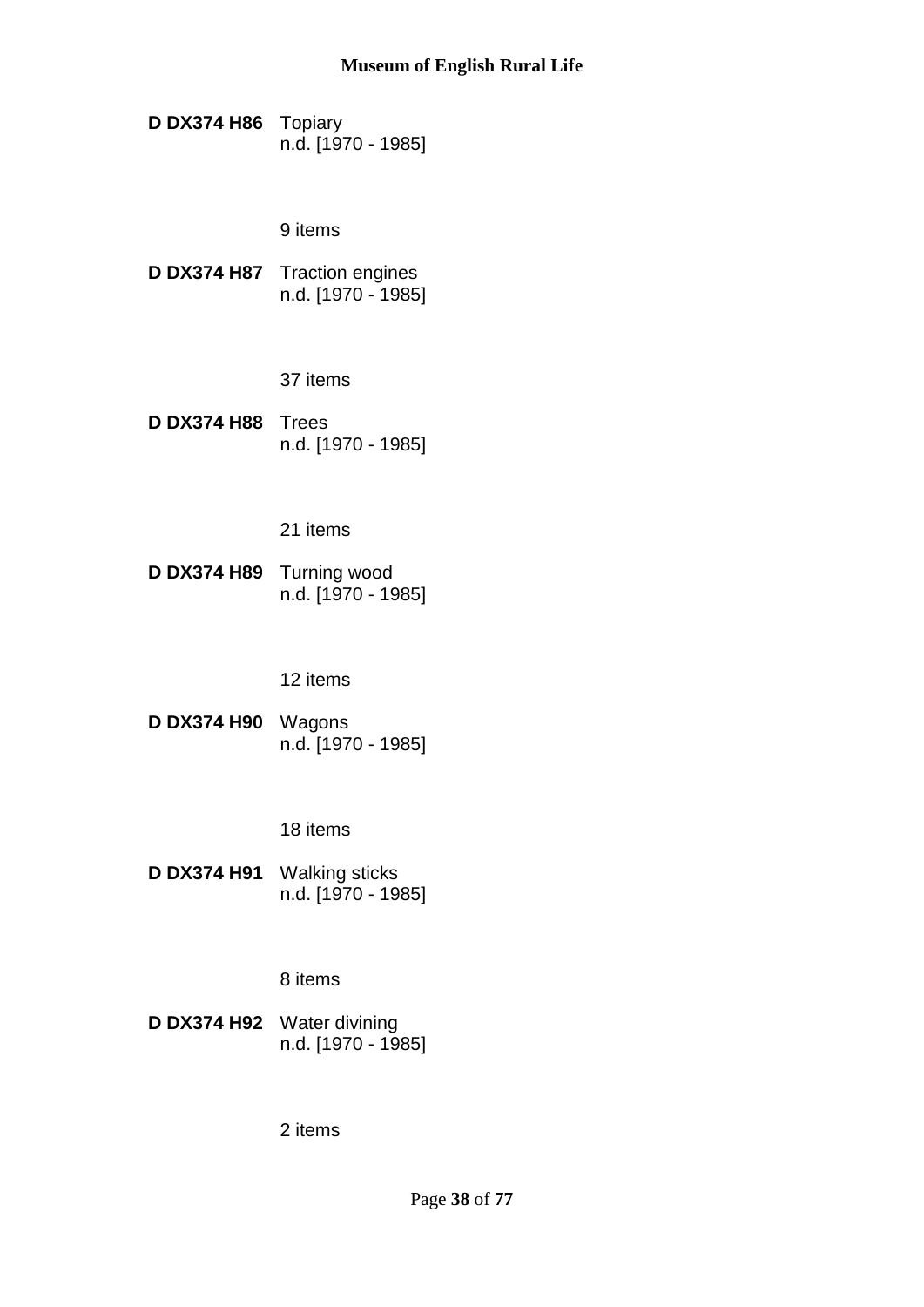**D DX374 H86** Topiary
n.d. [1970 - 1985]

9 items

**D DX374 H87** Traction engines
n.d. [1970 - 1985]

37 items

**D DX374 H88** Trees
n.d. [1970 - 1985]

21 items

**D DX374 H89** Turning wood
n.d. [1970 - 1985]

12 items

**D DX374 H90** Wagons
n.d. [1970 - 1985]

18 items

**D DX374 H91** Walking sticks
n.d. [1970 - 1985]

8 items

**D DX374 H92** Water divining
n.d. [1970 - 1985]

2 items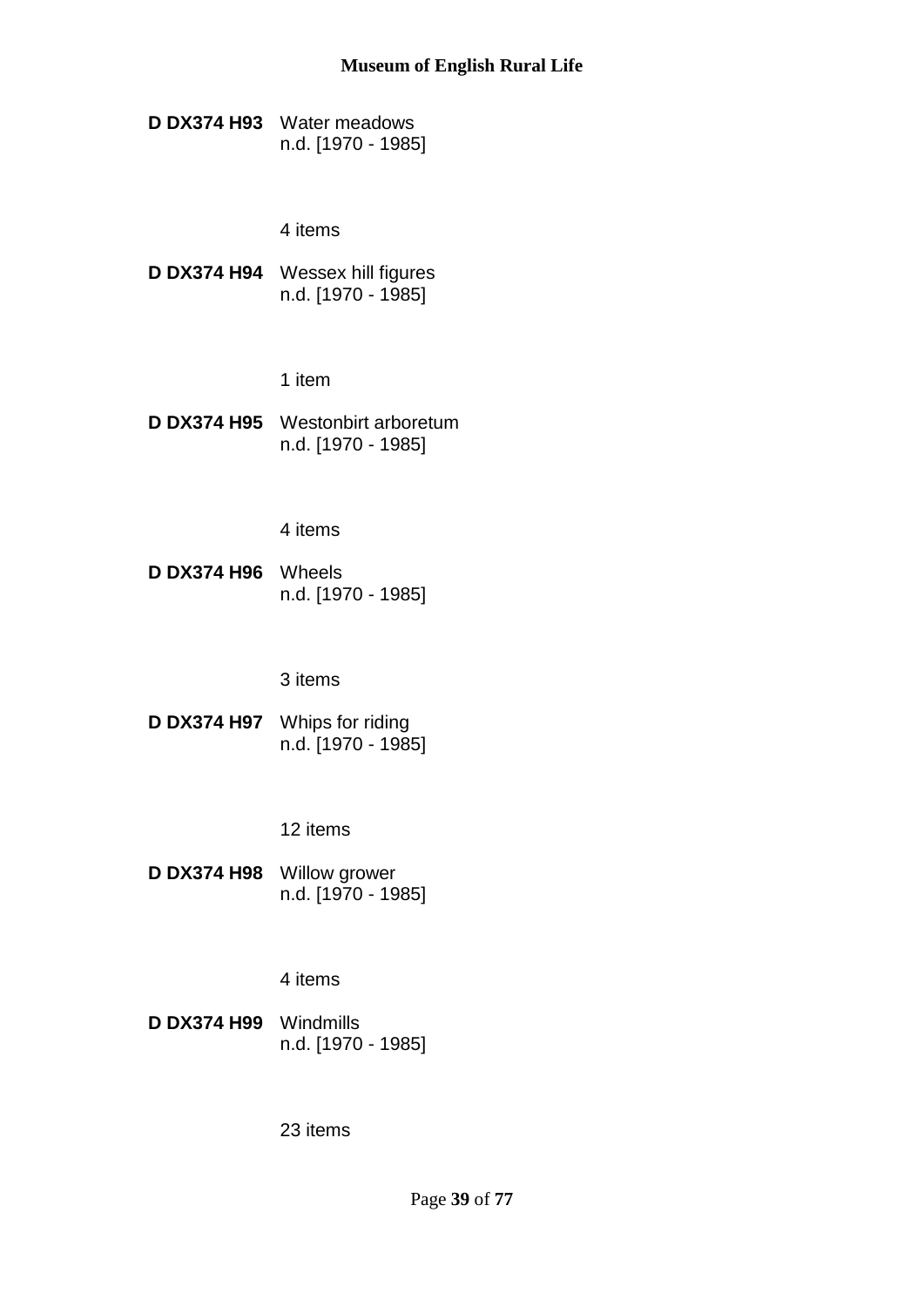**D DX374 H93** Water meadows
n.d. [1970 - 1985]

4 items

**D DX374 H94** Wessex hill figures
n.d. [1970 - 1985]

1 item

**D DX374 H95** Westonbirt arboretum
n.d. [1970 - 1985]

4 items

**D DX374 H96** Wheels
n.d. [1970 - 1985]

3 items

**D DX374 H97** Whips for riding
n.d. [1970 - 1985]

12 items

**D DX374 H98** Willow grower
n.d. [1970 - 1985]

4 items

**D DX374 H99** Windmills
n.d. [1970 - 1985]

23 items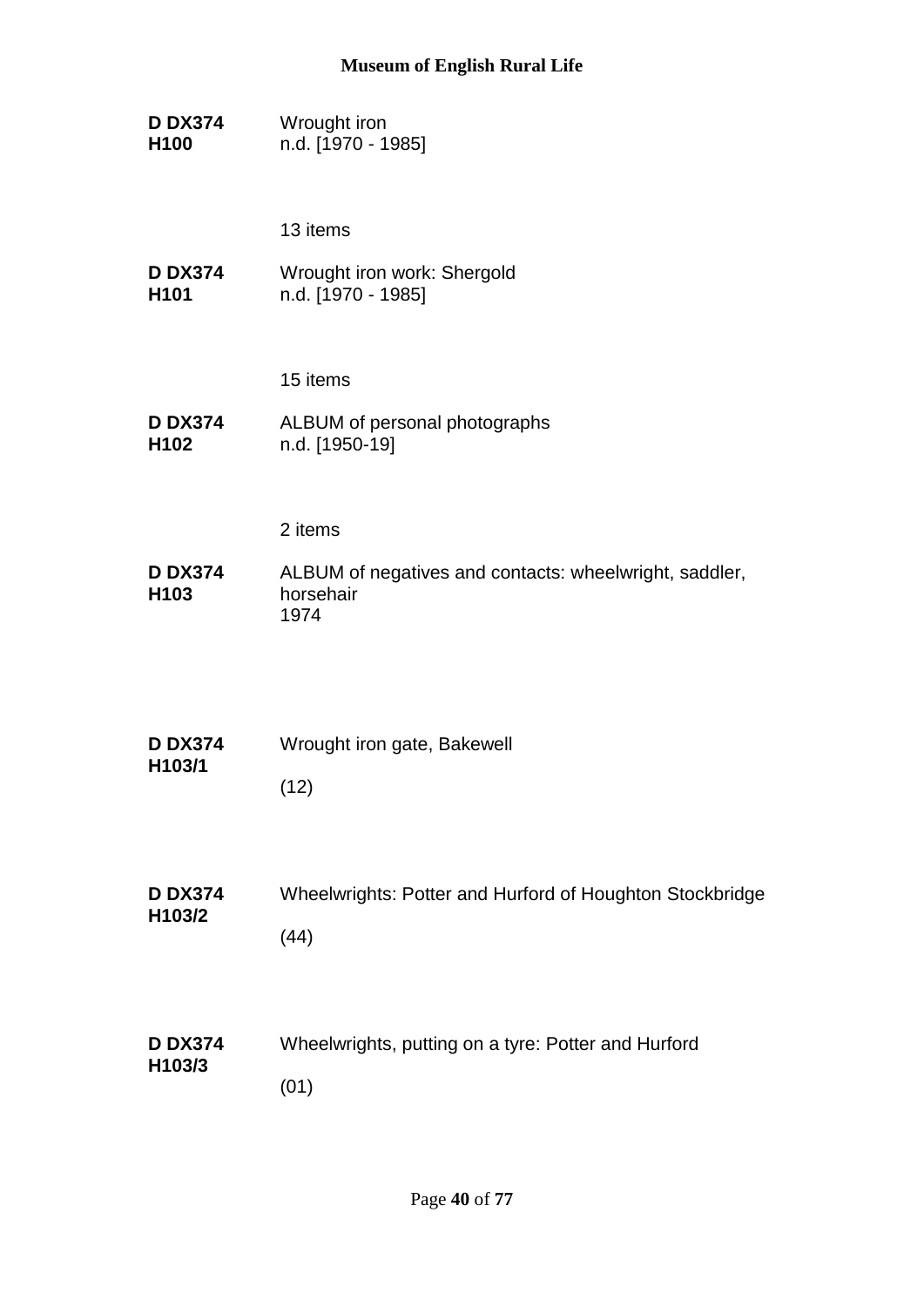**D DX374 H100** Wrought iron
n.d. [1970 - 1985]

13 items

**D DX374 H101** Wrought iron work: Shergold
n.d. [1970 - 1985]

15 items

**D DX374 H102** ALBUM of personal photographs
n.d. [1950-19]

2 items

**D DX374 H103** ALBUM of negatives and contacts: wheelwright, saddler, horsehair
1974

**D DX374 H103/1** Wrought iron gate, Bakewell

(12)

**D DX374 H103/2** Wheelwrights: Potter and Hurford of Houghton Stockbridge

(44)

**D DX374 H103/3** Wheelwrights, putting on a tyre: Potter and Hurford

(01)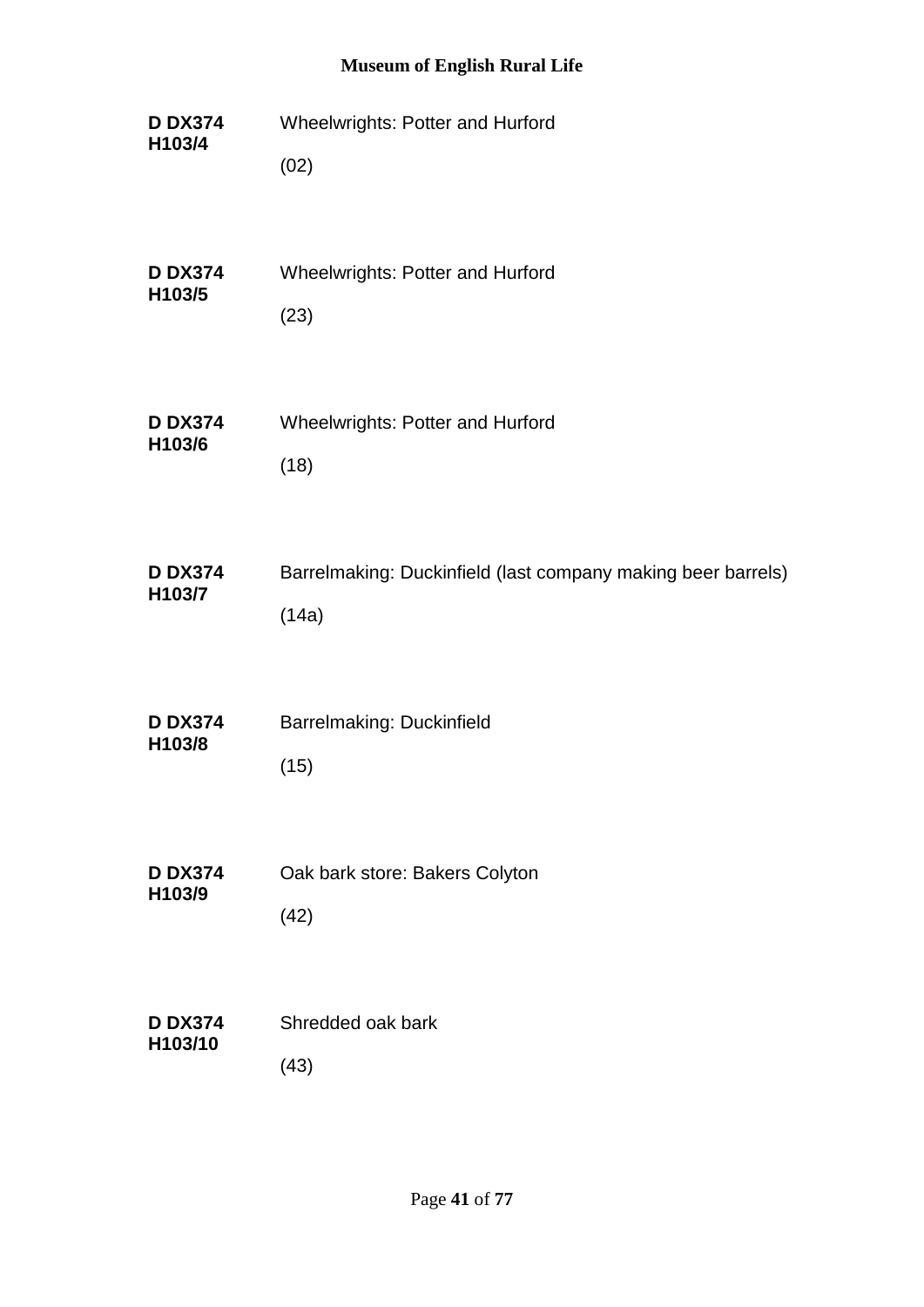**D DX374 H103/4**

Wheelwrights: Potter and Hurford

(02)

**D DX374 H103/5**

Wheelwrights: Potter and Hurford

(23)

**D DX374 H103/6**

Wheelwrights: Potter and Hurford

(18)

**D DX374 H103/7**

Barrelmaking: Duckinfield (last company making beer barrels)

(14a)

**D DX374 H103/8**

Barrelmaking: Duckinfield

(15)

**D DX374 H103/9**

Oak bark store: Bakers Colyton

(42)

**D DX374 H103/10**

Shredded oak bark

(43)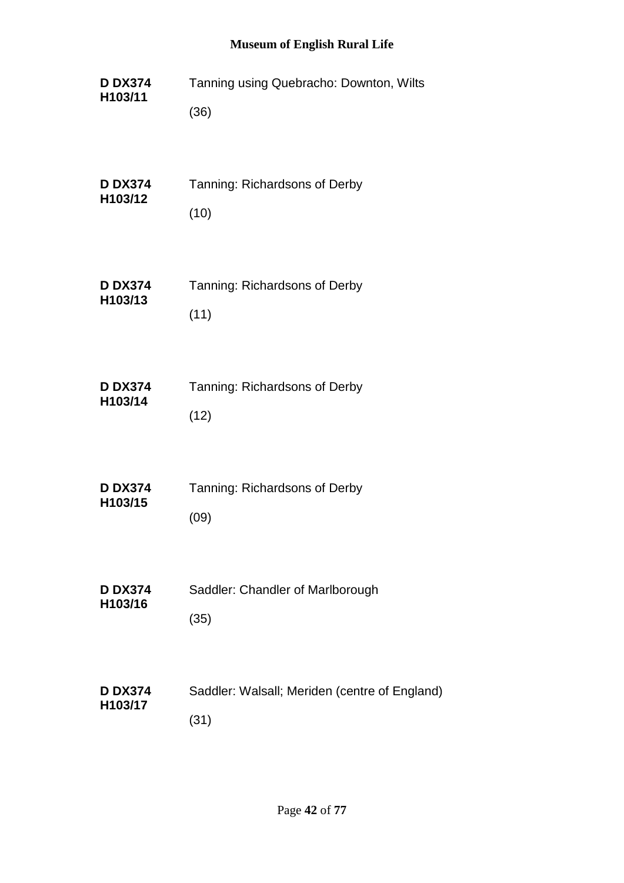**D DX374 H103/11** Tanning using Quebracho: Downton, Wilts

(36)

**D DX374 H103/12** Tanning: Richardsons of Derby

(10)

**D DX374 H103/13** Tanning: Richardsons of Derby

(11)

**D DX374 H103/14** Tanning: Richardsons of Derby

(12)

**D DX374 H103/15** Tanning: Richardsons of Derby

(09)

**D DX374 H103/16** Saddler: Chandler of Marlborough

(35)

**D DX374 H103/17** Saddler: Walsall; Meriden (centre of England)

(31)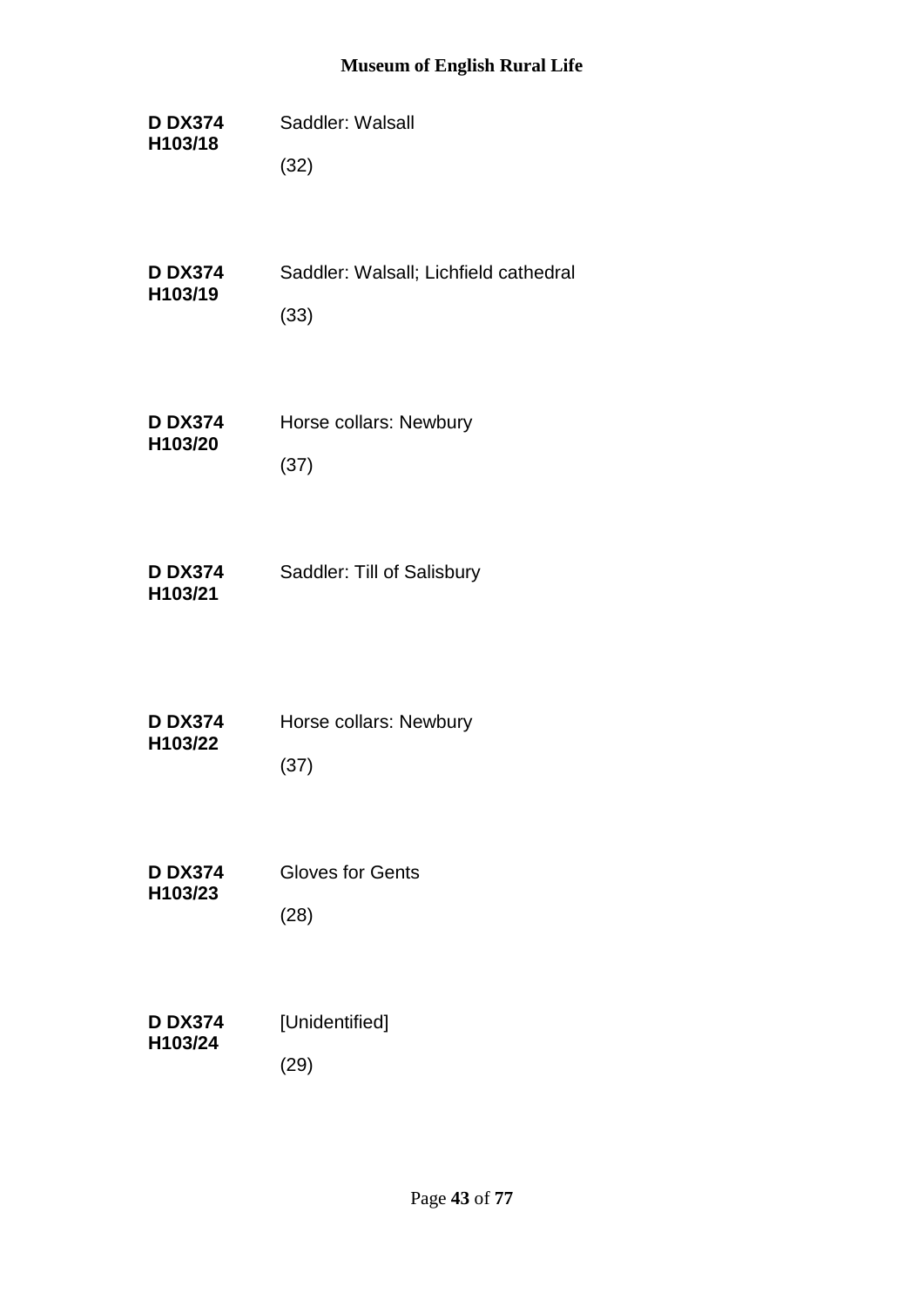**D DX374 H103/18**

Saddler: Walsall

(32)

**D DX374 H103/19**

Saddler: Walsall; Lichfield cathedral

(33)

**D DX374 H103/20**

Horse collars: Newbury

(37)

**D DX374 H103/21**

Saddler: Till of Salisbury

**D DX374 H103/22**

Horse collars: Newbury

(37)

**D DX374 H103/23**

Gloves for Gents

(28)

**D DX374 H103/24**

[Unidentified]

(29)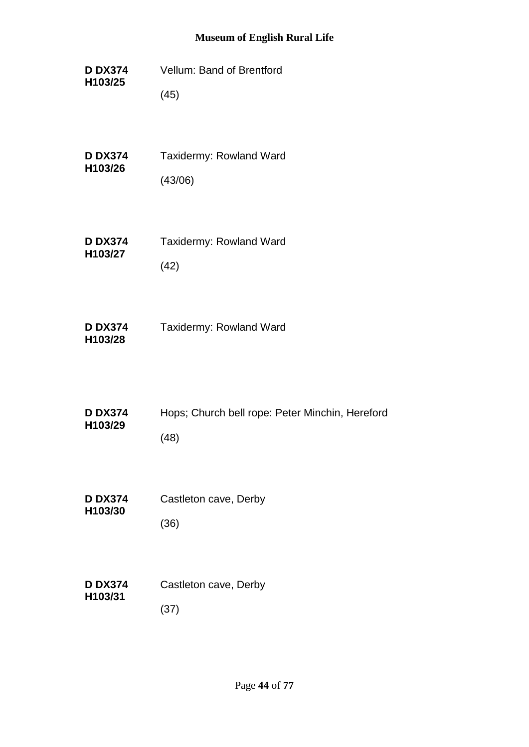**D DX374 H103/25**

Vellum: Band of Brentford

(45)

**D DX374 H103/26**

Taxidermy: Rowland Ward

(43/06)

**D DX374 H103/27**

Taxidermy: Rowland Ward

(42)

**D DX374 H103/28**

Taxidermy: Rowland Ward

**D DX374 H103/29**

Hops; Church bell rope: Peter Minchin, Hereford

(48)

**D DX374 H103/30**

Castleton cave, Derby

(36)

**D DX374 H103/31**

Castleton cave, Derby

(37)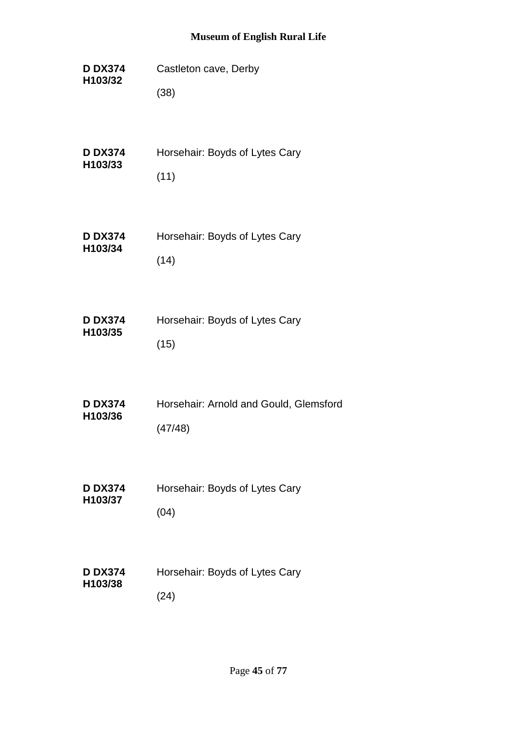**D DX374 H103/32**

Castleton cave, Derby

(38)

**D DX374 H103/33**

Horsehair: Boyds of Lytes Cary

(11)

**D DX374 H103/34**

Horsehair: Boyds of Lytes Cary

(14)

**D DX374 H103/35**

Horsehair: Boyds of Lytes Cary

(15)

**D DX374 H103/36**

Horsehair: Arnold and Gould, Glemsford

(47/48)

**D DX374 H103/37**

Horsehair: Boyds of Lytes Cary

(04)

**D DX374 H103/38**

Horsehair: Boyds of Lytes Cary

(24)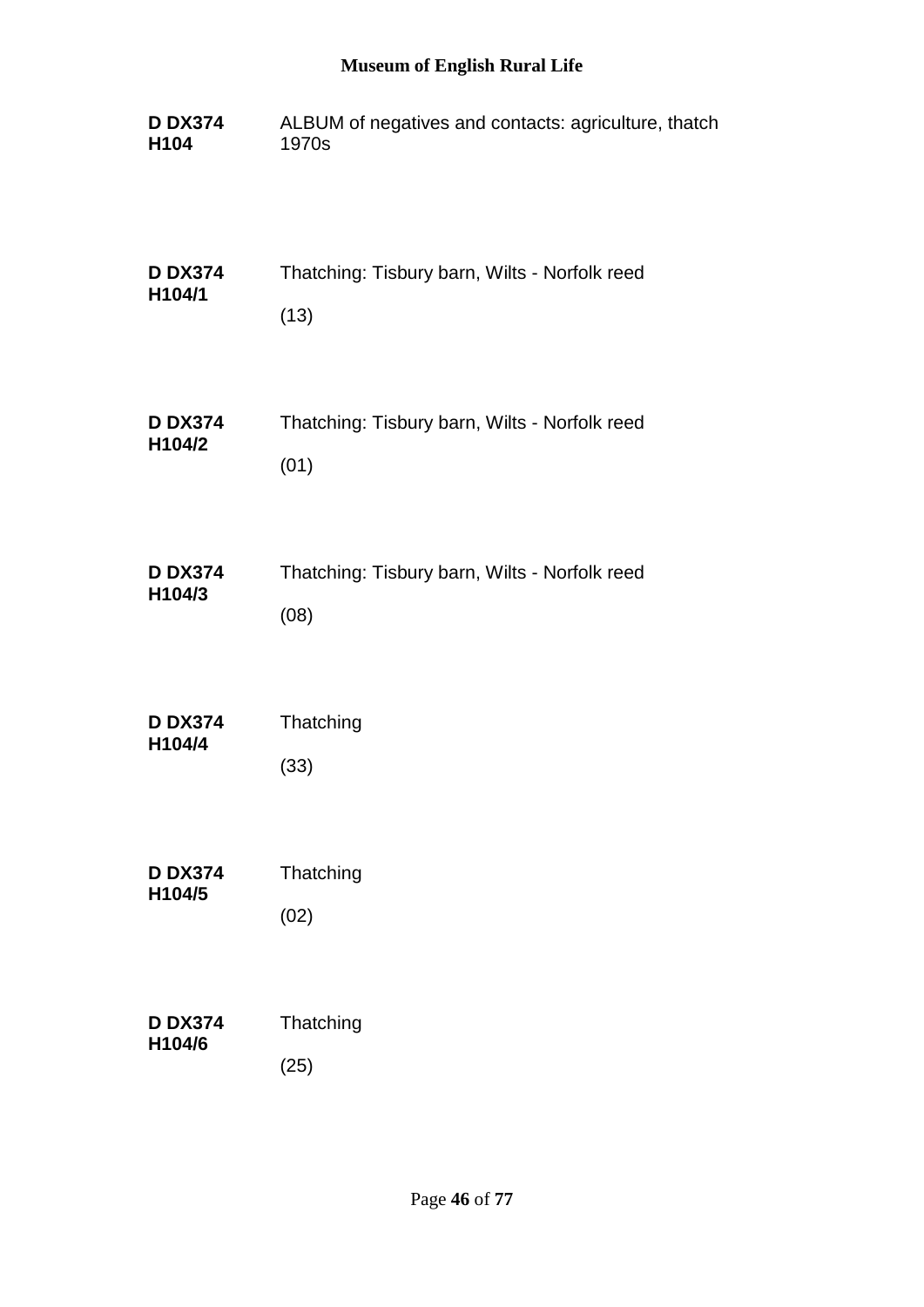**D DX374 H104**
ALBUM of negatives and contacts: agriculture, thatch
1970s

**D DX374 H104/1**
Thatching: Tisbury barn, Wilts - Norfolk reed

(13)

**D DX374 H104/2**
Thatching: Tisbury barn, Wilts - Norfolk reed

(01)

**D DX374 H104/3**
Thatching: Tisbury barn, Wilts - Norfolk reed

(08)

**D DX374 H104/4**
Thatching

(33)

**D DX374 H104/5**
Thatching

(02)

**D DX374 H104/6**
Thatching

(25)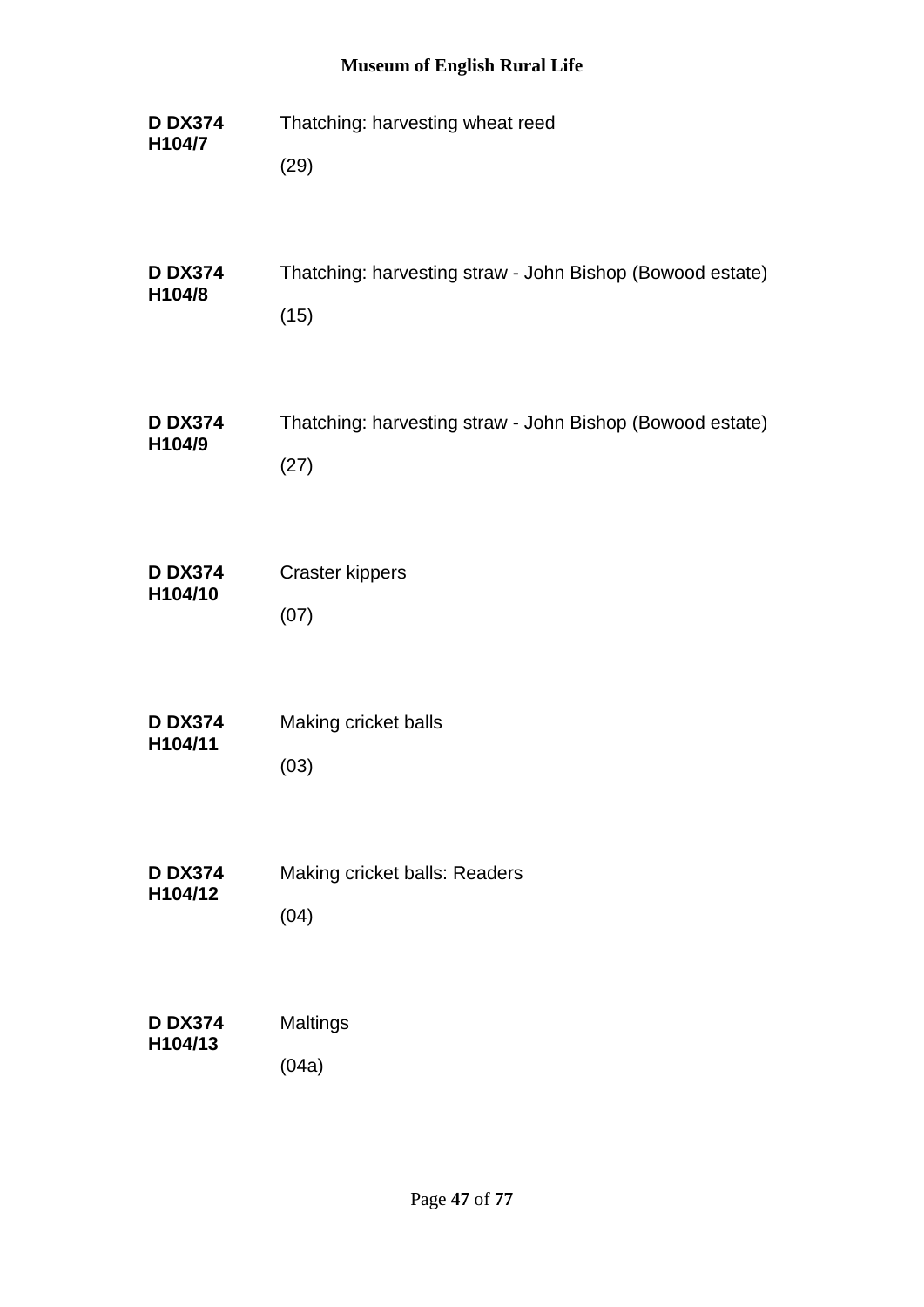**D DX374 H104/7**

Thatching: harvesting wheat reed

(29)

**D DX374 H104/8**

Thatching: harvesting straw - John Bishop (Bowood estate)

(15)

**D DX374 H104/9**

Thatching: harvesting straw - John Bishop (Bowood estate)

(27)

**D DX374 H104/10**

Craster kippers

(07)

**D DX374 H104/11**

Making cricket balls

(03)

**D DX374 H104/12**

Making cricket balls: Readers

(04)

**D DX374 H104/13**

Maltings

(04a)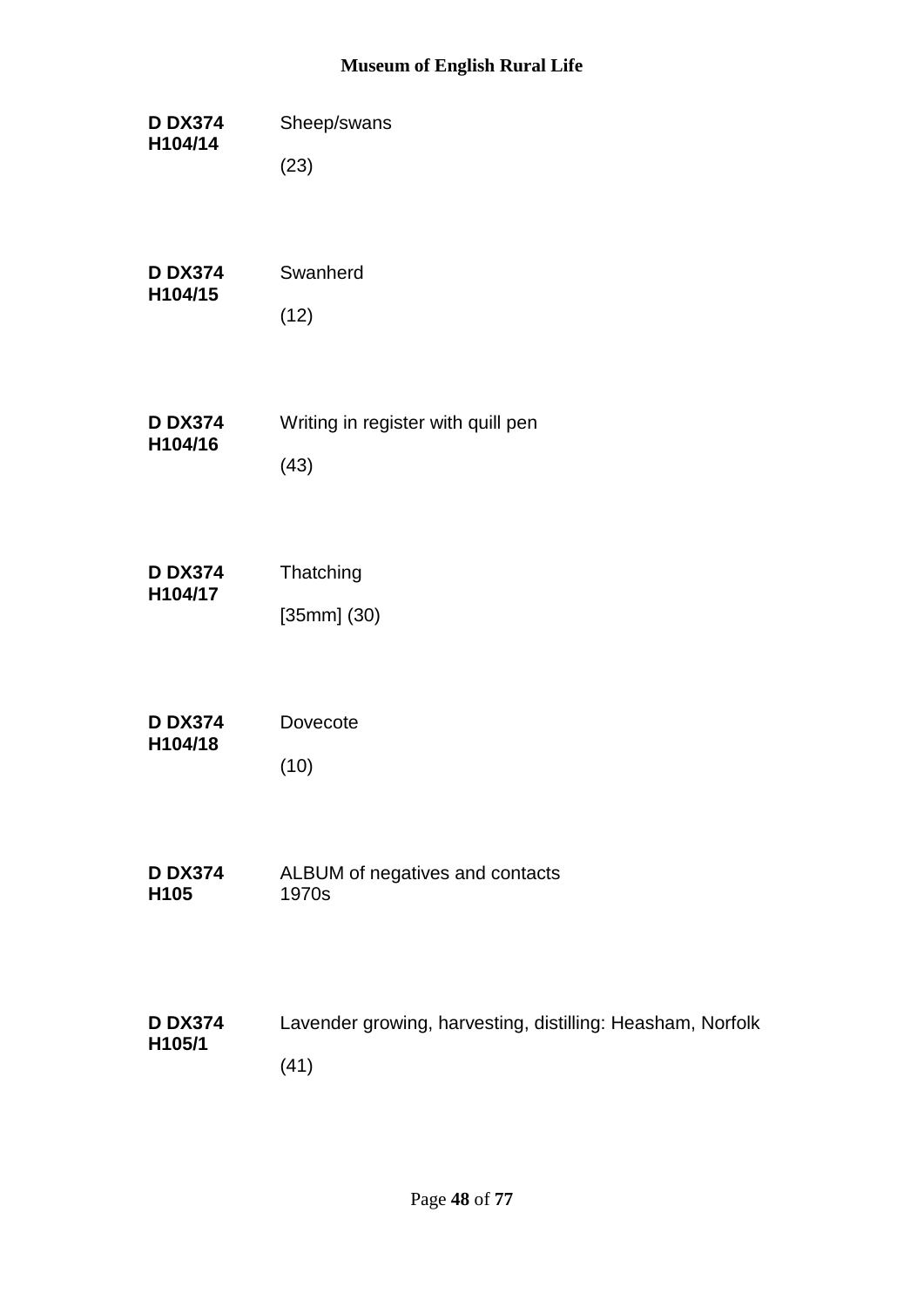| | |
|---|---|
| **D DX374 H104/14** | Sheep/swans<br><br>(23) |
| **D DX374 H104/15** | Swanherd<br><br>(12) |
| **D DX374 H104/16** | Writing in register with quill pen<br><br>(43) |
| **D DX374 H104/17** | Thatching<br><br>[35mm] (30) |
| **D DX374 H104/18** | Dovecote<br><br>(10) |
| **D DX374 H105** | ALBUM of negatives and contacts<br>1970s |
| **D DX374 H105/1** | Lavender growing, harvesting, distilling: Heasham, Norfolk<br><br>(41) |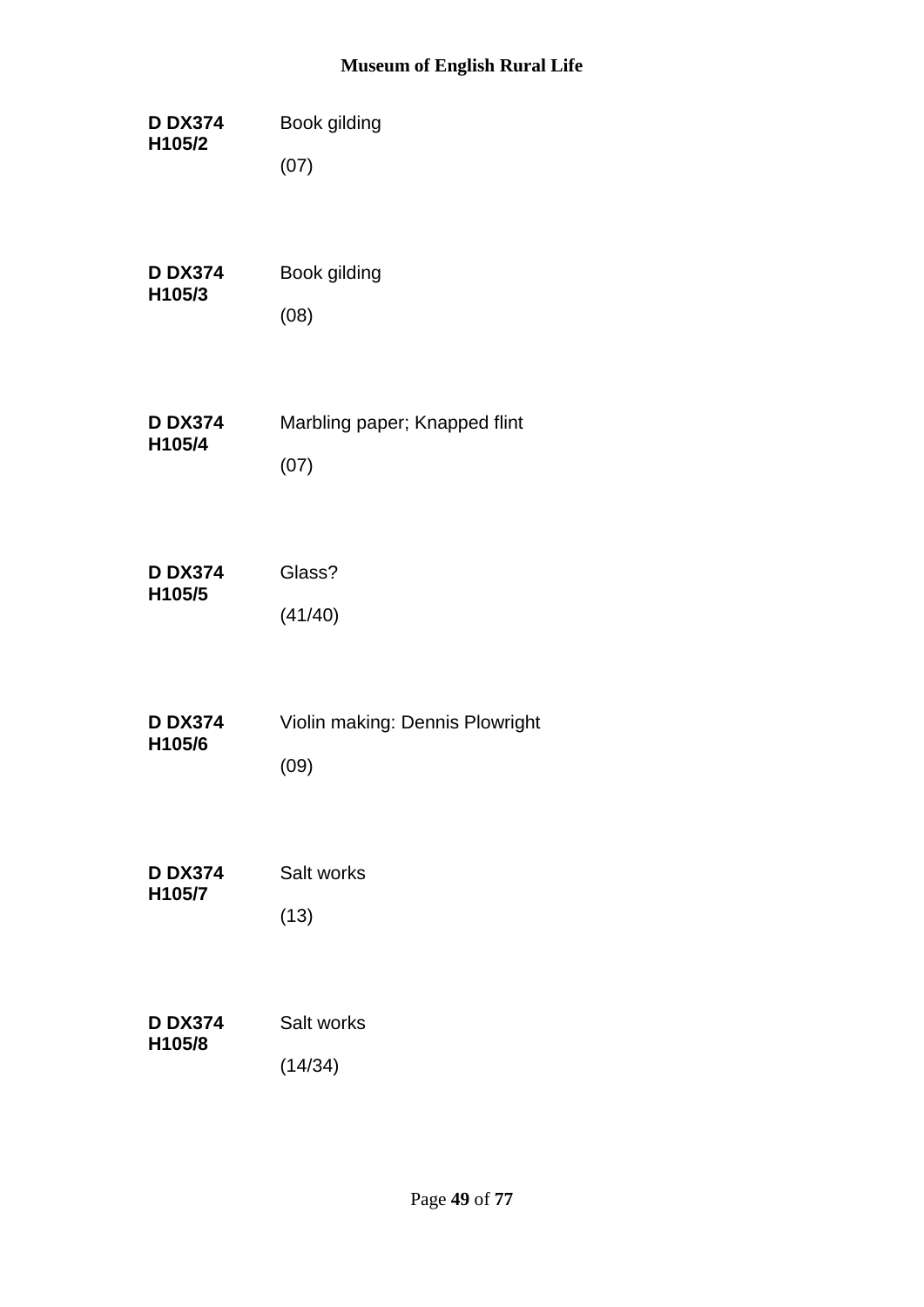**D DX374 H105/2**

Book gilding

(07)

**D DX374 H105/3**

Book gilding

(08)

**D DX374 H105/4**

Marbling paper; Knapped flint

(07)

**D DX374 H105/5**

Glass?

(41/40)

**D DX374 H105/6**

Violin making: Dennis Plowright

(09)

**D DX374 H105/7**

Salt works

(13)

**D DX374 H105/8**

Salt works

(14/34)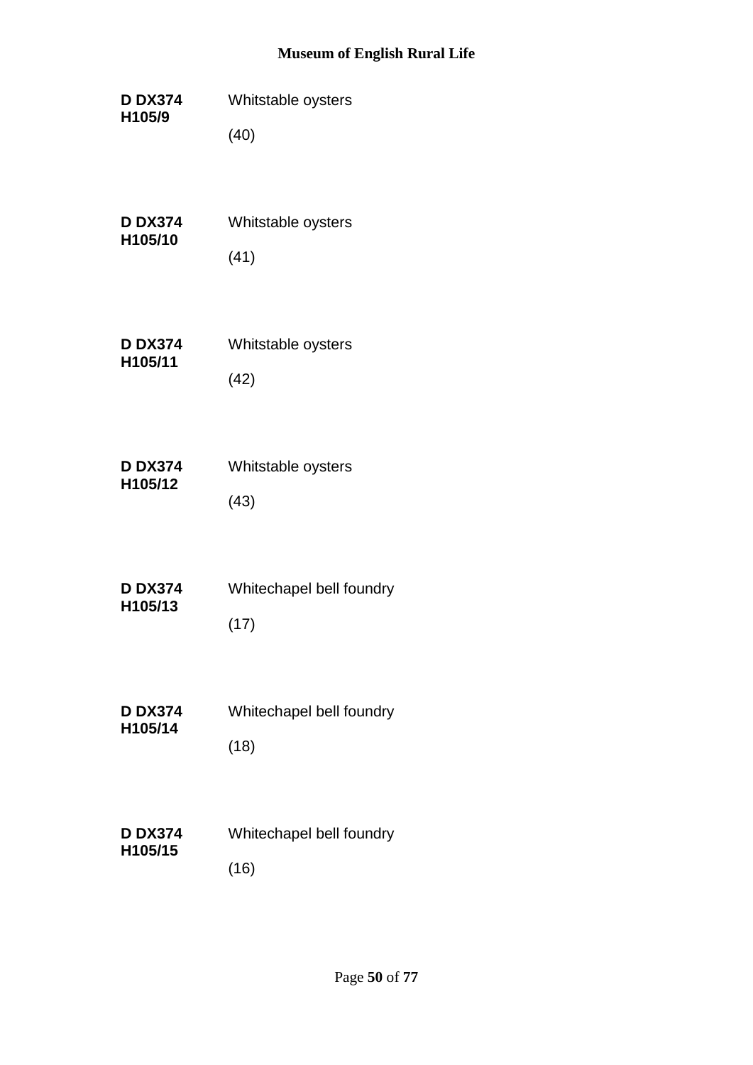**D DX374 H105/9**

Whitstable oysters

(40)

**D DX374 H105/10**

Whitstable oysters

(41)

**D DX374 H105/11**

Whitstable oysters

(42)

**D DX374 H105/12**

Whitstable oysters

(43)

**D DX374 H105/13**

Whitechapel bell foundry

(17)

**D DX374 H105/14**

Whitechapel bell foundry

(18)

**D DX374 H105/15**

Whitechapel bell foundry

(16)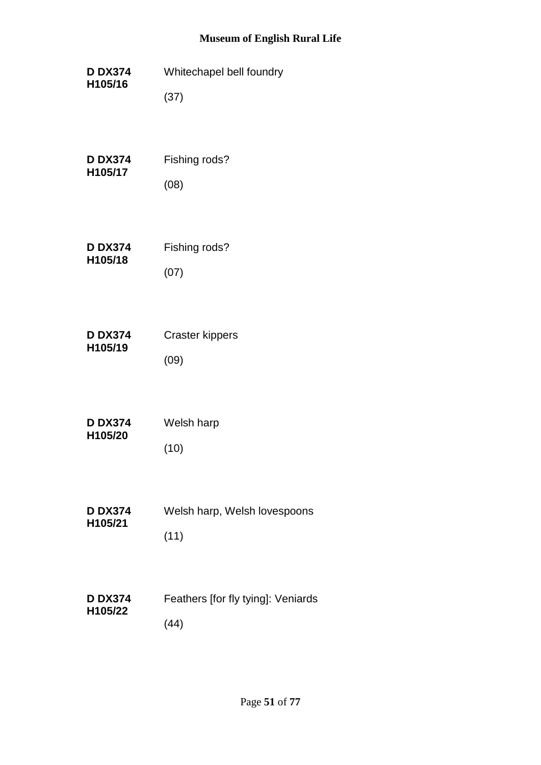**D DX374 H105/16**

Whitechapel bell foundry

(37)

**D DX374 H105/17**

Fishing rods?

(08)

**D DX374 H105/18**

Fishing rods?

(07)

**D DX374 H105/19**

Craster kippers

(09)

**D DX374 H105/20**

Welsh harp

(10)

**D DX374 H105/21**

Welsh harp, Welsh lovespoons

(11)

**D DX374 H105/22**

Feathers [for fly tying]: Veniards

(44)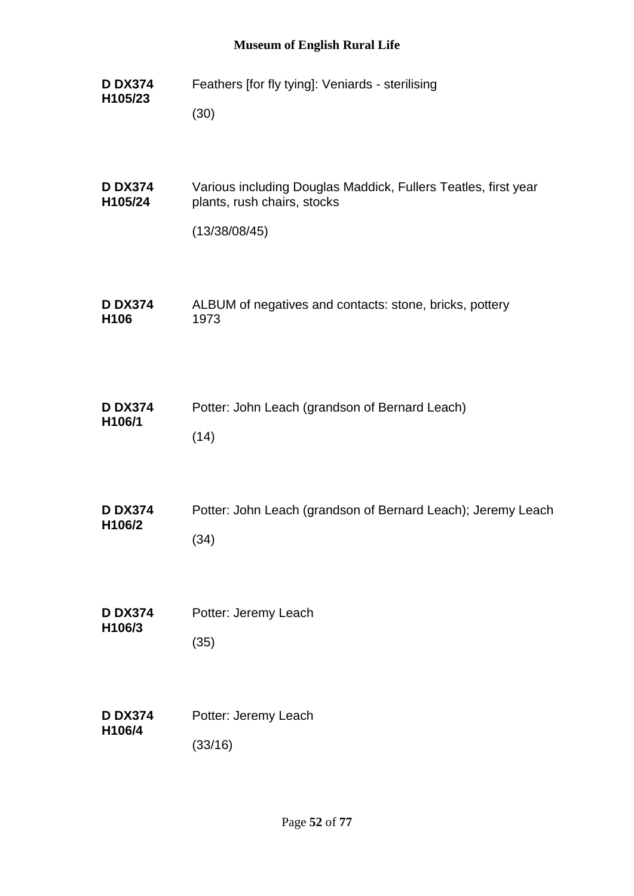**D DX374 H105/23**
Feathers [for fly tying]: Veniards - sterilising

(30)

**D DX374 H105/24**
Various including Douglas Maddick, Fullers Teatles, first year plants, rush chairs, stocks

(13/38/08/45)

**D DX374 H106**
ALBUM of negatives and contacts: stone, bricks, pottery 1973

**D DX374 H106/1**
Potter: John Leach (grandson of Bernard Leach)

(14)

**D DX374 H106/2**
Potter: John Leach (grandson of Bernard Leach); Jeremy Leach

(34)

**D DX374 H106/3**
Potter: Jeremy Leach

(35)

**D DX374 H106/4**
Potter: Jeremy Leach

(33/16)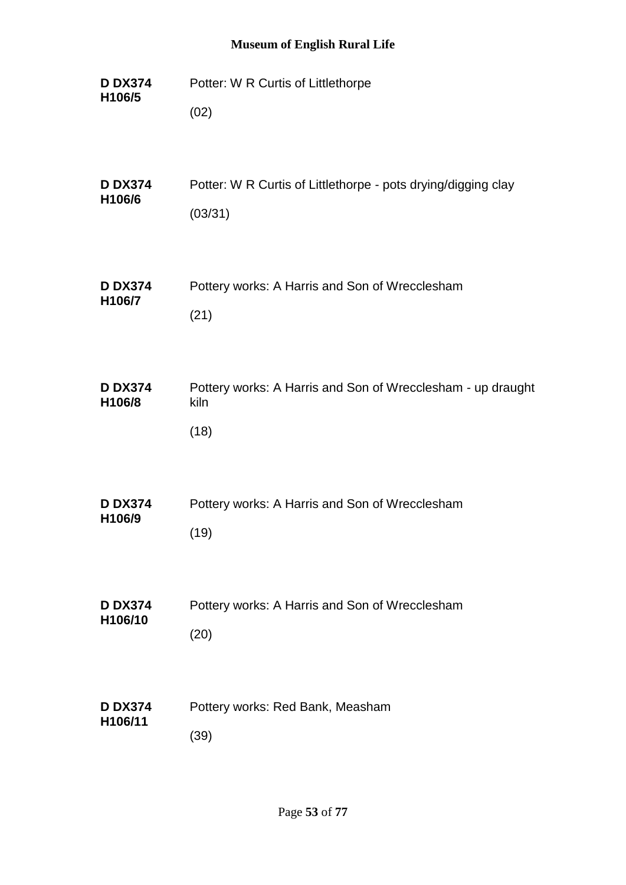**D DX374 H106/5**

Potter: W R Curtis of Littlethorpe

(02)

**D DX374 H106/6**

Potter: W R Curtis of Littlethorpe - pots drying/digging clay

(03/31)

**D DX374 H106/7**

Pottery works: A Harris and Son of Wrecclesham

(21)

**D DX374 H106/8**

Pottery works: A Harris and Son of Wrecclesham - up draught kiln

(18)

**D DX374 H106/9**

Pottery works: A Harris and Son of Wrecclesham

(19)

**D DX374 H106/10**

Pottery works: A Harris and Son of Wrecclesham

(20)

**D DX374 H106/11**

Pottery works: Red Bank, Measham

(39)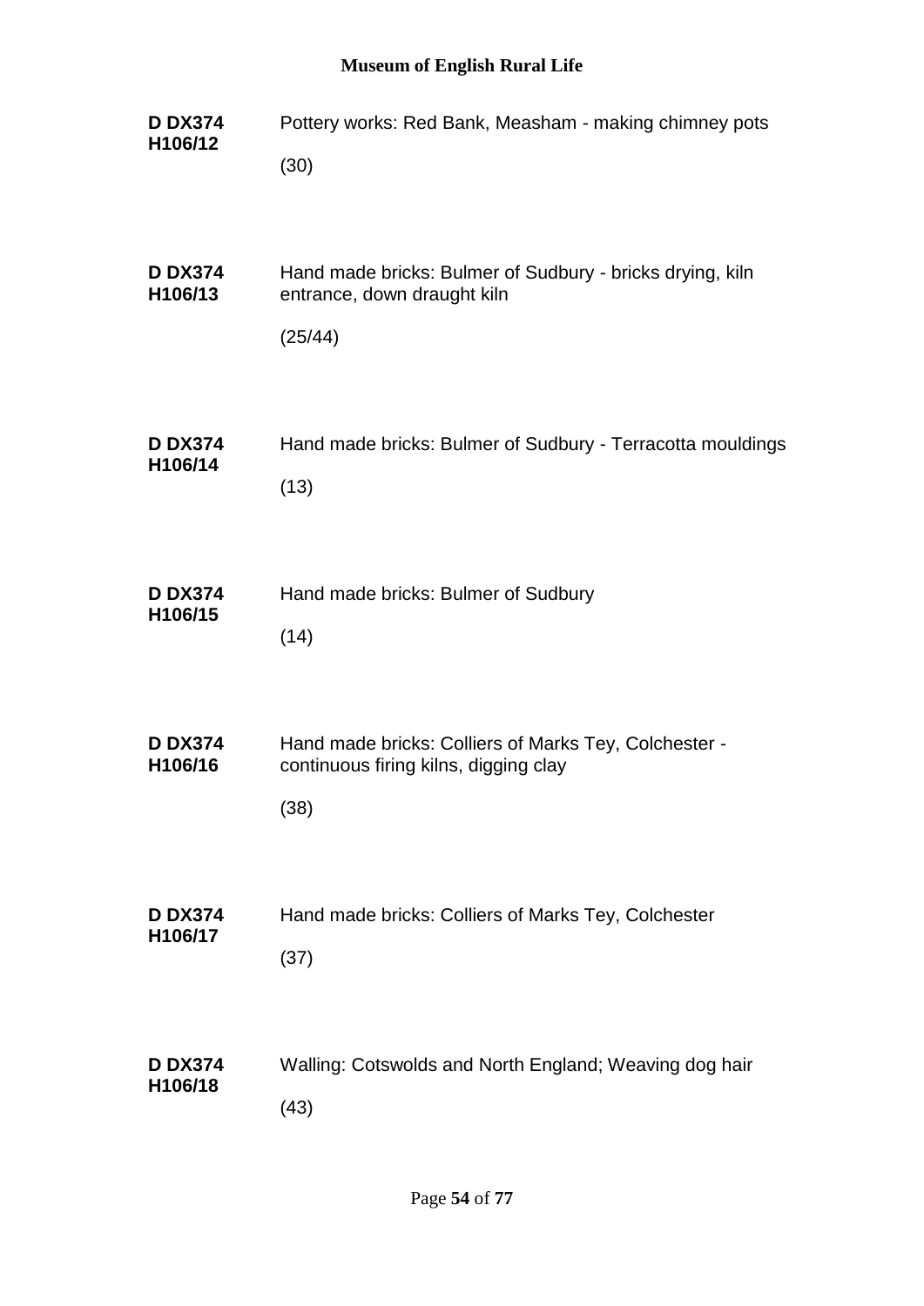**D DX374 H106/12**
Pottery works: Red Bank, Measham - making chimney pots

(30)

**D DX374 H106/13**
Hand made bricks: Bulmer of Sudbury - bricks drying, kiln entrance, down draught kiln

(25/44)

**D DX374 H106/14**
Hand made bricks: Bulmer of Sudbury - Terracotta mouldings

(13)

**D DX374 H106/15**
Hand made bricks: Bulmer of Sudbury

(14)

**D DX374 H106/16**
Hand made bricks: Colliers of Marks Tey, Colchester - continuous firing kilns, digging clay

(38)

**D DX374 H106/17**
Hand made bricks: Colliers of Marks Tey, Colchester

(37)

**D DX374 H106/18**
Walling: Cotswolds and North England; Weaving dog hair

(43)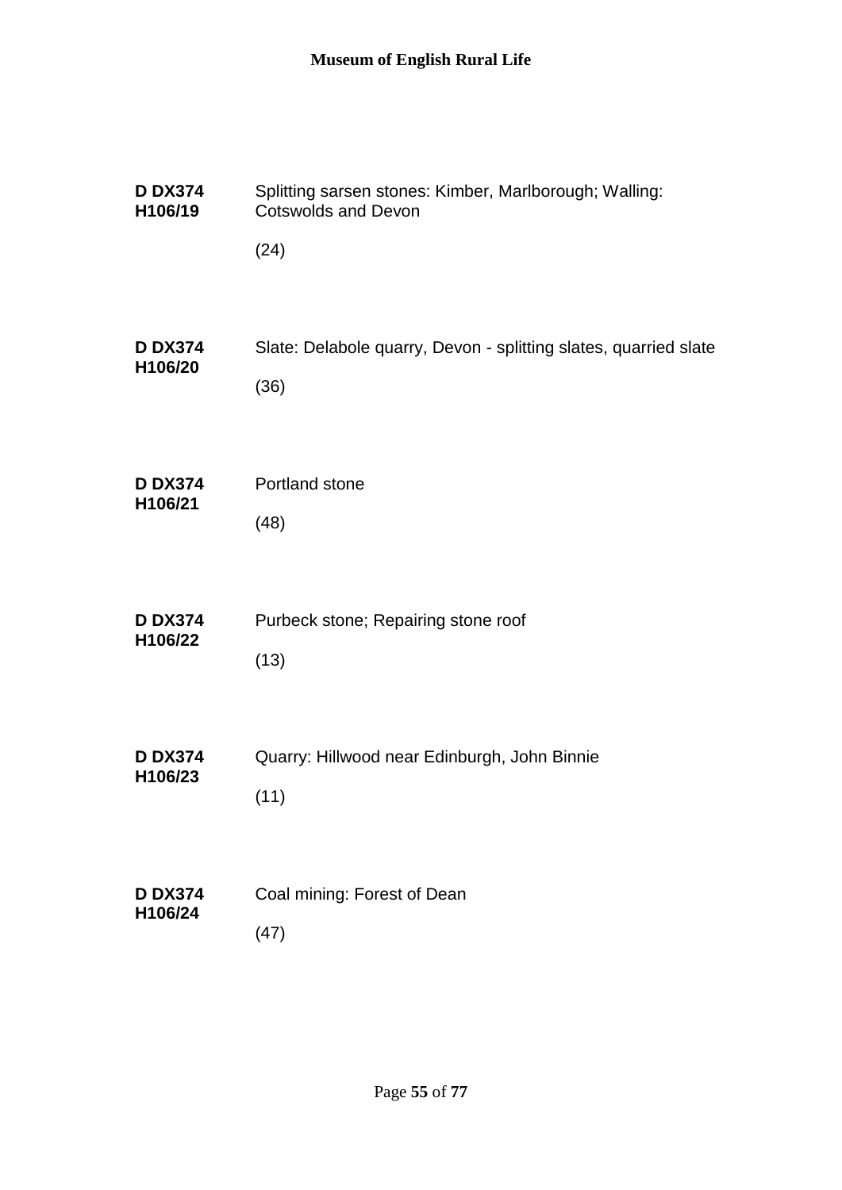**D DX374 H106/19** Splitting sarsen stones: Kimber, Marlborough; Walling: Cotswolds and Devon

(24)

**D DX374 H106/20** Slate: Delabole quarry, Devon - splitting slates, quarried slate

(36)

**D DX374 H106/21** Portland stone

(48)

**D DX374 H106/22** Purbeck stone; Repairing stone roof

(13)

**D DX374 H106/23** Quarry: Hillwood near Edinburgh, John Binnie

(11)

**D DX374 H106/24** Coal mining: Forest of Dean

(47)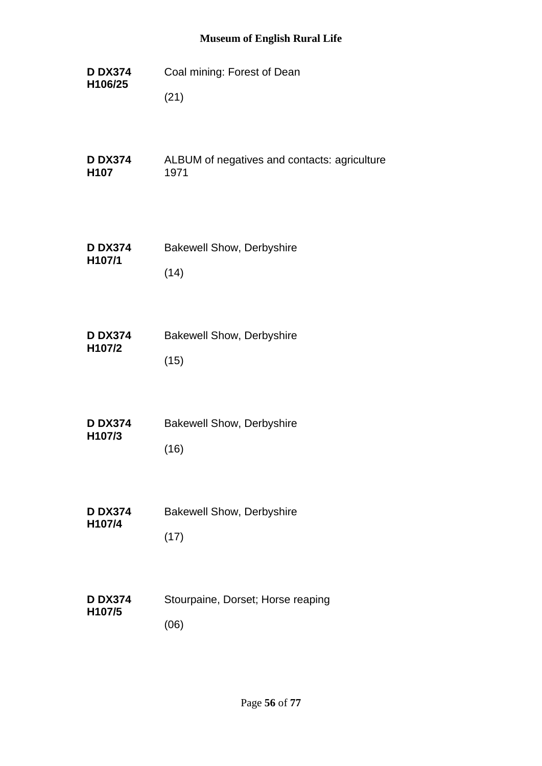**D DX374 H106/25**

Coal mining: Forest of Dean

(21)

**D DX374 H107**

ALBUM of negatives and contacts: agriculture 1971

**D DX374 H107/1**

Bakewell Show, Derbyshire

(14)

**D DX374 H107/2**

Bakewell Show, Derbyshire

(15)

**D DX374 H107/3**

Bakewell Show, Derbyshire

(16)

**D DX374 H107/4**

Bakewell Show, Derbyshire

(17)

**D DX374 H107/5**

Stourpaine, Dorset; Horse reaping

(06)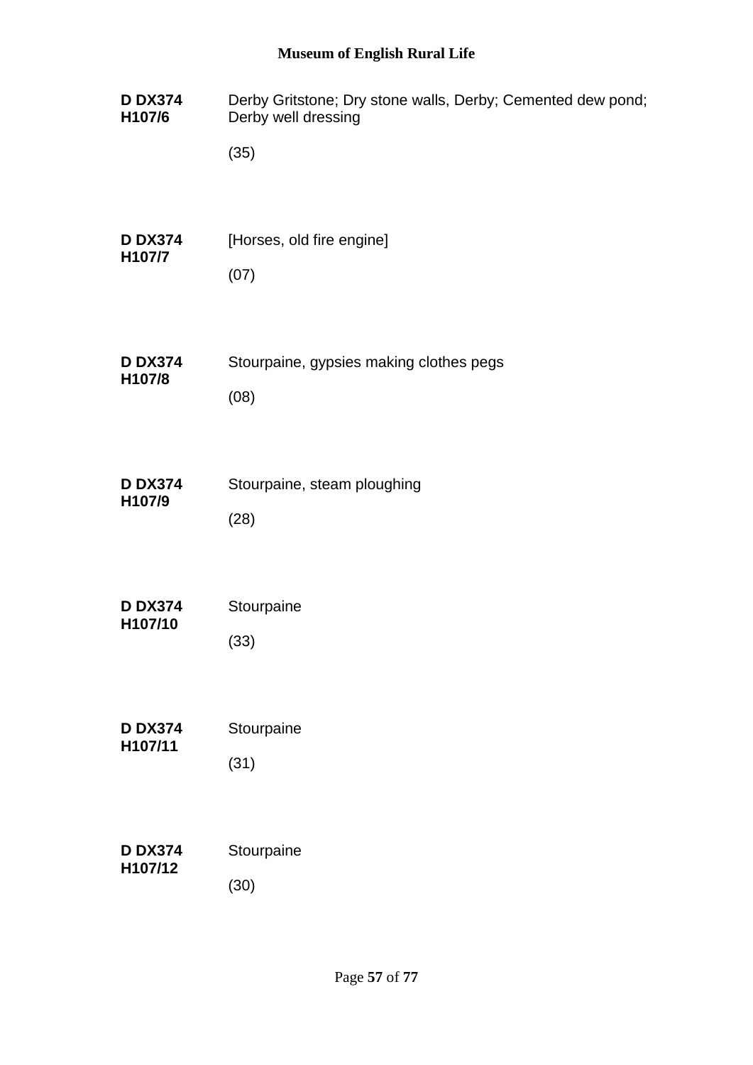**D DX374 H107/6**

Derby Gritstone; Dry stone walls, Derby; Cemented dew pond; Derby well dressing

(35)

**D DX374 H107/7**

[Horses, old fire engine]

(07)

**D DX374 H107/8**

Stourpaine, gypsies making clothes pegs

(08)

**D DX374 H107/9**

Stourpaine, steam ploughing

(28)

**D DX374 H107/10**

Stourpaine

(33)

**D DX374 H107/11**

Stourpaine

(31)

**D DX374 H107/12**

Stourpaine

(30)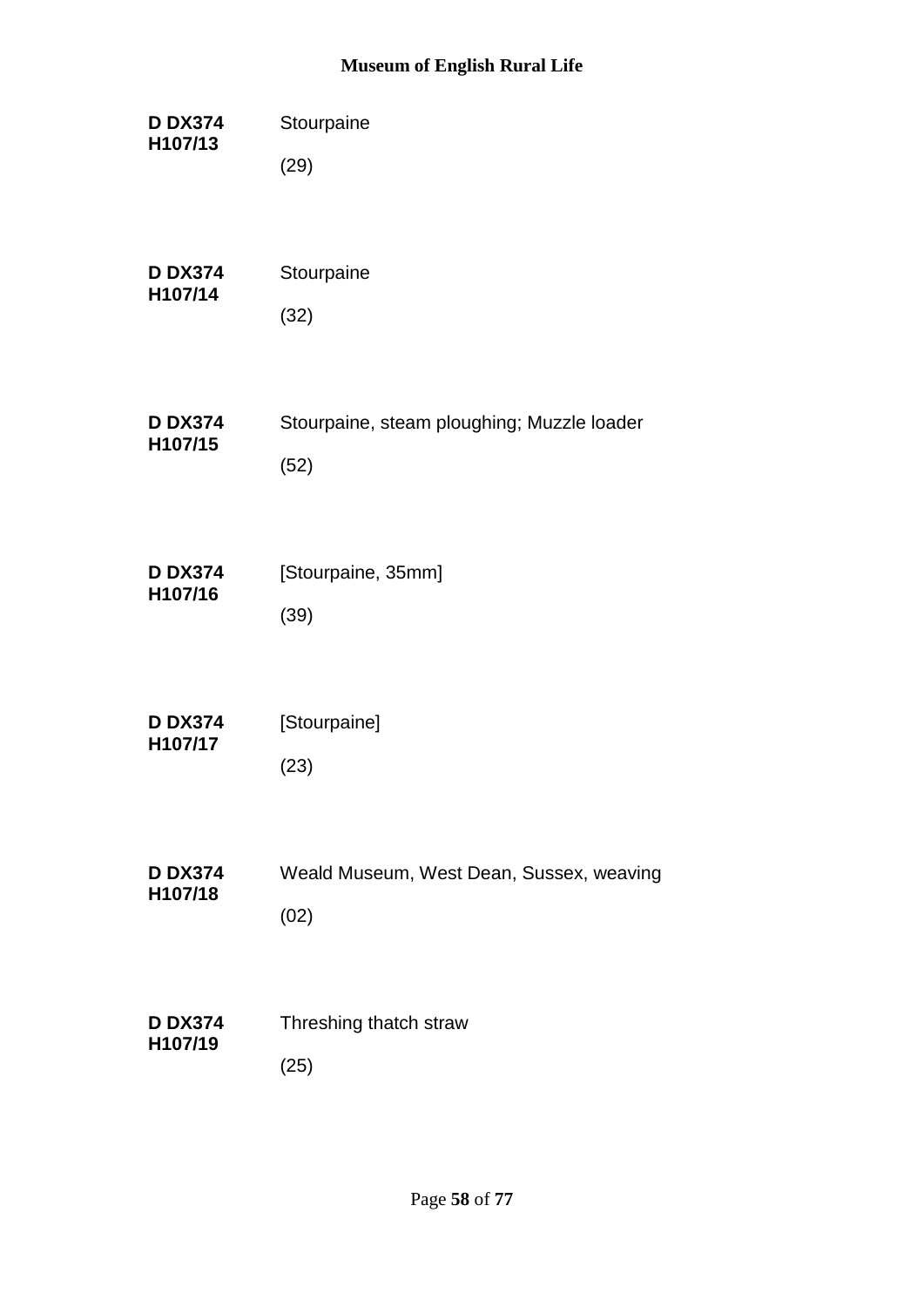**D DX374 H107/13**

Stourpaine

(29)

**D DX374 H107/14**

Stourpaine

(32)

**D DX374 H107/15**

Stourpaine, steam ploughing; Muzzle loader

(52)

**D DX374 H107/16**

[Stourpaine, 35mm]

(39)

**D DX374 H107/17**

[Stourpaine]

(23)

**D DX374 H107/18**

Weald Museum, West Dean, Sussex, weaving

(02)

**D DX374 H107/19**

Threshing thatch straw

(25)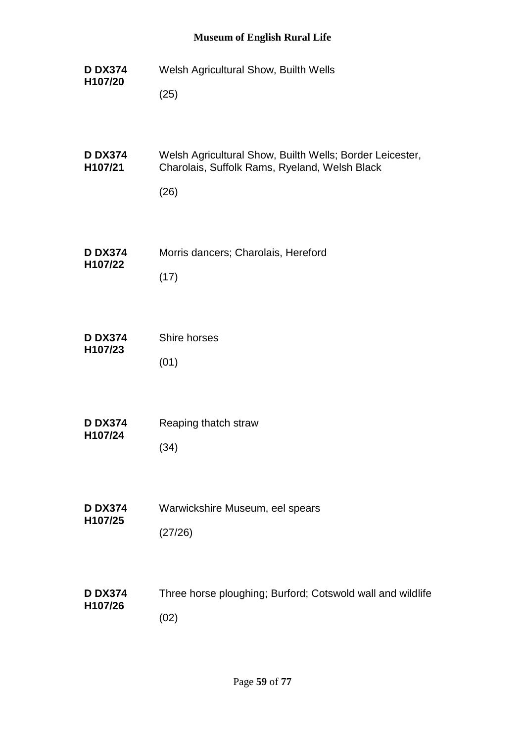**D DX374 H107/20**

Welsh Agricultural Show, Builth Wells

(25)

**D DX374 H107/21**

Welsh Agricultural Show, Builth Wells; Border Leicester, Charolais, Suffolk Rams, Ryeland, Welsh Black

(26)

**D DX374 H107/22**

Morris dancers; Charolais, Hereford

(17)

**D DX374 H107/23**

Shire horses

(01)

**D DX374 H107/24**

Reaping thatch straw

(34)

**D DX374 H107/25**

Warwickshire Museum, eel spears

(27/26)

**D DX374 H107/26**

Three horse ploughing; Burford; Cotswold wall and wildlife

(02)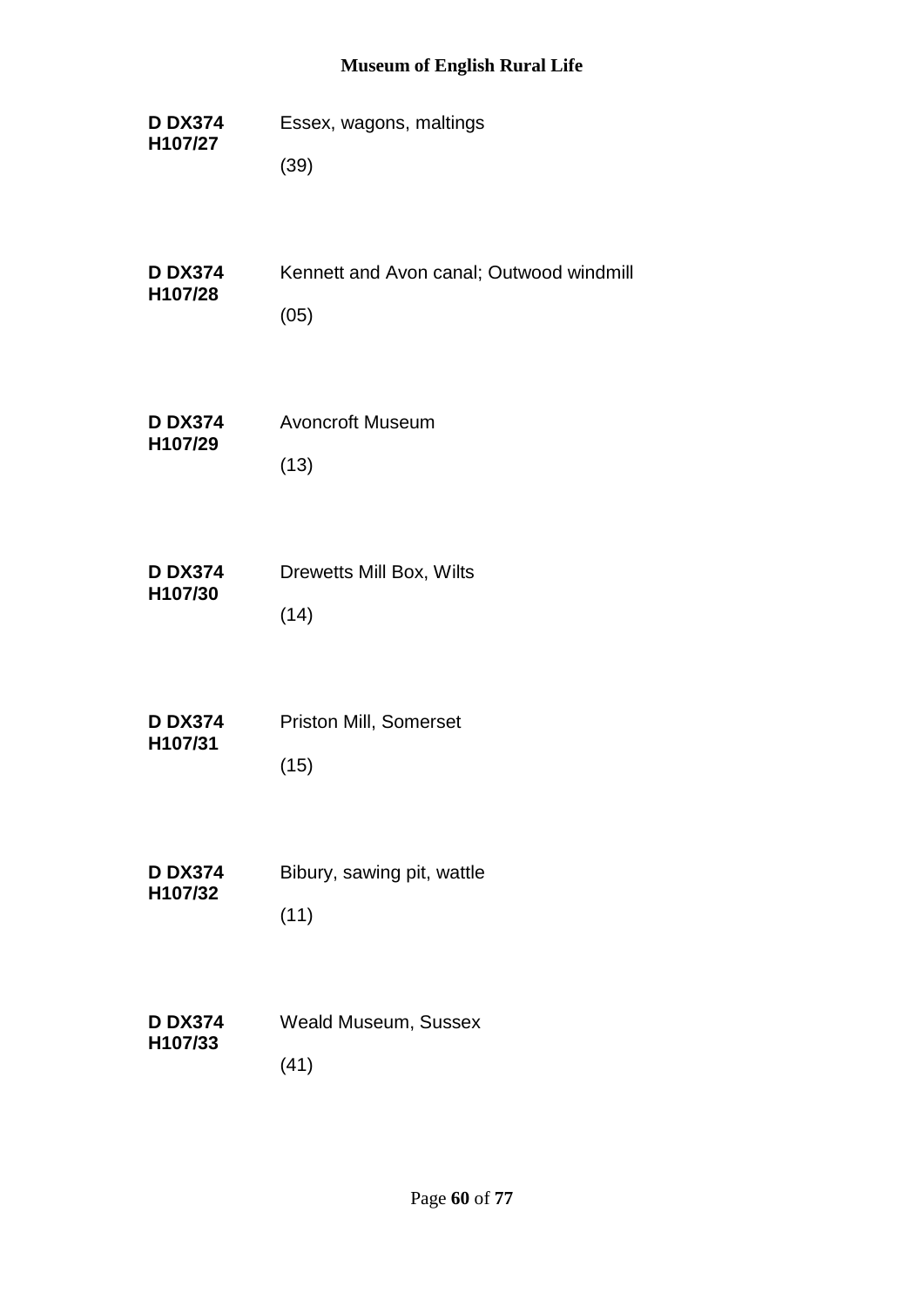**D DX374 H107/27** Essex, wagons, maltings

(39)

**D DX374 H107/28** Kennett and Avon canal; Outwood windmill

(05)

**D DX374 H107/29** Avoncroft Museum

(13)

**D DX374 H107/30** Drewetts Mill Box, Wilts

(14)

**D DX374 H107/31** Priston Mill, Somerset

(15)

**D DX374 H107/32** Bibury, sawing pit, wattle

(11)

**D DX374 H107/33** Weald Museum, Sussex

(41)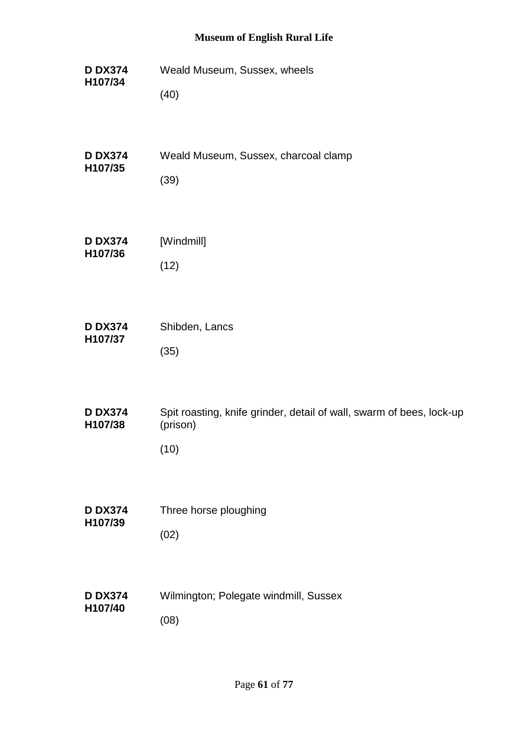**D DX374 H107/34**

Weald Museum, Sussex, wheels

(40)

**D DX374 H107/35**

Weald Museum, Sussex, charcoal clamp

(39)

**D DX374 H107/36**

[Windmill]

(12)

**D DX374 H107/37**

Shibden, Lancs

(35)

**D DX374 H107/38**

Spit roasting, knife grinder, detail of wall, swarm of bees, lock-up (prison)

(10)

**D DX374 H107/39**

Three horse ploughing

(02)

**D DX374 H107/40**

Wilmington; Polegate windmill, Sussex

(08)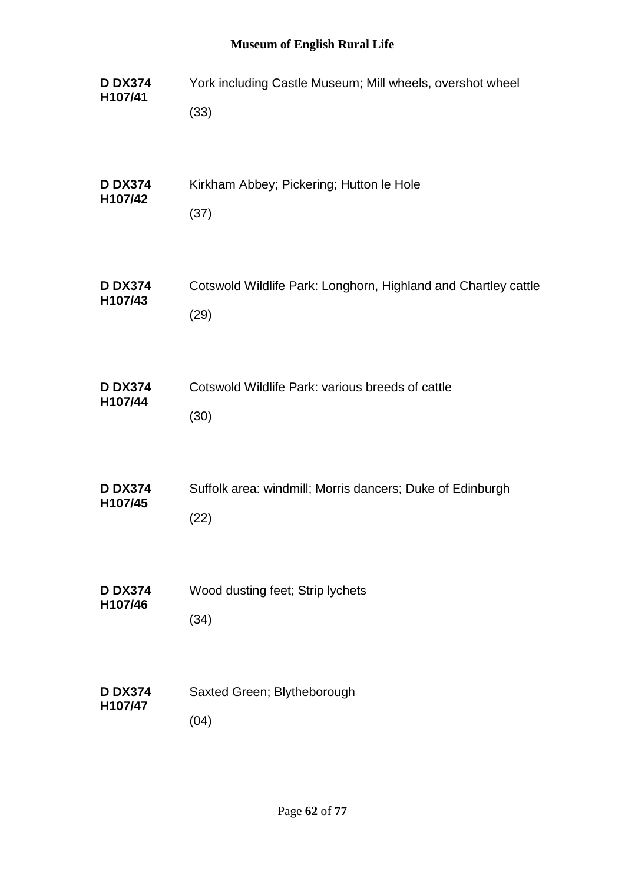**D DX374 H107/41**
York including Castle Museum; Mill wheels, overshot wheel

(33)

**D DX374 H107/42**
Kirkham Abbey; Pickering; Hutton le Hole

(37)

**D DX374 H107/43**
Cotswold Wildlife Park: Longhorn, Highland and Chartley cattle

(29)

**D DX374 H107/44**
Cotswold Wildlife Park: various breeds of cattle

(30)

**D DX374 H107/45**
Suffolk area: windmill; Morris dancers; Duke of Edinburgh

(22)

**D DX374 H107/46**
Wood dusting feet; Strip lychets

(34)

**D DX374 H107/47**
Saxted Green; Blytheborough

(04)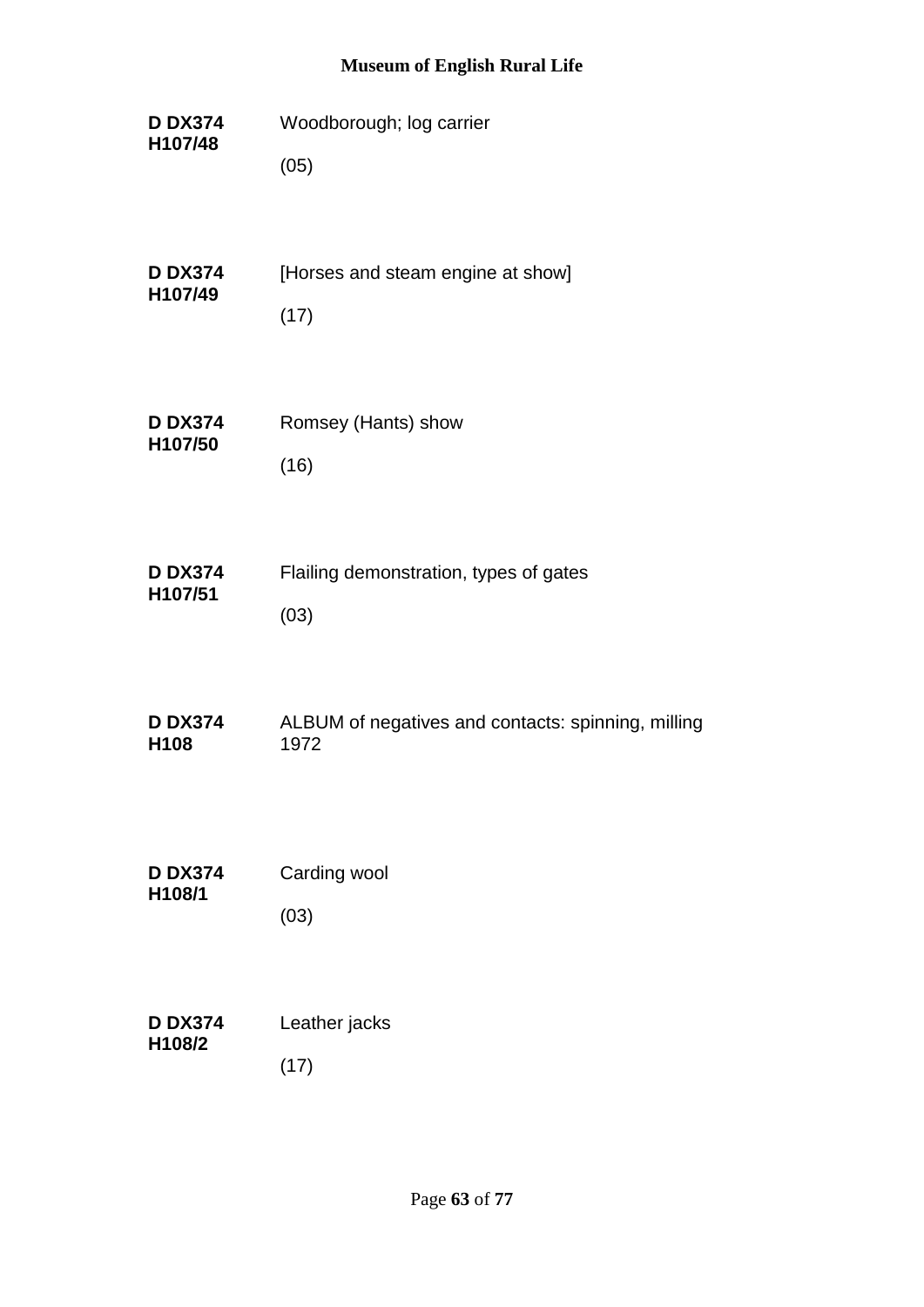**D DX374 H107/48** Woodborough; log carrier

(05)

**D DX374 H107/49** [Horses and steam engine at show]

(17)

**D DX374 H107/50** Romsey (Hants) show

(16)

**D DX374 H107/51** Flailing demonstration, types of gates

(03)

**D DX374 H108** ALBUM of negatives and contacts: spinning, milling 1972

**D DX374 H108/1** Carding wool

(03)

**D DX374 H108/2** Leather jacks

(17)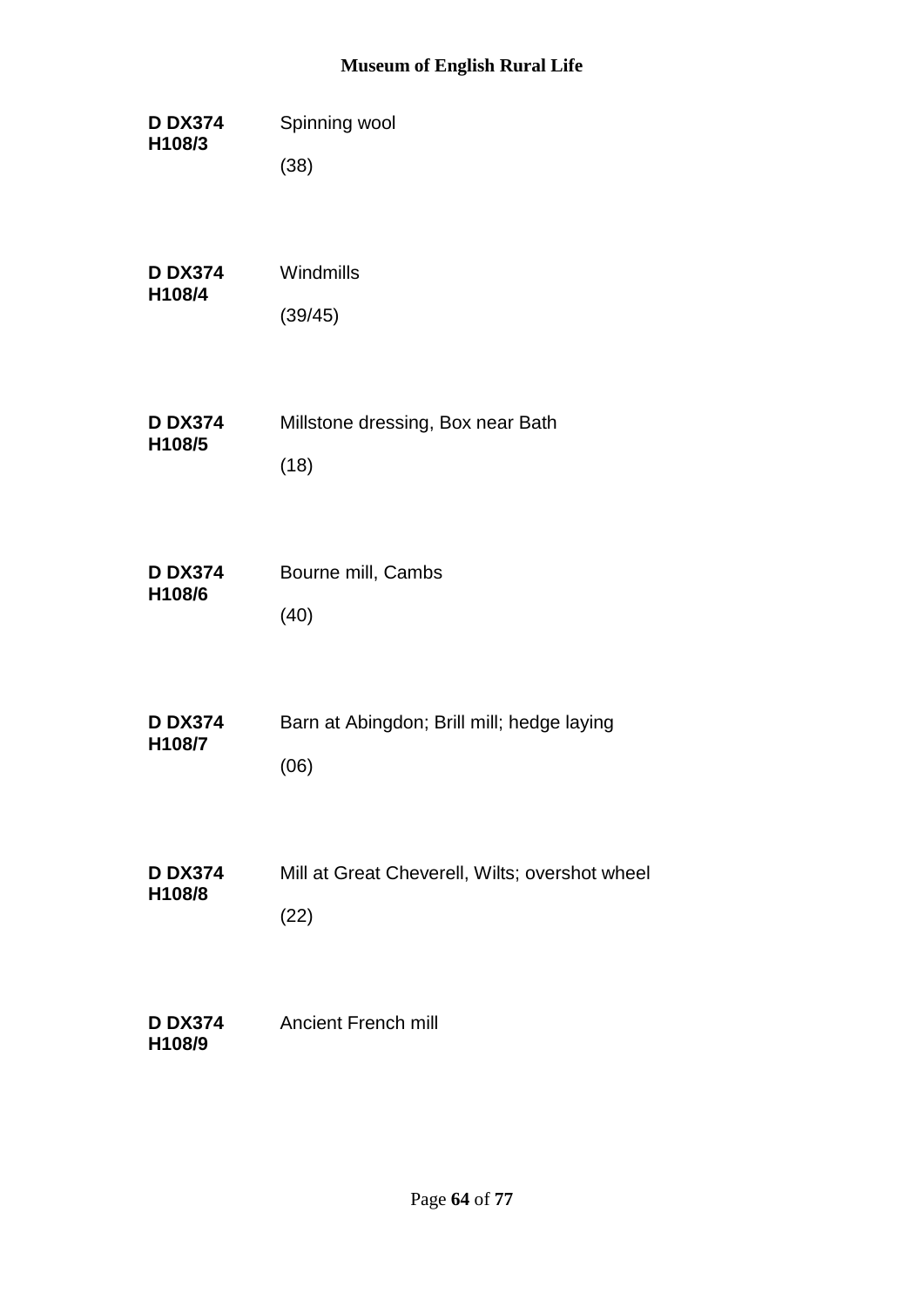**D DX374 H108/3**

Spinning wool

(38)

**D DX374 H108/4**

Windmills

(39/45)

**D DX374 H108/5**

Millstone dressing, Box near Bath

(18)

**D DX374 H108/6**

Bourne mill, Cambs

(40)

**D DX374 H108/7**

Barn at Abingdon; Brill mill; hedge laying

(06)

**D DX374 H108/8**

Mill at Great Cheverell, Wilts; overshot wheel

(22)

**D DX374 H108/9**

Ancient French mill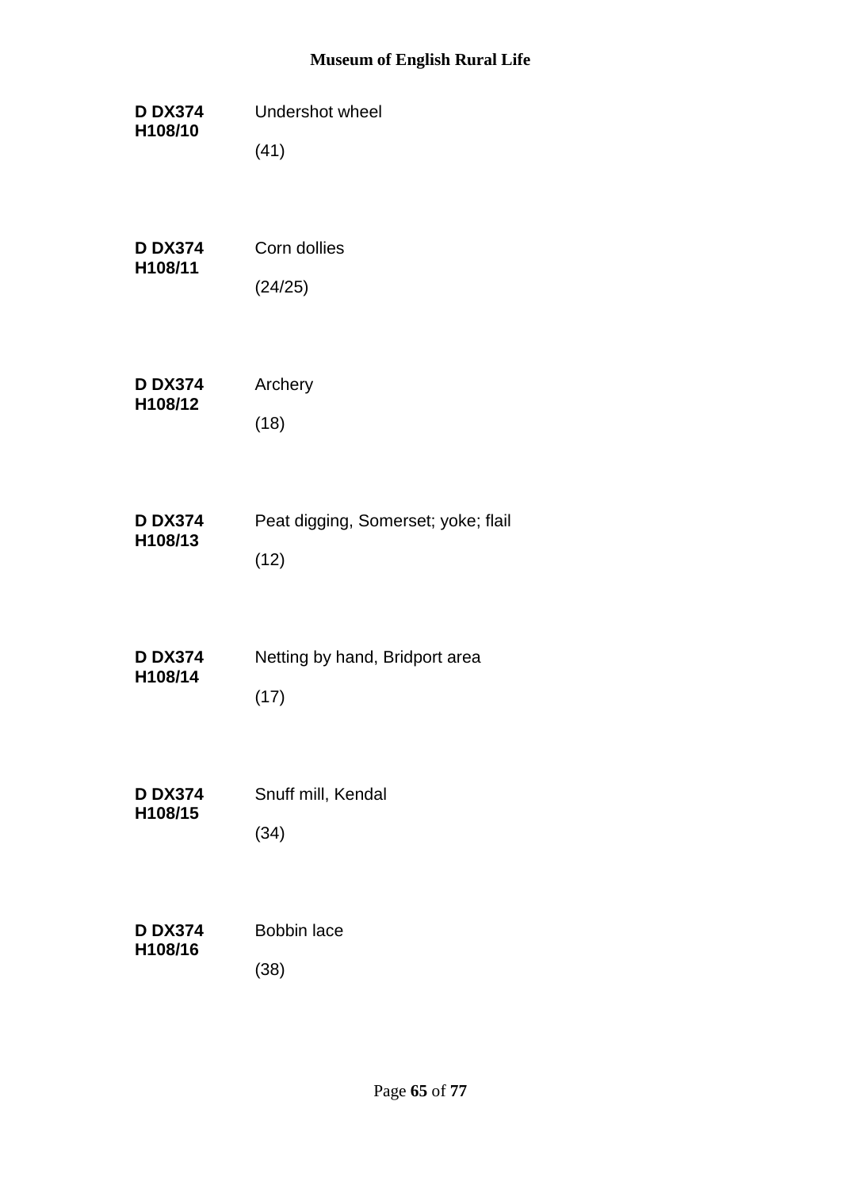**D DX374 H108/10**

Undershot wheel

(41)

**D DX374 H108/11**

Corn dollies

(24/25)

**D DX374 H108/12**

Archery

(18)

**D DX374 H108/13**

Peat digging, Somerset; yoke; flail

(12)

**D DX374 H108/14**

Netting by hand, Bridport area

(17)

**D DX374 H108/15**

Snuff mill, Kendal

(34)

**D DX374 H108/16**

Bobbin lace

(38)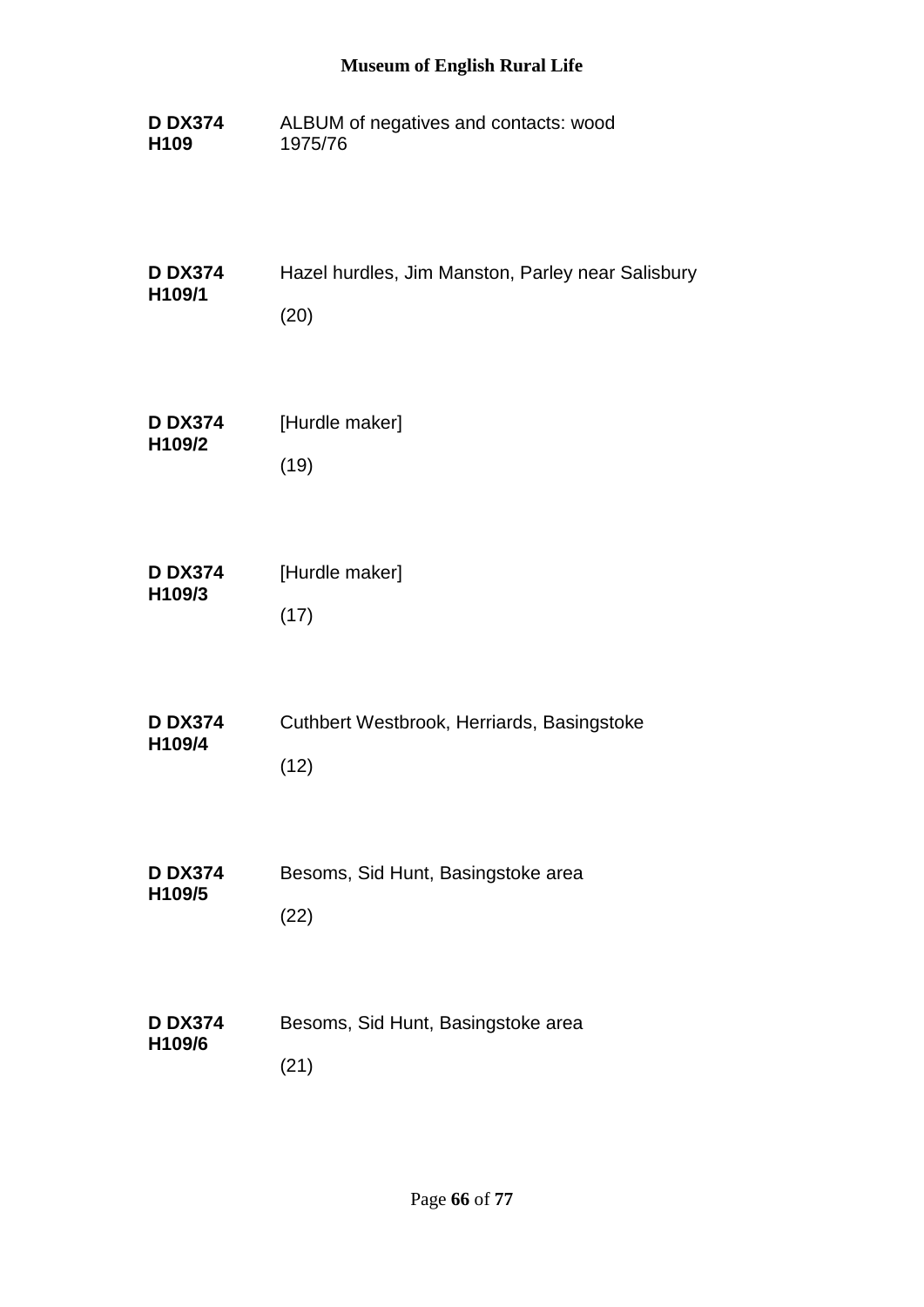**D DX374 H109** ALBUM of negatives and contacts: wood
1975/76

**D DX374 H109/1** Hazel hurdles, Jim Manston, Parley near Salisbury

(20)

**D DX374 H109/2** [Hurdle maker]

(19)

**D DX374 H109/3** [Hurdle maker]

(17)

**D DX374 H109/4** Cuthbert Westbrook, Herriards, Basingstoke

(12)

**D DX374 H109/5** Besoms, Sid Hunt, Basingstoke area

(22)

**D DX374 H109/6** Besoms, Sid Hunt, Basingstoke area

(21)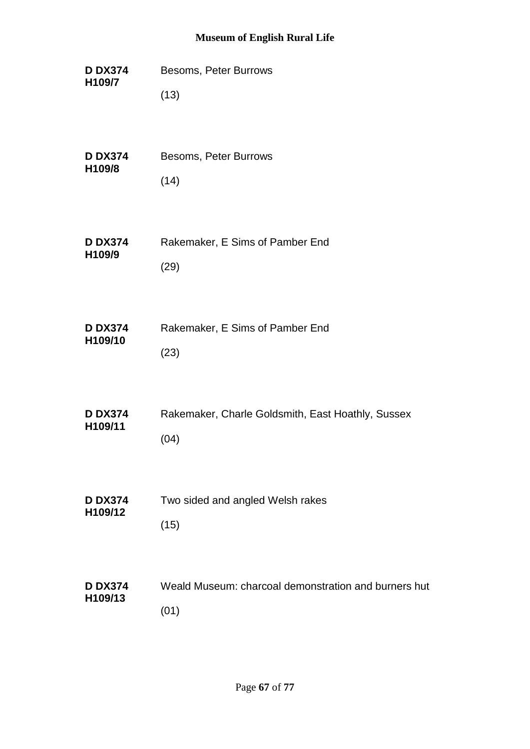**D DX374 H109/7**
Besoms, Peter Burrows

(13)

**D DX374 H109/8**
Besoms, Peter Burrows

(14)

**D DX374 H109/9**
Rakemaker, E Sims of Pamber End

(29)

**D DX374 H109/10**
Rakemaker, E Sims of Pamber End

(23)

**D DX374 H109/11**
Rakemaker, Charle Goldsmith, East Hoathly, Sussex

(04)

**D DX374 H109/12**
Two sided and angled Welsh rakes

(15)

**D DX374 H109/13**
Weald Museum: charcoal demonstration and burners hut

(01)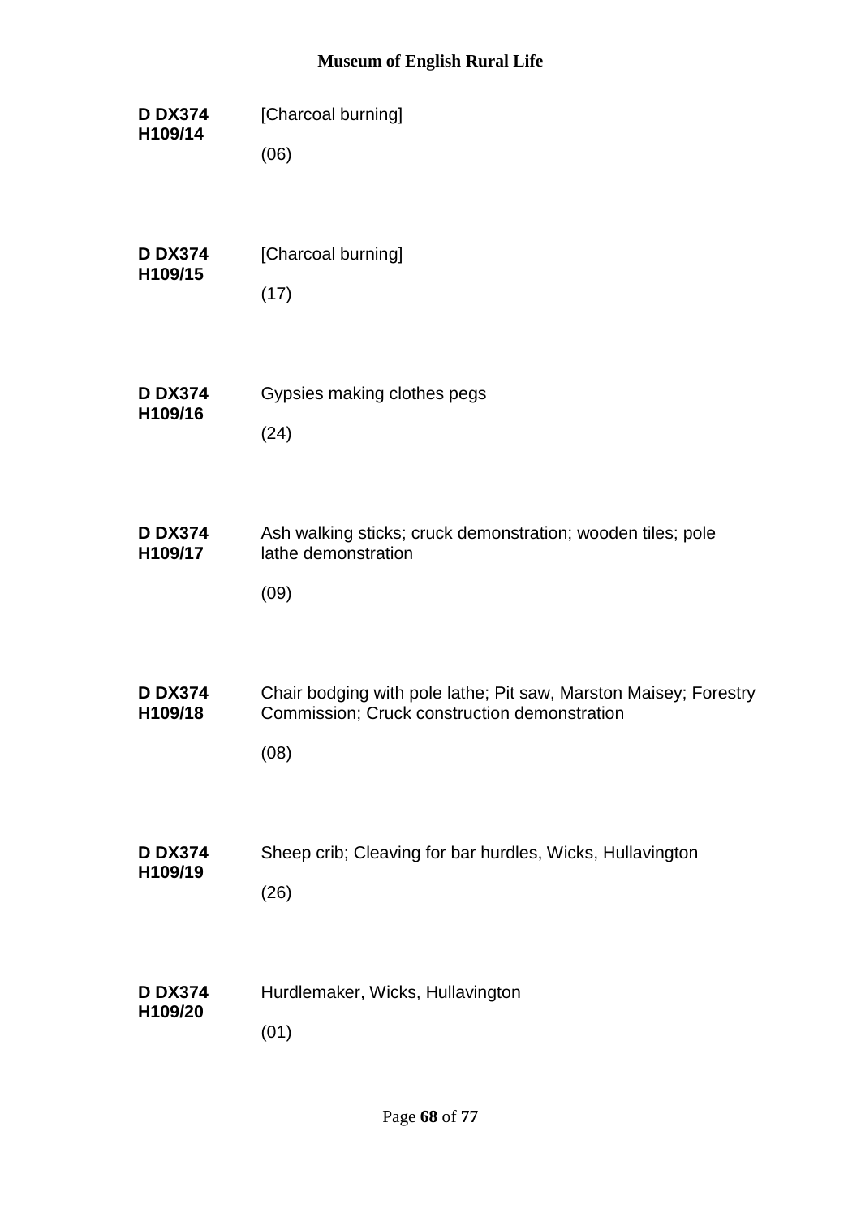**D DX374 H109/14** [Charcoal burning]

(06)

**D DX374 H109/15** [Charcoal burning]

(17)

**D DX374 H109/16** Gypsies making clothes pegs

(24)

**D DX374 H109/17** Ash walking sticks; cruck demonstration; wooden tiles; pole lathe demonstration

(09)

**D DX374 H109/18** Chair bodging with pole lathe; Pit saw, Marston Maisey; Forestry Commission; Cruck construction demonstration

(08)

**D DX374 H109/19** Sheep crib; Cleaving for bar hurdles, Wicks, Hullavington

(26)

**D DX374 H109/20** Hurdlemaker, Wicks, Hullavington

(01)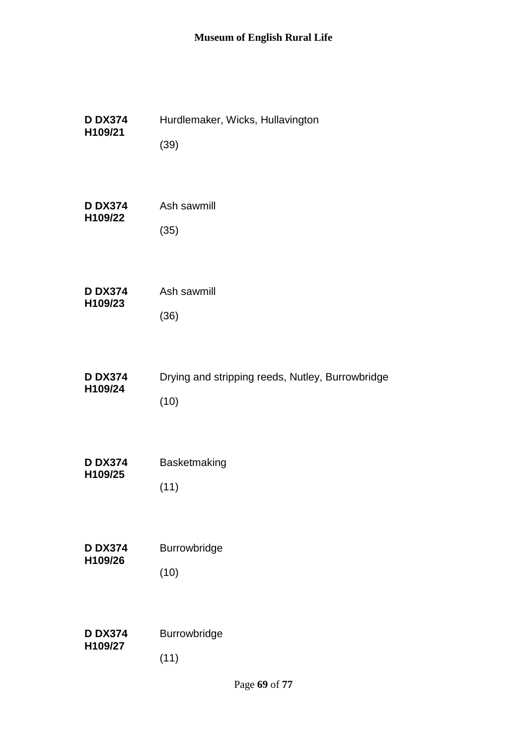**D DX374 H109/21**

Hurdlemaker, Wicks, Hullavington

(39)

**D DX374 H109/22**

Ash sawmill

(35)

**D DX374 H109/23**

Ash sawmill

(36)

**D DX374 H109/24**

Drying and stripping reeds, Nutley, Burrowbridge

(10)

**D DX374 H109/25**

Basketmaking

(11)

**D DX374 H109/26**

Burrowbridge

(10)

**D DX374 H109/27**

Burrowbridge

(11)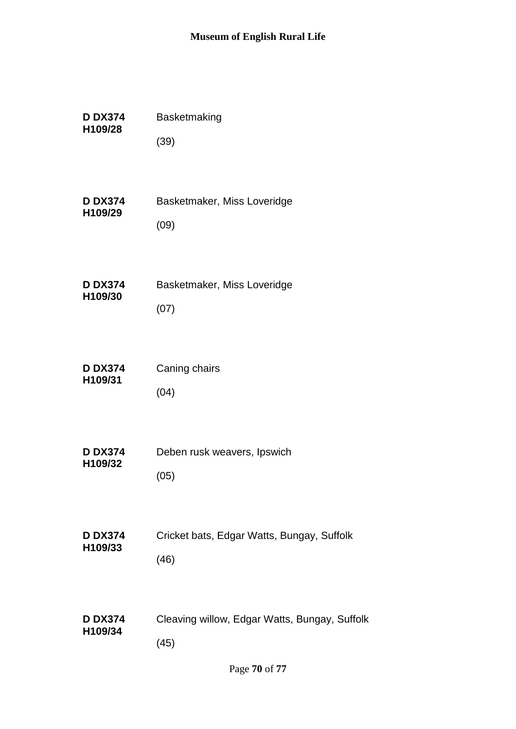**D DX374 H109/28** Basketmaking

(39)

**D DX374 H109/29** Basketmaker, Miss Loveridge

(09)

**D DX374 H109/30** Basketmaker, Miss Loveridge

(07)

**D DX374 H109/31** Caning chairs

(04)

**D DX374 H109/32** Deben rusk weavers, Ipswich

(05)

**D DX374 H109/33** Cricket bats, Edgar Watts, Bungay, Suffolk

(46)

**D DX374 H109/34** Cleaving willow, Edgar Watts, Bungay, Suffolk

(45)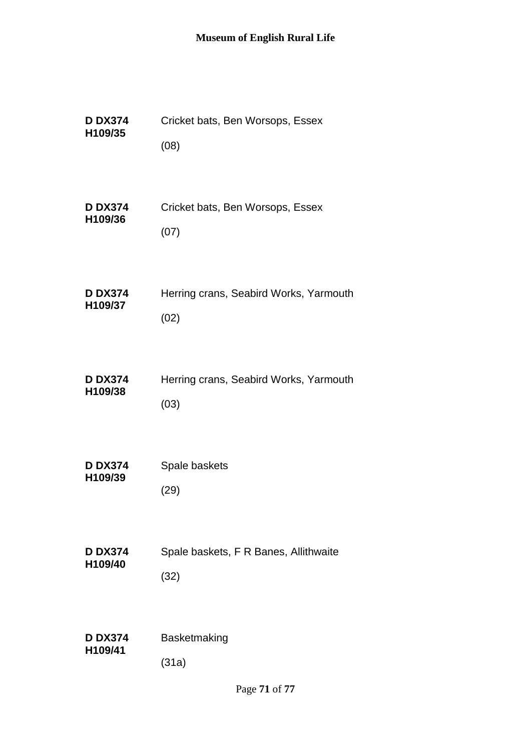**D DX374 H109/35** Cricket bats, Ben Worsops, Essex

(08)

**D DX374 H109/36** Cricket bats, Ben Worsops, Essex

(07)

**D DX374 H109/37** Herring crans, Seabird Works, Yarmouth

(02)

**D DX374 H109/38** Herring crans, Seabird Works, Yarmouth

(03)

**D DX374 H109/39** Spale baskets

(29)

**D DX374 H109/40** Spale baskets, F R Banes, Allithwaite

(32)

**D DX374 H109/41** Basketmaking

(31a)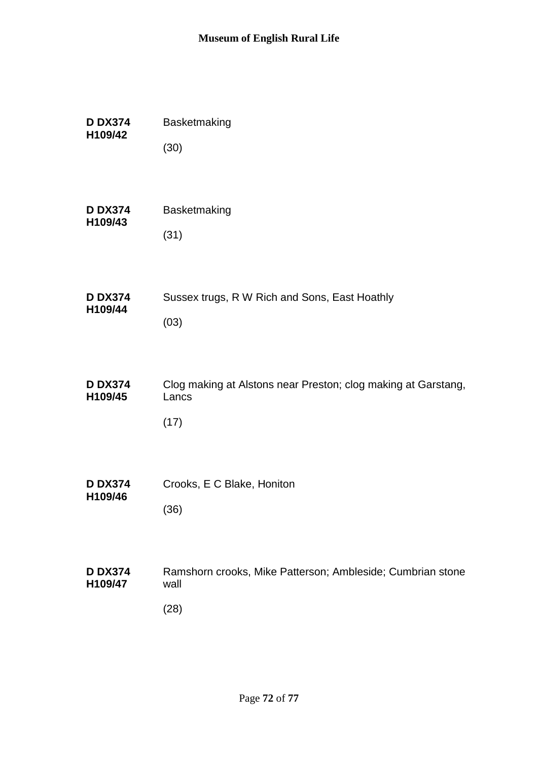**D DX374 H109/42**

Basketmaking

(30)

**D DX374 H109/43**

Basketmaking

(31)

**D DX374 H109/44**

Sussex trugs, R W Rich and Sons, East Hoathly

(03)

**D DX374 H109/45**

Clog making at Alstons near Preston; clog making at Garstang, Lancs

(17)

**D DX374 H109/46**

Crooks, E C Blake, Honiton

(36)

**D DX374 H109/47**

Ramshorn crooks, Mike Patterson; Ambleside; Cumbrian stone wall

(28)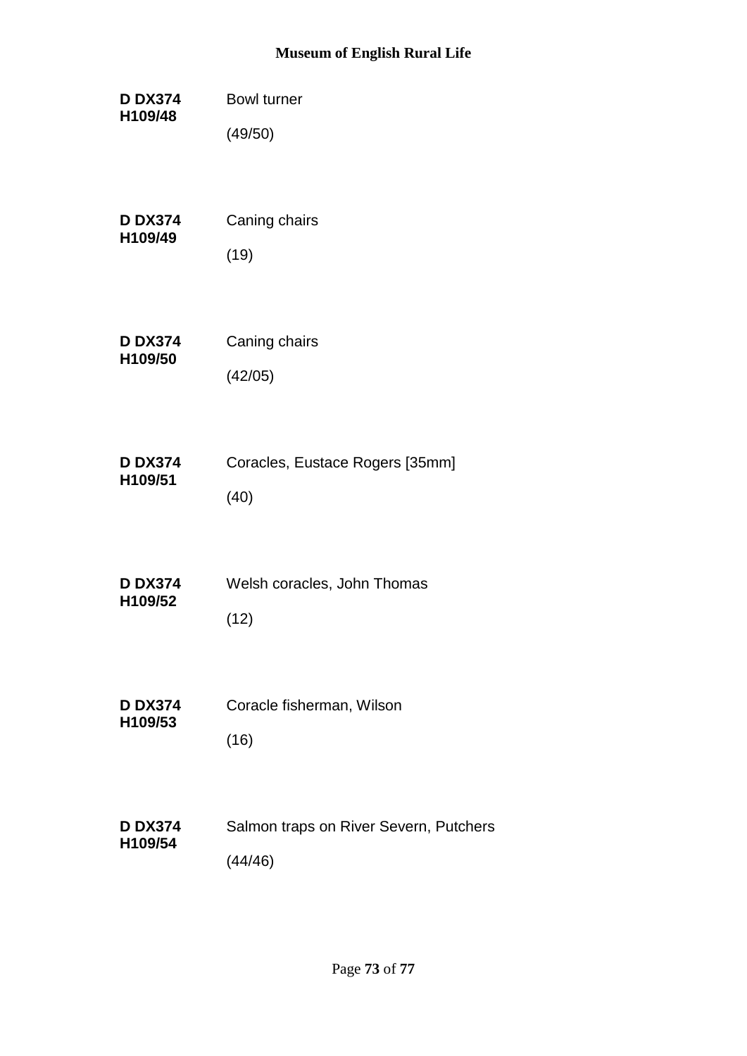**D DX374 H109/48**
Bowl turner

(49/50)

**D DX374 H109/49**
Caning chairs

(19)

**D DX374 H109/50**
Caning chairs

(42/05)

**D DX374 H109/51**
Coracles, Eustace Rogers [35mm]

(40)

**D DX374 H109/52**
Welsh coracles, John Thomas

(12)

**D DX374 H109/53**
Coracle fisherman, Wilson

(16)

**D DX374 H109/54**
Salmon traps on River Severn, Putchers

(44/46)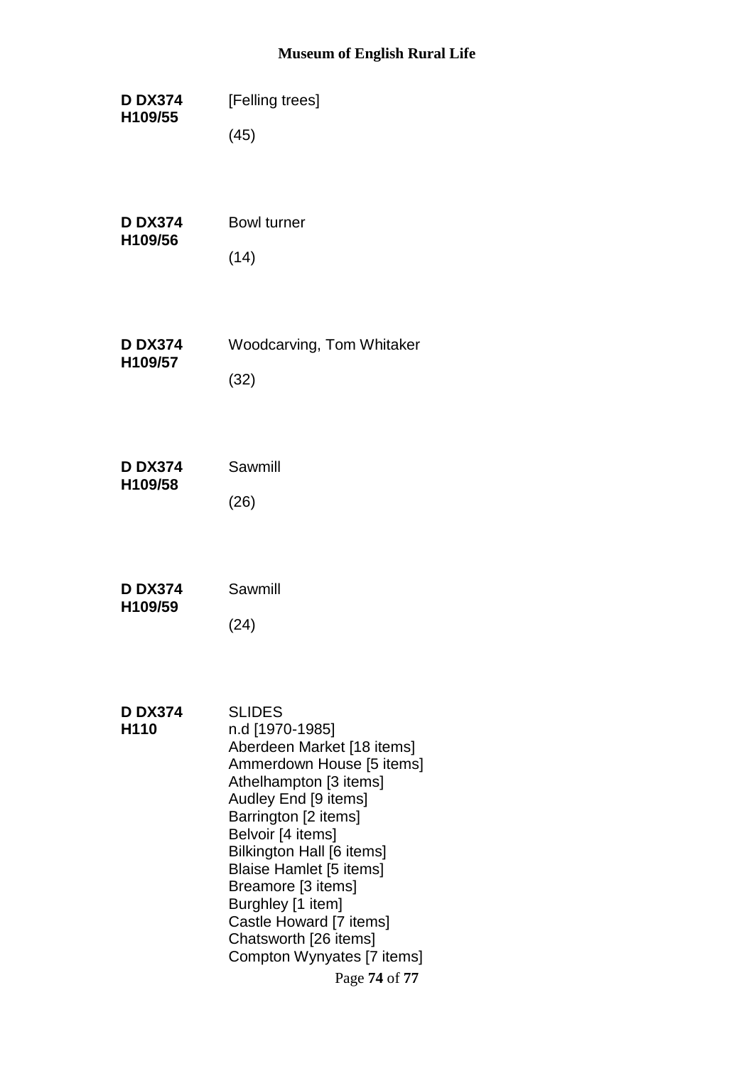**D DX374 H109/55**

[Felling trees]

(45)

**D DX374 H109/56**

Bowl turner

(14)

**D DX374 H109/57**

Woodcarving, Tom Whitaker

(32)

**D DX374 H109/58**

Sawmill

(26)

**D DX374 H109/59**

Sawmill

(24)

**D DX374 H110**

SLIDES
n.d [1970-1985]
Aberdeen Market [18 items]
Ammerdown House [5 items]
Athelhampton [3 items]
Audley End [9 items]
Barrington [2 items]
Belvoir [4 items]
Bilkington Hall [6 items]
Blaise Hamlet [5 items]
Breamore [3 items]
Burghley [1 item]
Castle Howard [7 items]
Chatsworth [26 items]
Compton Wynyates [7 items]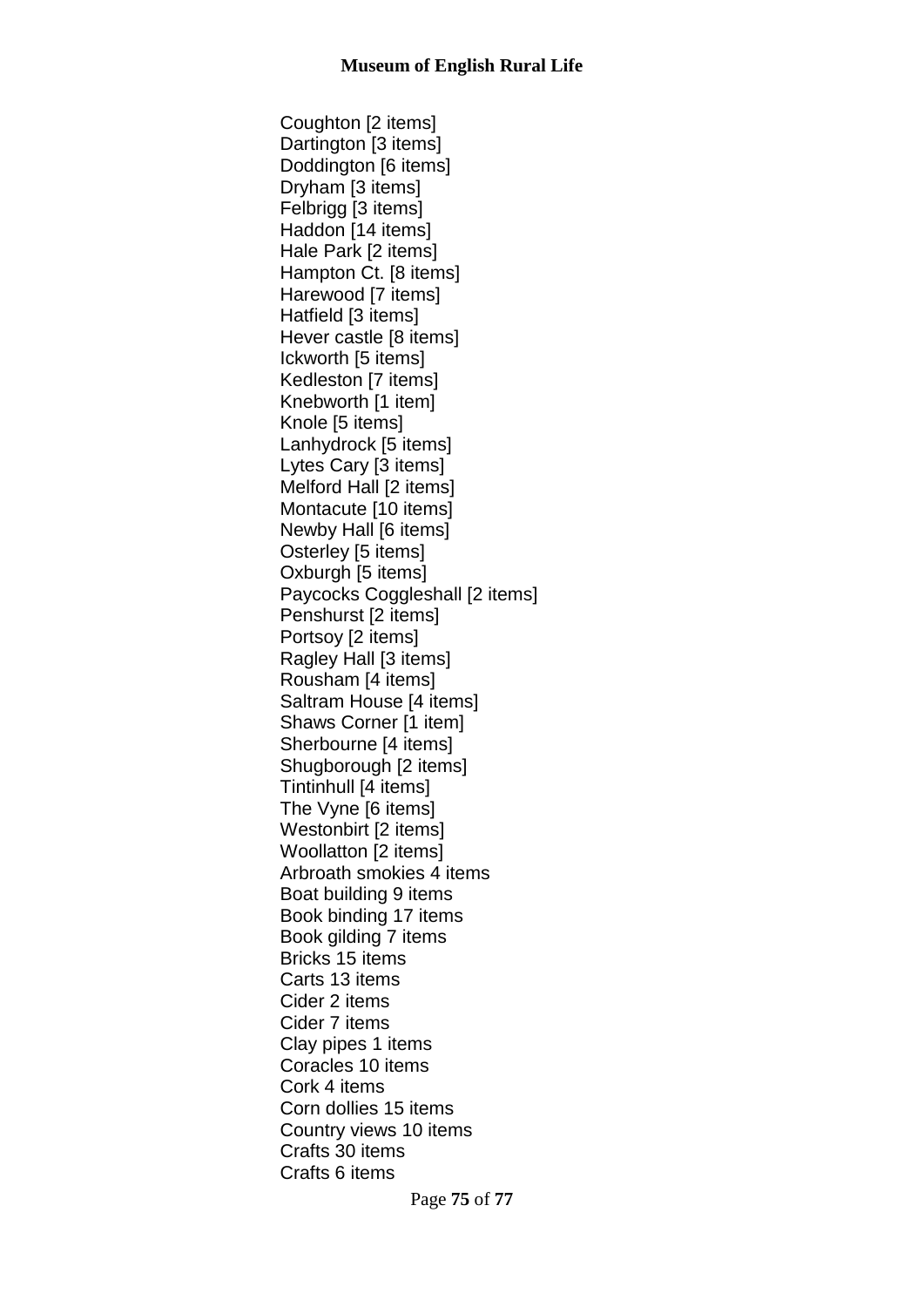Coughton [2 items]
Dartington [3 items]
Doddington [6 items]
Dryham [3 items]
Felbrigg [3 items]
Haddon [14 items]
Hale Park [2 items]
Hampton Ct. [8 items]
Harewood [7 items]
Hatfield [3 items]
Hever castle [8 items]
Ickworth [5 items]
Kedleston [7 items]
Knebworth [1 item]
Knole [5 items]
Lanhydrock [5 items]
Lytes Cary [3 items]
Melford Hall [2 items]
Montacute [10 items]
Newby Hall [6 items]
Osterley [5 items]
Oxburgh [5 items]
Paycocks Coggleshall [2 items]
Penshurst [2 items]
Portsoy [2 items]
Ragley Hall [3 items]
Rousham [4 items]
Saltram House [4 items]
Shaws Corner [1 item]
Sherbourne [4 items]
Shugborough [2 items]
Tintinhull [4 items]
The Vyne [6 items]
Westonbirt [2 items]
Woollatton [2 items]
Arbroath smokies 4 items
Boat building 9 items
Book binding 17 items
Book gilding 7 items
Bricks 15 items
Carts 13 items
Cider 2 items
Cider 7 items
Clay pipes 1 items
Coracles 10 items
Cork 4 items
Corn dollies 15 items
Country views 10 items
Crafts 30 items
Crafts 6 items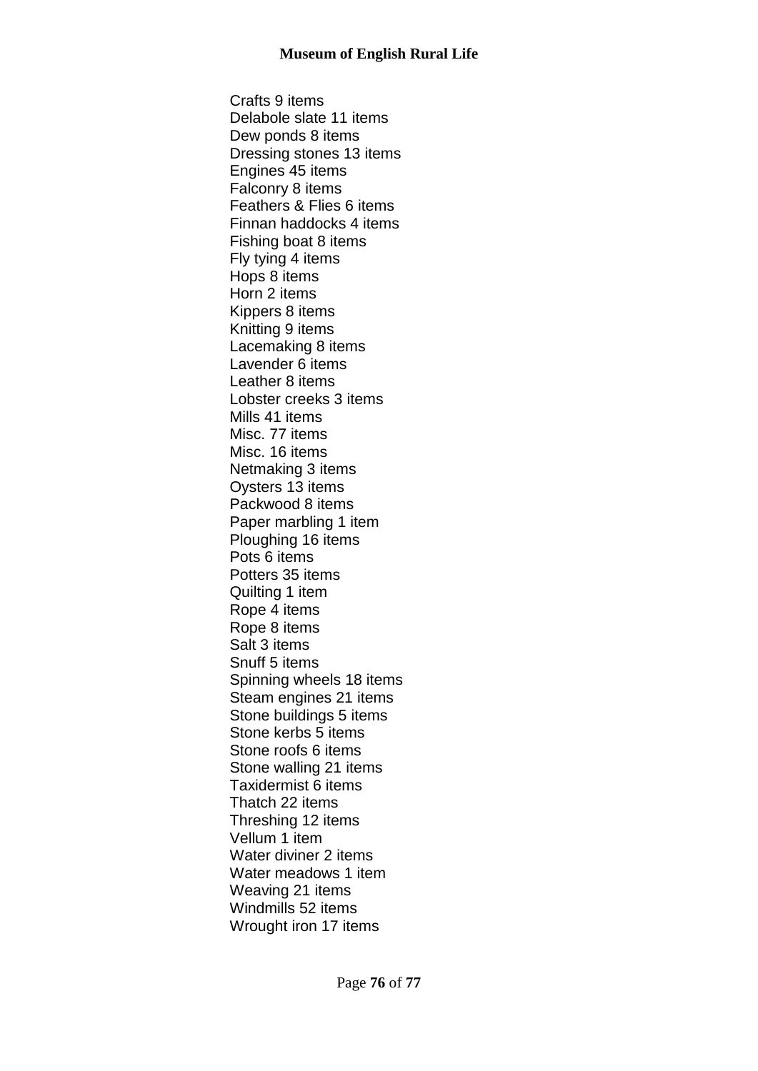Crafts 9 items
Delabole slate 11 items
Dew ponds 8 items
Dressing stones 13 items
Engines 45 items
Falconry 8 items
Feathers & Flies 6 items
Finnan haddocks 4 items
Fishing boat 8 items
Fly tying 4 items
Hops 8 items
Horn 2 items
Kippers 8 items
Knitting 9 items
Lacemaking 8 items
Lavender 6 items
Leather 8 items
Lobster creeks 3 items
Mills 41 items
Misc. 77 items
Misc. 16 items
Netmaking 3 items
Oysters 13 items
Packwood 8 items
Paper marbling 1 item
Ploughing 16 items
Pots 6 items
Potters 35 items
Quilting 1 item
Rope 4 items
Rope 8 items
Salt 3 items
Snuff 5 items
Spinning wheels 18 items
Steam engines 21 items
Stone buildings 5 items
Stone kerbs 5 items
Stone roofs 6 items
Stone walling 21 items
Taxidermist 6 items
Thatch 22 items
Threshing 12 items
Vellum 1 item
Water diviner 2 items
Water meadows 1 item
Weaving 21 items
Windmills 52 items
Wrought iron 17 items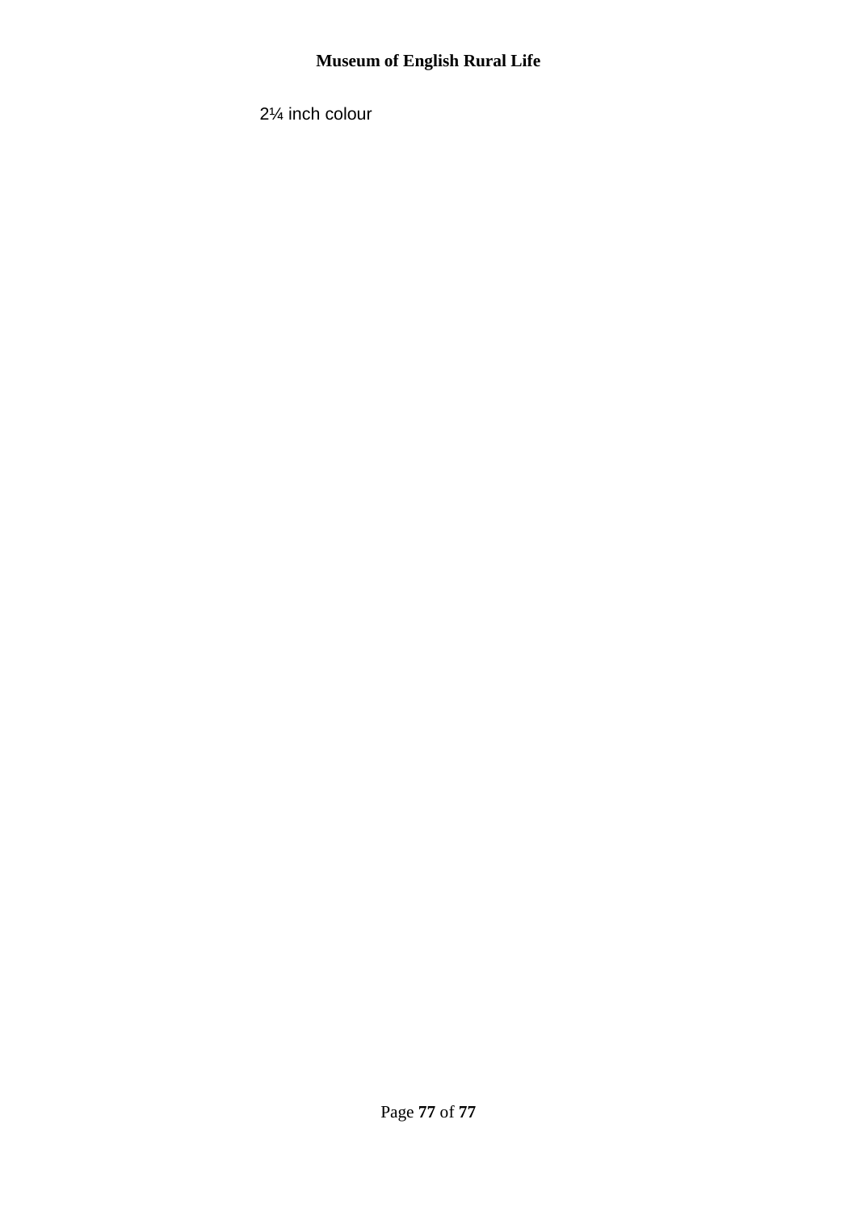2¼ inch colour